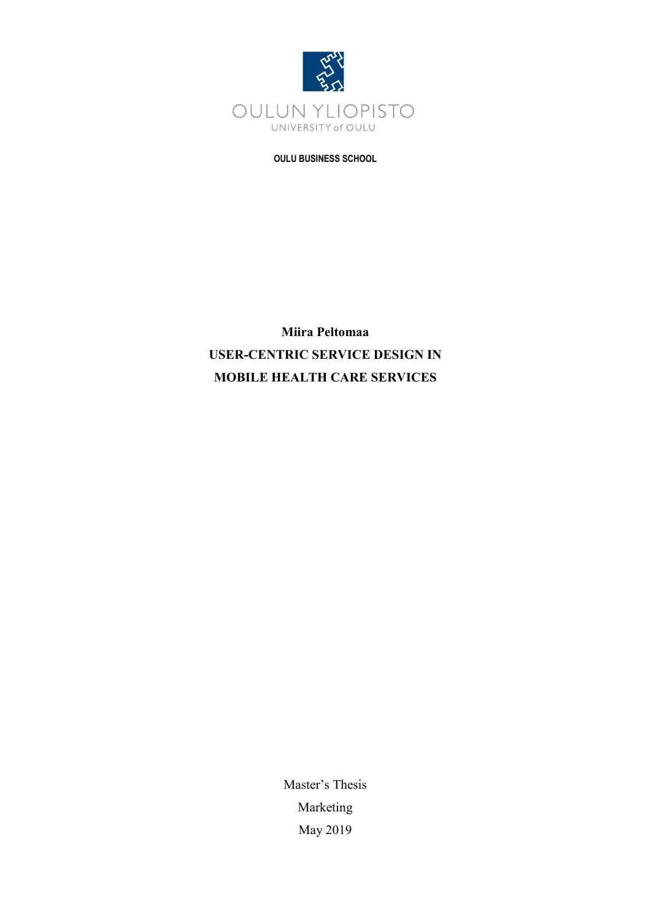OULUN YLIOPISTO

UNIVERSITY of OULU

**OULU BUSINESS SCHOOL**

**Miira Peltomaa**

# USER-CENTRIC SERVICE DESIGN IN MOBILE HEALTH CARE SERVICES

Master's Thesis

Marketing

May 2019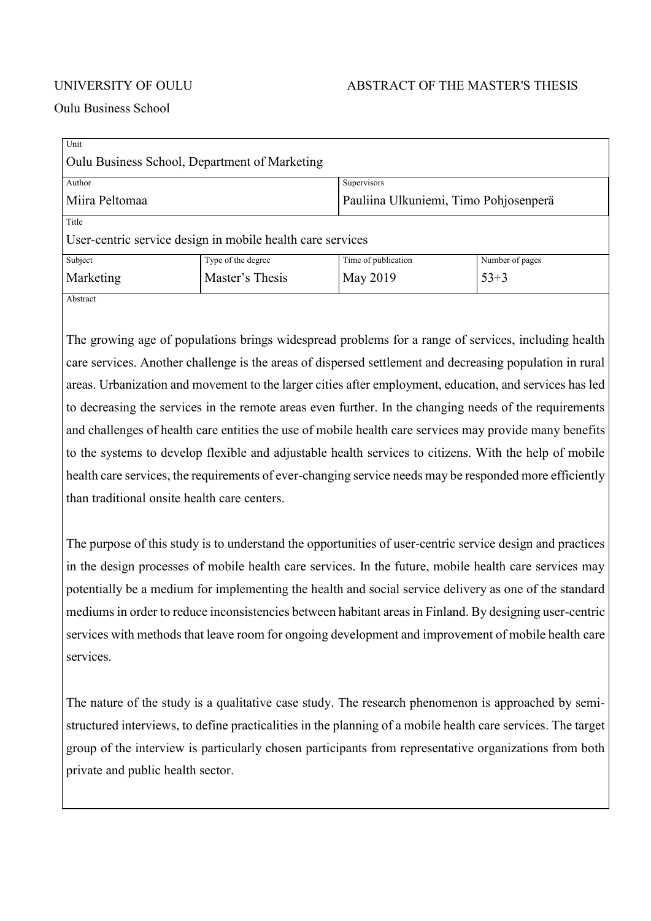UNIVERSITY OF OULU                                ABSTRACT OF THE MASTER'S THESIS

Oulu Business School

| Unit | | | |
|---|---|---|---|
| Oulu Business School, Department of Marketing | | | |
| Author | | Supervisors | |
| Miira Peltomaa | | Pauliina Ulkuniemi, Timo Pohjosenperä | |
| Title | | | |
| User-centric service design in mobile health care services | | | |
| Subject | Type of the degree | Time of publication | Number of pages |
| Marketing | Master's Thesis | May 2019 | 53+3 |

Abstract

The growing age of populations brings widespread problems for a range of services, including health care services. Another challenge is the areas of dispersed settlement and decreasing population in rural areas. Urbanization and movement to the larger cities after employment, education, and services has led to decreasing the services in the remote areas even further. In the changing needs of the requirements and challenges of health care entities the use of mobile health care services may provide many benefits to the systems to develop flexible and adjustable health services to citizens. With the help of mobile health care services, the requirements of ever-changing service needs may be responded more efficiently than traditional onsite health care centers.

The purpose of this study is to understand the opportunities of user-centric service design and practices in the design processes of mobile health care services. In the future, mobile health care services may potentially be a medium for implementing the health and social service delivery as one of the standard mediums in order to reduce inconsistencies between habitant areas in Finland. By designing user-centric services with methods that leave room for ongoing development and improvement of mobile health care services.

The nature of the study is a qualitative case study. The research phenomenon is approached by semi-structured interviews, to define practicalities in the planning of a mobile health care services. The target group of the interview is particularly chosen participants from representative organizations from both private and public health sector.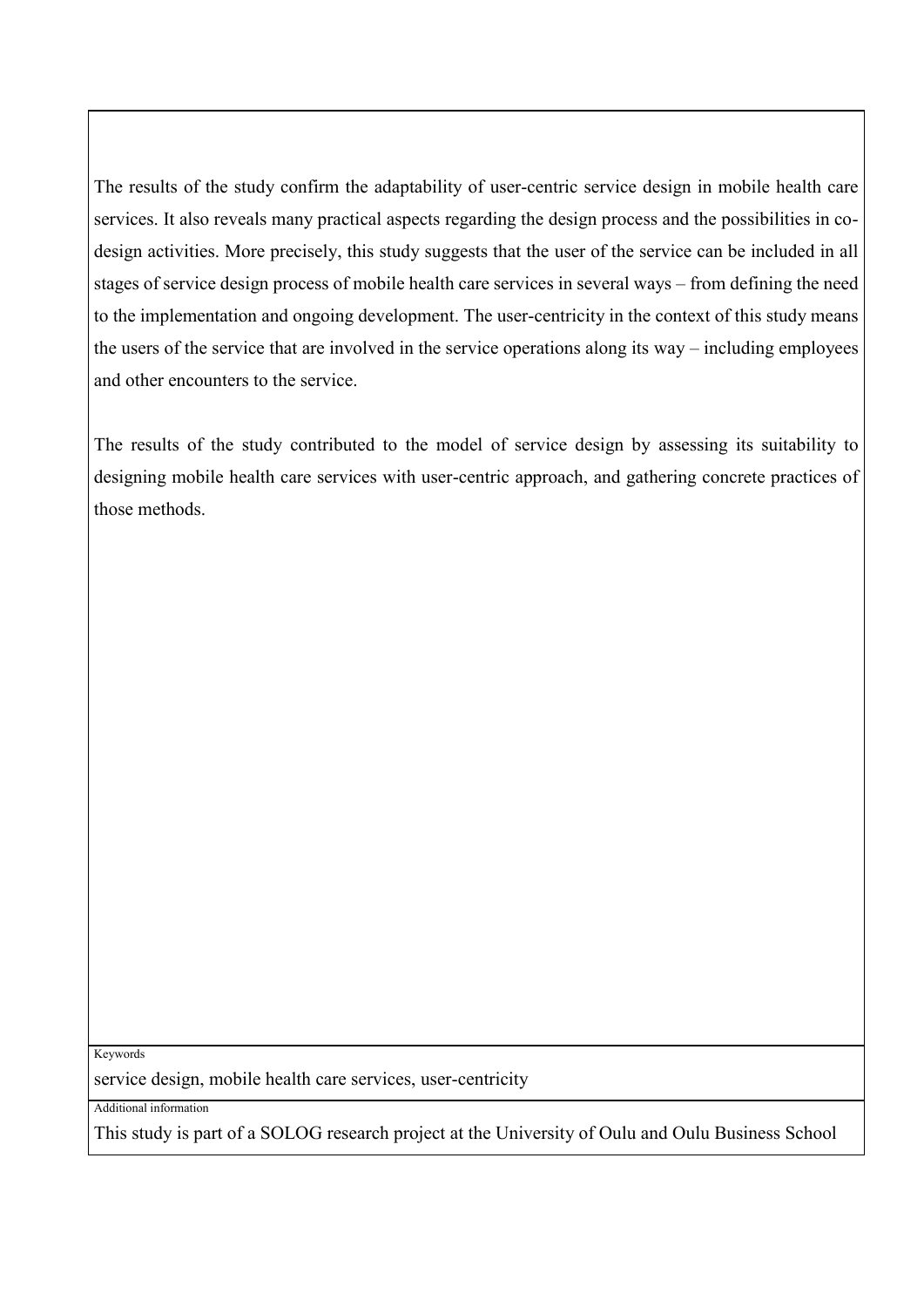The results of the study confirm the adaptability of user-centric service design in mobile health care services. It also reveals many practical aspects regarding the design process and the possibilities in co-design activities. More precisely, this study suggests that the user of the service can be included in all stages of service design process of mobile health care services in several ways – from defining the need to the implementation and ongoing development. The user-centricity in the context of this study means the users of the service that are involved in the service operations along its way – including employees and other encounters to the service.

The results of the study contributed to the model of service design by assessing its suitability to designing mobile health care services with user-centric approach, and gathering concrete practices of those methods.

Keywords

service design, mobile health care services, user-centricity

Additional information

This study is part of a SOLOG research project at the University of Oulu and Oulu Business School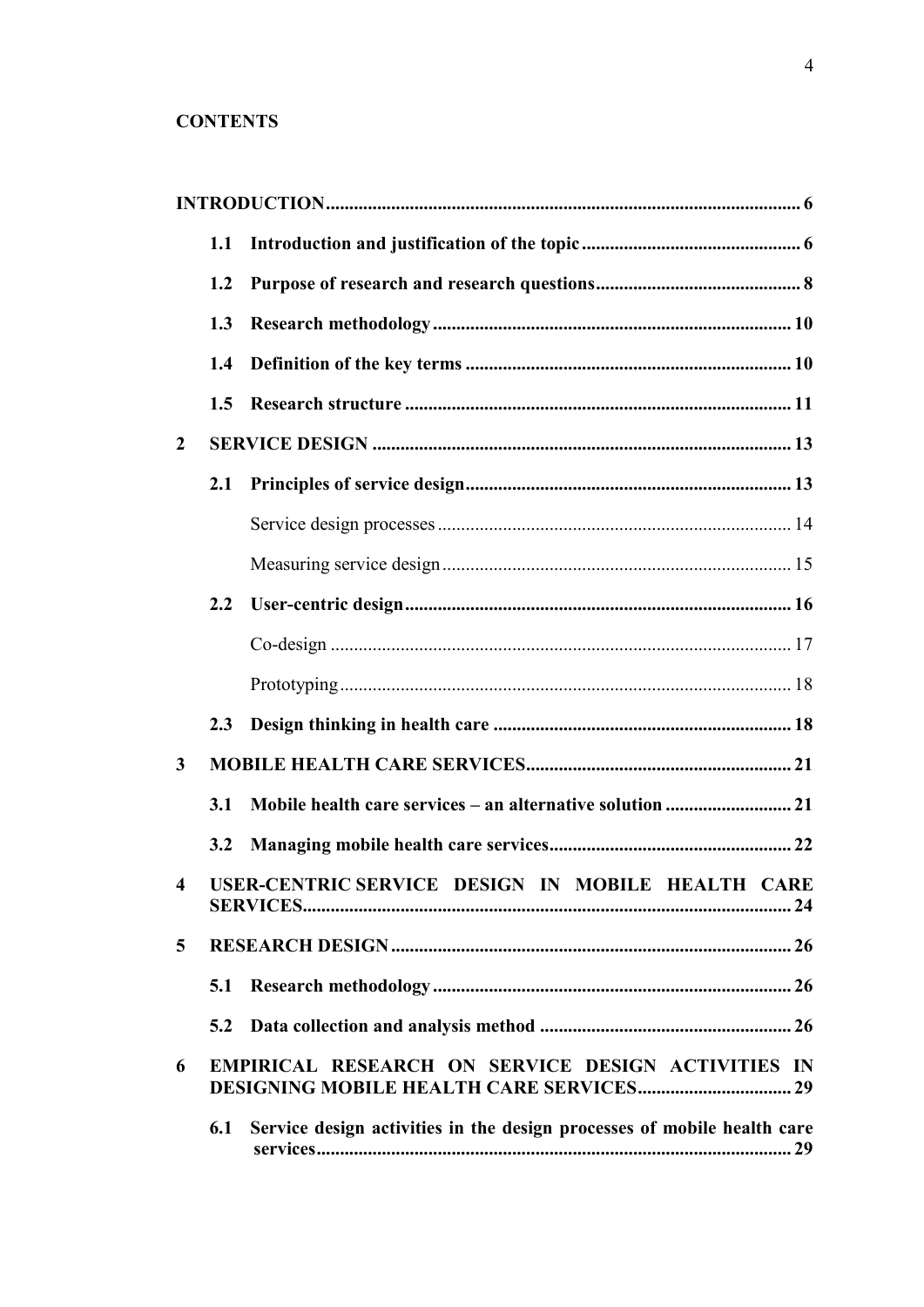**CONTENTS**

**INTRODUCTION** ..... 6

- **1.1 Introduction and justification of the topic** ..... 6
- **1.2 Purpose of research and research questions** ..... 8
- **1.3 Research methodology** ..... 10
- **1.4 Definition of the key terms** ..... 10
- **1.5 Research structure** ..... 11

**2 SERVICE DESIGN** ..... 13

- **2.1 Principles of service design** ..... 13
  - Service design processes ..... 14
  - Measuring service design ..... 15
- **2.2 User-centric design** ..... 16
  - Co-design ..... 17
  - Prototyping ..... 18
- **2.3 Design thinking in health care** ..... 18

**3 MOBILE HEALTH CARE SERVICES** ..... 21

- **3.1 Mobile health care services – an alternative solution** ..... 21
- **3.2 Managing mobile health care services** ..... 22

**4 USER-CENTRIC SERVICE DESIGN IN MOBILE HEALTH CARE SERVICES** ..... 24

**5 RESEARCH DESIGN** ..... 26

- **5.1 Research methodology** ..... 26
- **5.2 Data collection and analysis method** ..... 26

**6 EMPIRICAL RESEARCH ON SERVICE DESIGN ACTIVITIES IN DESIGNING MOBILE HEALTH CARE SERVICES** ..... 29

- **6.1 Service design activities in the design processes of mobile health care services** ..... 29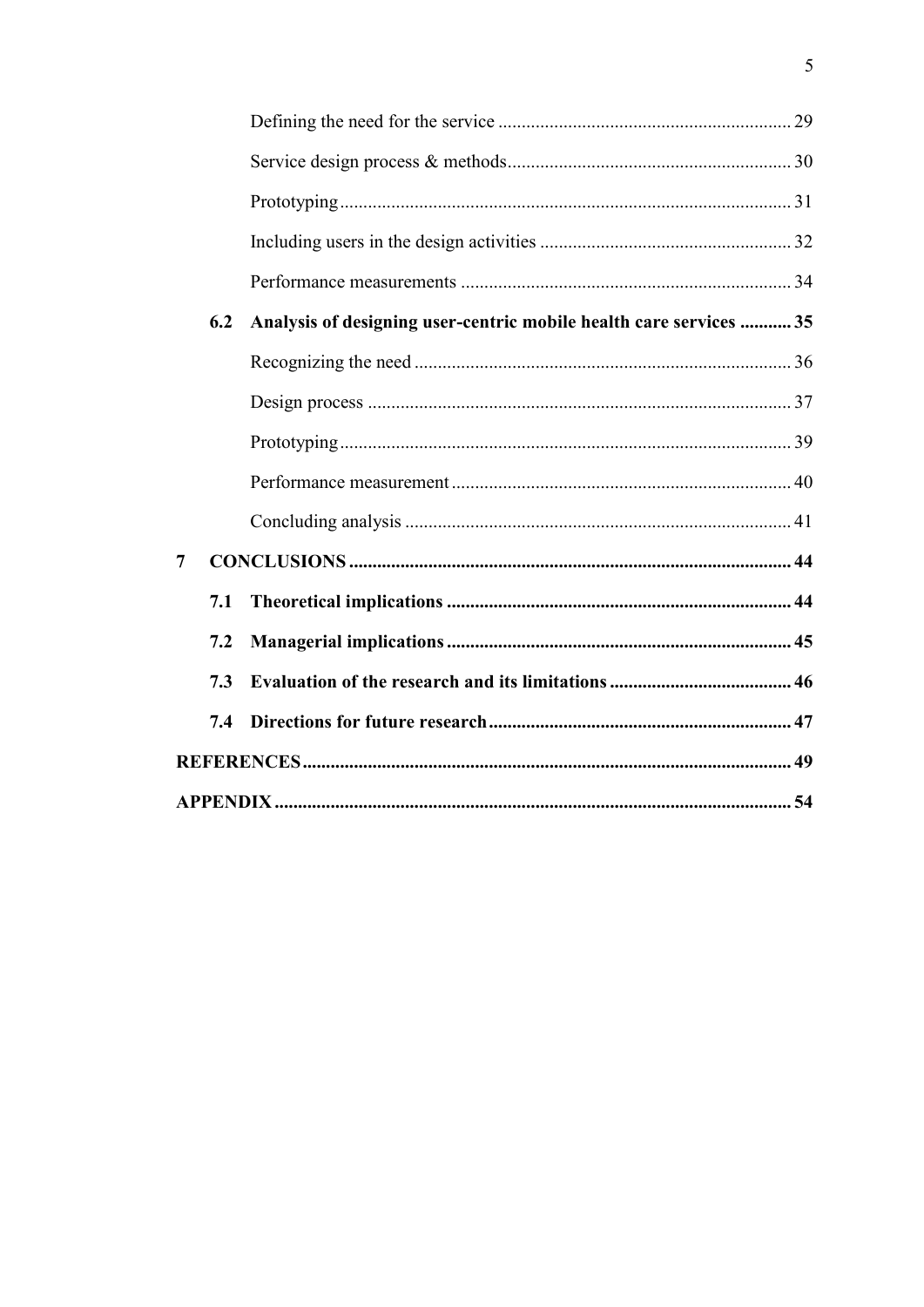Defining the need for the service ... 29

Service design process & methods ... 30

Prototyping ... 31

Including users in the design activities ... 32

Performance measurements ... 34

**6.2 Analysis of designing user-centric mobile health care services ... 35**

Recognizing the need ... 36

Design process ... 37

Prototyping ... 39

Performance measurement ... 40

Concluding analysis ... 41

**7 CONCLUSIONS ... 44**

**7.1 Theoretical implications ... 44**

**7.2 Managerial implications ... 45**

**7.3 Evaluation of the research and its limitations ... 46**

**7.4 Directions for future research ... 47**

**REFERENCES ... 49**

**APPENDIX ... 54**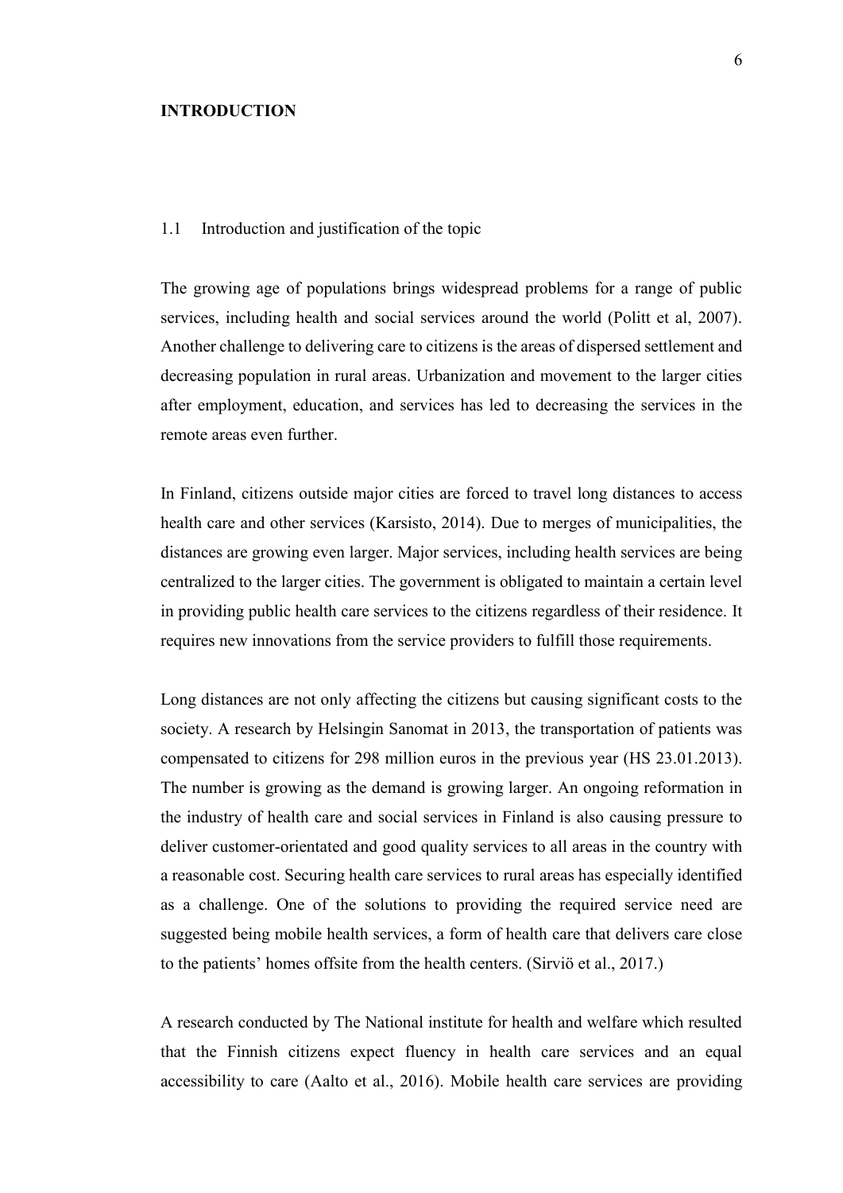# INTRODUCTION

## 1.1 Introduction and justification of the topic

The growing age of populations brings widespread problems for a range of public services, including health and social services around the world (Politt et al, 2007). Another challenge to delivering care to citizens is the areas of dispersed settlement and decreasing population in rural areas. Urbanization and movement to the larger cities after employment, education, and services has led to decreasing the services in the remote areas even further.

In Finland, citizens outside major cities are forced to travel long distances to access health care and other services (Karsisto, 2014). Due to merges of municipalities, the distances are growing even larger. Major services, including health services are being centralized to the larger cities. The government is obligated to maintain a certain level in providing public health care services to the citizens regardless of their residence. It requires new innovations from the service providers to fulfill those requirements.

Long distances are not only affecting the citizens but causing significant costs to the society. A research by Helsingin Sanomat in 2013, the transportation of patients was compensated to citizens for 298 million euros in the previous year (HS 23.01.2013). The number is growing as the demand is growing larger. An ongoing reformation in the industry of health care and social services in Finland is also causing pressure to deliver customer-orientated and good quality services to all areas in the country with a reasonable cost. Securing health care services to rural areas has especially identified as a challenge. One of the solutions to providing the required service need are suggested being mobile health services, a form of health care that delivers care close to the patients' homes offsite from the health centers. (Sirviö et al., 2017.)

A research conducted by The National institute for health and welfare which resulted that the Finnish citizens expect fluency in health care services and an equal accessibility to care (Aalto et al., 2016). Mobile health care services are providing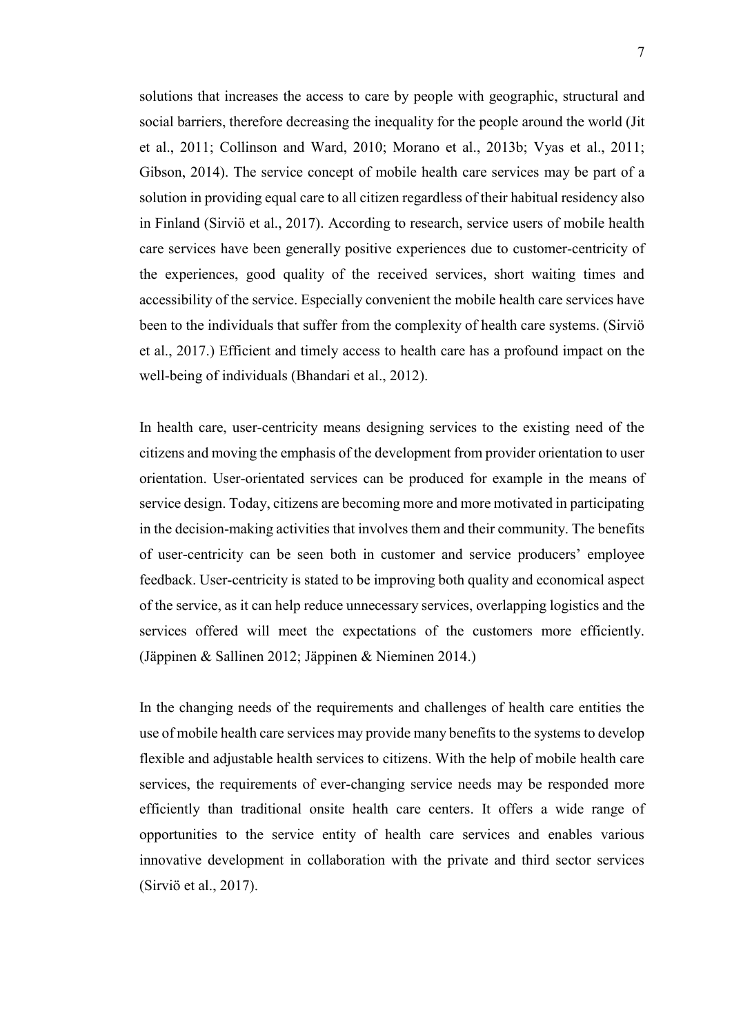solutions that increases the access to care by people with geographic, structural and social barriers, therefore decreasing the inequality for the people around the world (Jit et al., 2011; Collinson and Ward, 2010; Morano et al., 2013b; Vyas et al., 2011; Gibson, 2014). The service concept of mobile health care services may be part of a solution in providing equal care to all citizen regardless of their habitual residency also in Finland (Sirviö et al., 2017). According to research, service users of mobile health care services have been generally positive experiences due to customer-centricity of the experiences, good quality of the received services, short waiting times and accessibility of the service. Especially convenient the mobile health care services have been to the individuals that suffer from the complexity of health care systems. (Sirviö et al., 2017.) Efficient and timely access to health care has a profound impact on the well-being of individuals (Bhandari et al., 2012).

In health care, user-centricity means designing services to the existing need of the citizens and moving the emphasis of the development from provider orientation to user orientation. User-orientated services can be produced for example in the means of service design. Today, citizens are becoming more and more motivated in participating in the decision-making activities that involves them and their community. The benefits of user-centricity can be seen both in customer and service producers' employee feedback. User-centricity is stated to be improving both quality and economical aspect of the service, as it can help reduce unnecessary services, overlapping logistics and the services offered will meet the expectations of the customers more efficiently. (Jäppinen & Sallinen 2012; Jäppinen & Nieminen 2014.)

In the changing needs of the requirements and challenges of health care entities the use of mobile health care services may provide many benefits to the systems to develop flexible and adjustable health services to citizens. With the help of mobile health care services, the requirements of ever-changing service needs may be responded more efficiently than traditional onsite health care centers. It offers a wide range of opportunities to the service entity of health care services and enables various innovative development in collaboration with the private and third sector services (Sirviö et al., 2017).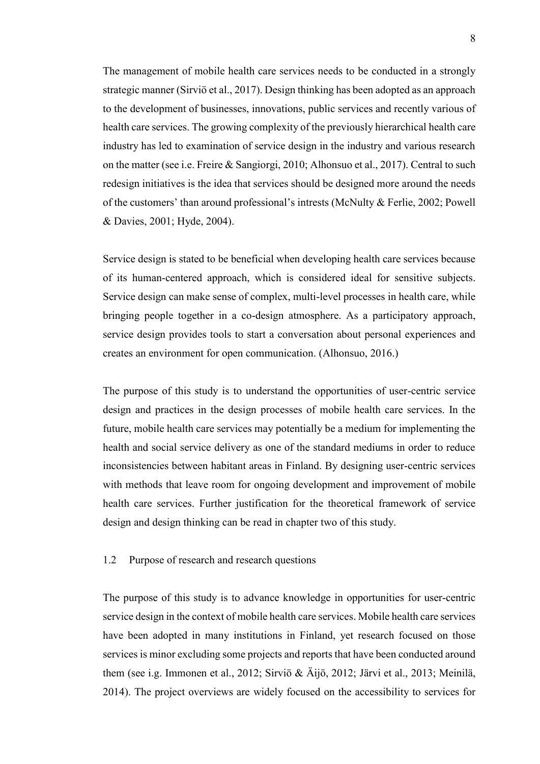The management of mobile health care services needs to be conducted in a strongly strategic manner (Sirviö et al., 2017). Design thinking has been adopted as an approach to the development of businesses, innovations, public services and recently various of health care services. The growing complexity of the previously hierarchical health care industry has led to examination of service design in the industry and various research on the matter (see i.e. Freire & Sangiorgi, 2010; Alhonsuo et al., 2017). Central to such redesign initiatives is the idea that services should be designed more around the needs of the customers' than around professional's intrests (McNulty & Ferlie, 2002; Powell & Davies, 2001; Hyde, 2004).

Service design is stated to be beneficial when developing health care services because of its human-centered approach, which is considered ideal for sensitive subjects. Service design can make sense of complex, multi-level processes in health care, while bringing people together in a co-design atmosphere. As a participatory approach, service design provides tools to start a conversation about personal experiences and creates an environment for open communication. (Alhonsuo, 2016.)

The purpose of this study is to understand the opportunities of user-centric service design and practices in the design processes of mobile health care services. In the future, mobile health care services may potentially be a medium for implementing the health and social service delivery as one of the standard mediums in order to reduce inconsistencies between habitant areas in Finland. By designing user-centric services with methods that leave room for ongoing development and improvement of mobile health care services. Further justification for the theoretical framework of service design and design thinking can be read in chapter two of this study.

## 1.2 Purpose of research and research questions

The purpose of this study is to advance knowledge in opportunities for user-centric service design in the context of mobile health care services. Mobile health care services have been adopted in many institutions in Finland, yet research focused on those services is minor excluding some projects and reports that have been conducted around them (see i.g. Immonen et al., 2012; Sirviö & Äijö, 2012; Järvi et al., 2013; Meinilä, 2014). The project overviews are widely focused on the accessibility to services for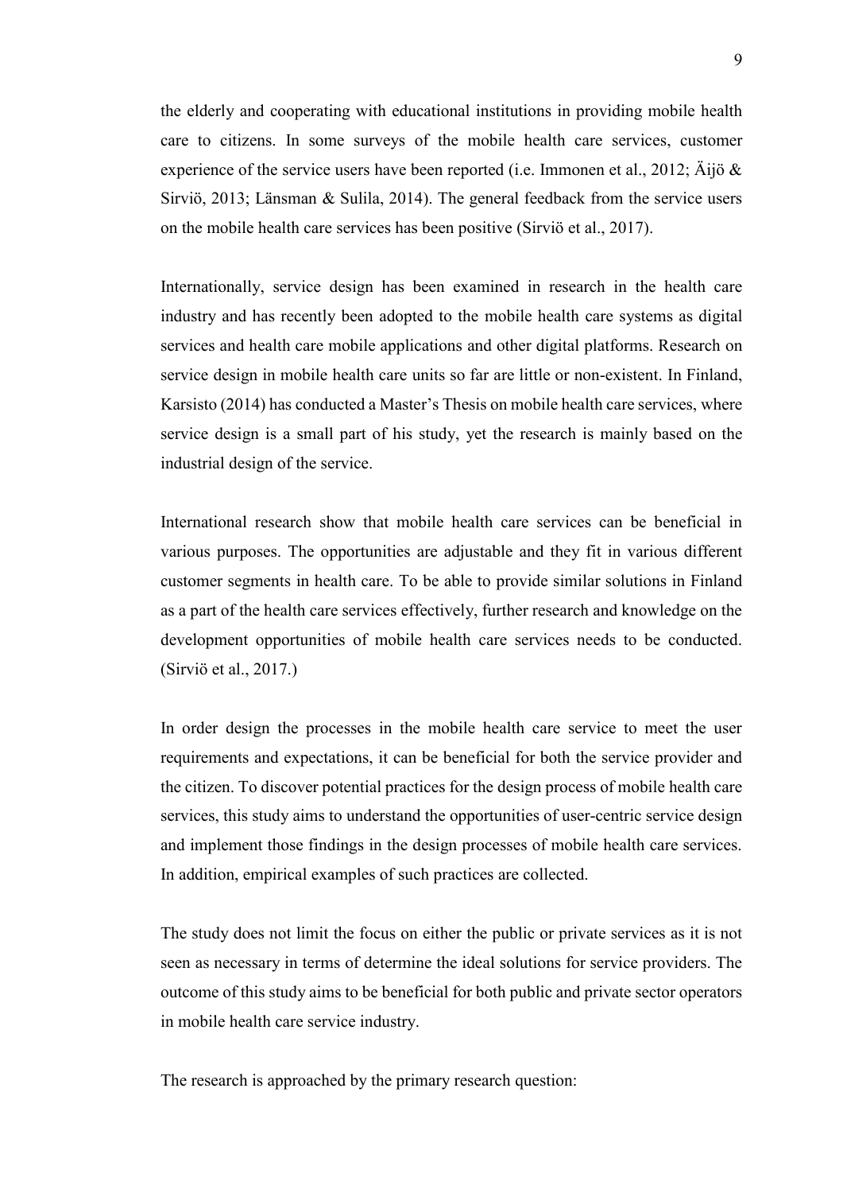the elderly and cooperating with educational institutions in providing mobile health care to citizens. In some surveys of the mobile health care services, customer experience of the service users have been reported (i.e. Immonen et al., 2012; Äijö & Sirviö, 2013; Länsman & Sulila, 2014). The general feedback from the service users on the mobile health care services has been positive (Sirviö et al., 2017).

Internationally, service design has been examined in research in the health care industry and has recently been adopted to the mobile health care systems as digital services and health care mobile applications and other digital platforms. Research on service design in mobile health care units so far are little or non-existent. In Finland, Karsisto (2014) has conducted a Master's Thesis on mobile health care services, where service design is a small part of his study, yet the research is mainly based on the industrial design of the service.

International research show that mobile health care services can be beneficial in various purposes. The opportunities are adjustable and they fit in various different customer segments in health care. To be able to provide similar solutions in Finland as a part of the health care services effectively, further research and knowledge on the development opportunities of mobile health care services needs to be conducted. (Sirviö et al., 2017.)

In order design the processes in the mobile health care service to meet the user requirements and expectations, it can be beneficial for both the service provider and the citizen. To discover potential practices for the design process of mobile health care services, this study aims to understand the opportunities of user-centric service design and implement those findings in the design processes of mobile health care services. In addition, empirical examples of such practices are collected.

The study does not limit the focus on either the public or private services as it is not seen as necessary in terms of determine the ideal solutions for service providers. The outcome of this study aims to be beneficial for both public and private sector operators in mobile health care service industry.

The research is approached by the primary research question: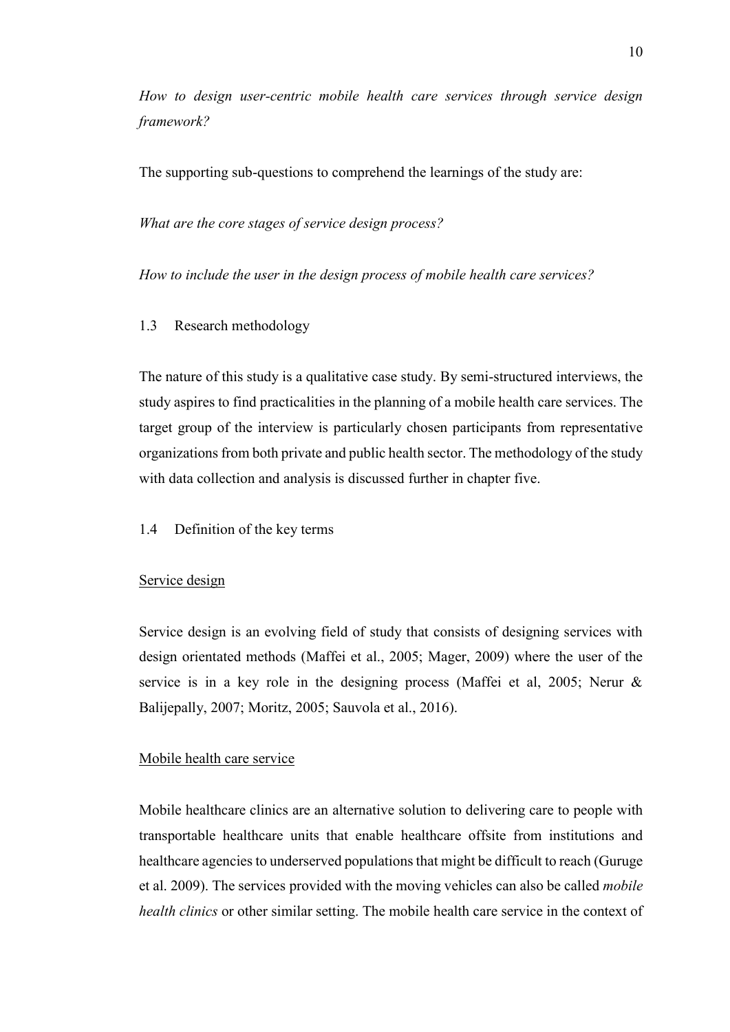*How to design user-centric mobile health care services through service design framework?*

The supporting sub-questions to comprehend the learnings of the study are:

*What are the core stages of service design process?*

*How to include the user in the design process of mobile health care services?*

## 1.3 Research methodology

The nature of this study is a qualitative case study. By semi-structured interviews, the study aspires to find practicalities in the planning of a mobile health care services. The target group of the interview is particularly chosen participants from representative organizations from both private and public health sector. The methodology of the study with data collection and analysis is discussed further in chapter five.

## 1.4 Definition of the key terms

<u>Service design</u>

Service design is an evolving field of study that consists of designing services with design orientated methods (Maffei et al., 2005; Mager, 2009) where the user of the service is in a key role in the designing process (Maffei et al, 2005; Nerur & Balijepally, 2007; Moritz, 2005; Sauvola et al., 2016).

<u>Mobile health care service</u>

Mobile healthcare clinics are an alternative solution to delivering care to people with transportable healthcare units that enable healthcare offsite from institutions and healthcare agencies to underserved populations that might be difficult to reach (Guruge et al. 2009). The services provided with the moving vehicles can also be called *mobile health clinics* or other similar setting. The mobile health care service in the context of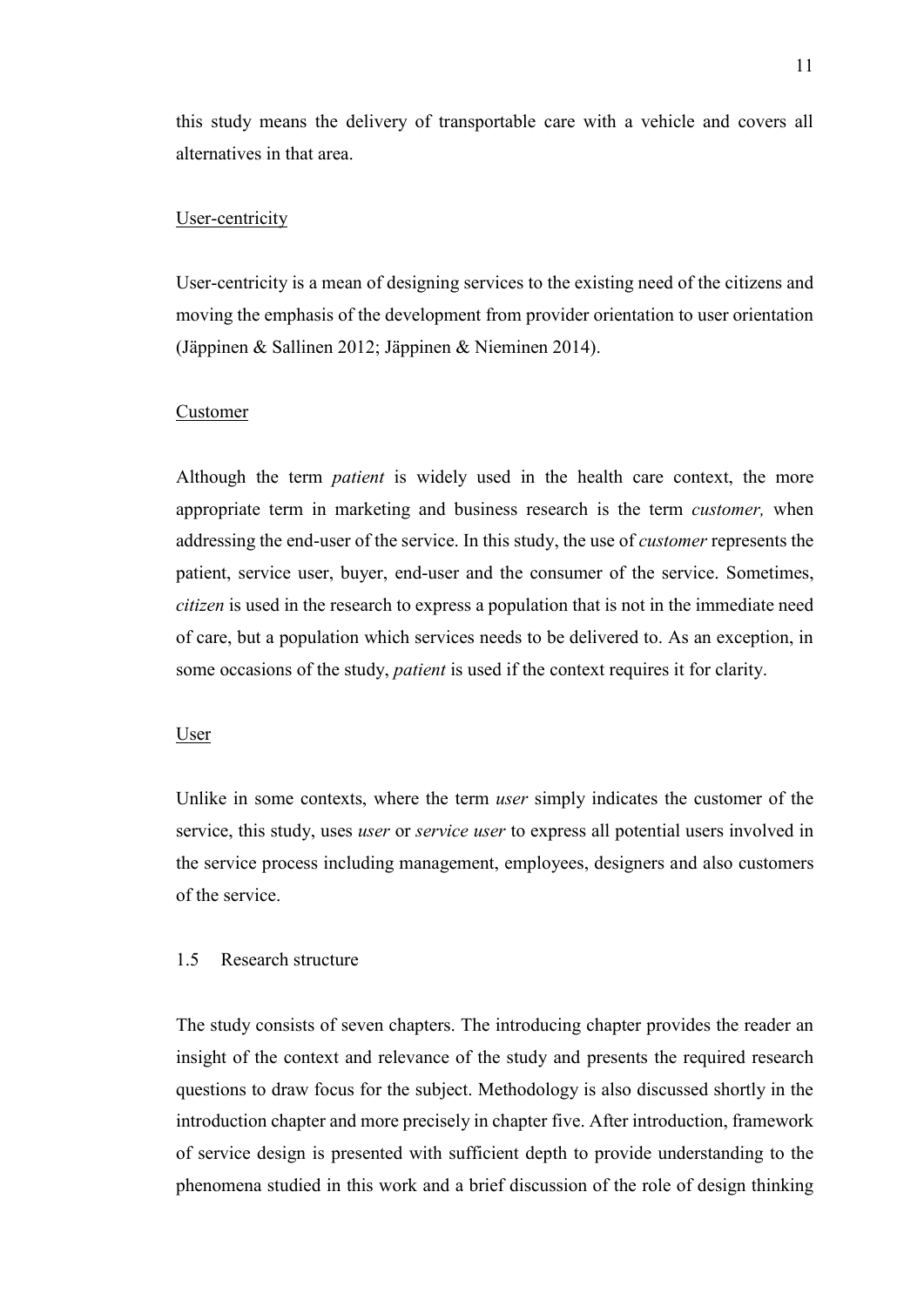this study means the delivery of transportable care with a vehicle and covers all alternatives in that area.

User-centricity

User-centricity is a mean of designing services to the existing need of the citizens and moving the emphasis of the development from provider orientation to user orientation (Jäppinen & Sallinen 2012; Jäppinen & Nieminen 2014).

Customer

Although the term *patient* is widely used in the health care context, the more appropriate term in marketing and business research is the term *customer,* when addressing the end-user of the service. In this study, the use of *customer* represents the patient, service user, buyer, end-user and the consumer of the service. Sometimes, *citizen* is used in the research to express a population that is not in the immediate need of care, but a population which services needs to be delivered to. As an exception, in some occasions of the study, *patient* is used if the context requires it for clarity.

User

Unlike in some contexts, where the term *user* simply indicates the customer of the service, this study, uses *user* or *service user* to express all potential users involved in the service process including management, employees, designers and also customers of the service.

## 1.5 Research structure

The study consists of seven chapters. The introducing chapter provides the reader an insight of the context and relevance of the study and presents the required research questions to draw focus for the subject. Methodology is also discussed shortly in the introduction chapter and more precisely in chapter five. After introduction, framework of service design is presented with sufficient depth to provide understanding to the phenomena studied in this work and a brief discussion of the role of design thinking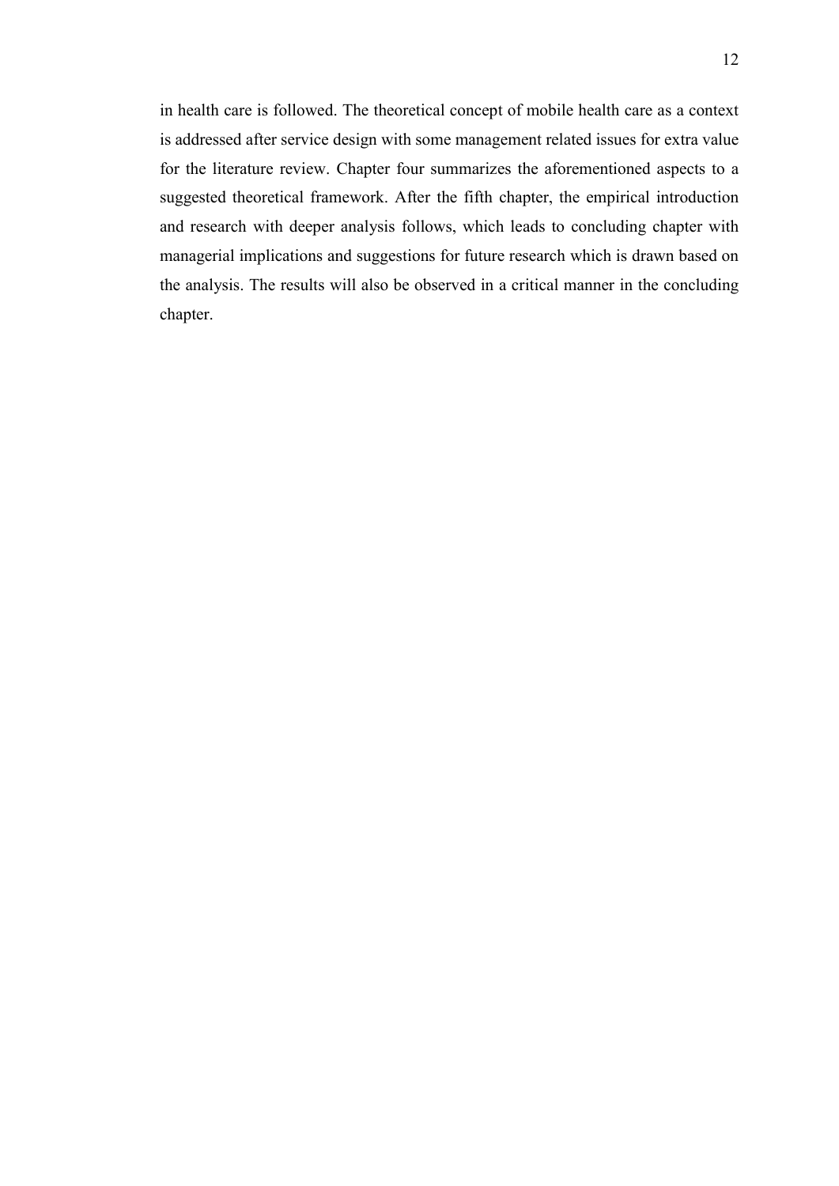in health care is followed. The theoretical concept of mobile health care as a context is addressed after service design with some management related issues for extra value for the literature review. Chapter four summarizes the aforementioned aspects to a suggested theoretical framework. After the fifth chapter, the empirical introduction and research with deeper analysis follows, which leads to concluding chapter with managerial implications and suggestions for future research which is drawn based on the analysis. The results will also be observed in a critical manner in the concluding chapter.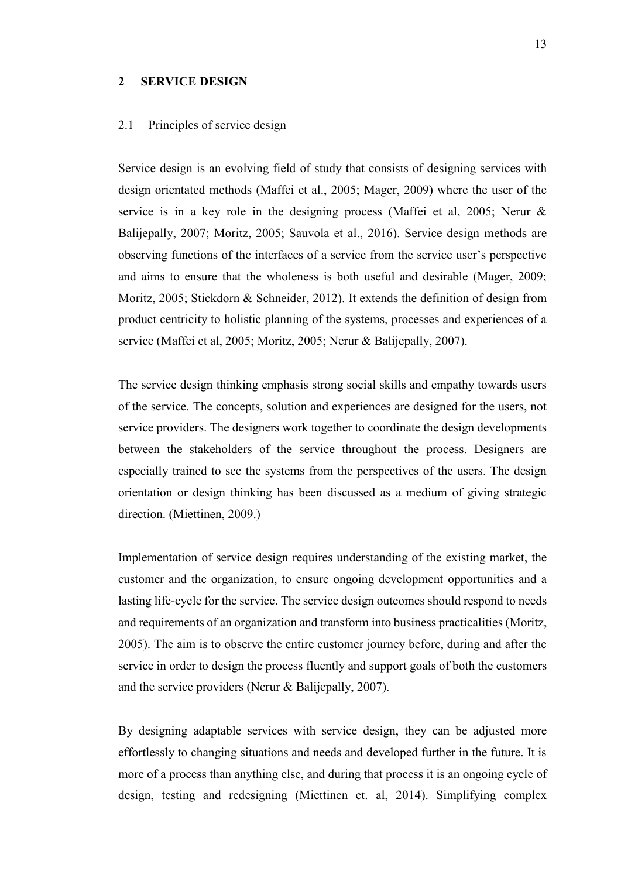# 2 SERVICE DESIGN

## 2.1 Principles of service design

Service design is an evolving field of study that consists of designing services with design orientated methods (Maffei et al., 2005; Mager, 2009) where the user of the service is in a key role in the designing process (Maffei et al, 2005; Nerur & Balijepally, 2007; Moritz, 2005; Sauvola et al., 2016). Service design methods are observing functions of the interfaces of a service from the service user's perspective and aims to ensure that the wholeness is both useful and desirable (Mager, 2009; Moritz, 2005; Stickdorn & Schneider, 2012). It extends the definition of design from product centricity to holistic planning of the systems, processes and experiences of a service (Maffei et al, 2005; Moritz, 2005; Nerur & Balijepally, 2007).

The service design thinking emphasis strong social skills and empathy towards users of the service. The concepts, solution and experiences are designed for the users, not service providers. The designers work together to coordinate the design developments between the stakeholders of the service throughout the process. Designers are especially trained to see the systems from the perspectives of the users. The design orientation or design thinking has been discussed as a medium of giving strategic direction. (Miettinen, 2009.)

Implementation of service design requires understanding of the existing market, the customer and the organization, to ensure ongoing development opportunities and a lasting life-cycle for the service. The service design outcomes should respond to needs and requirements of an organization and transform into business practicalities (Moritz, 2005). The aim is to observe the entire customer journey before, during and after the service in order to design the process fluently and support goals of both the customers and the service providers (Nerur & Balijepally, 2007).

By designing adaptable services with service design, they can be adjusted more effortlessly to changing situations and needs and developed further in the future. It is more of a process than anything else, and during that process it is an ongoing cycle of design, testing and redesigning (Miettinen et. al, 2014). Simplifying complex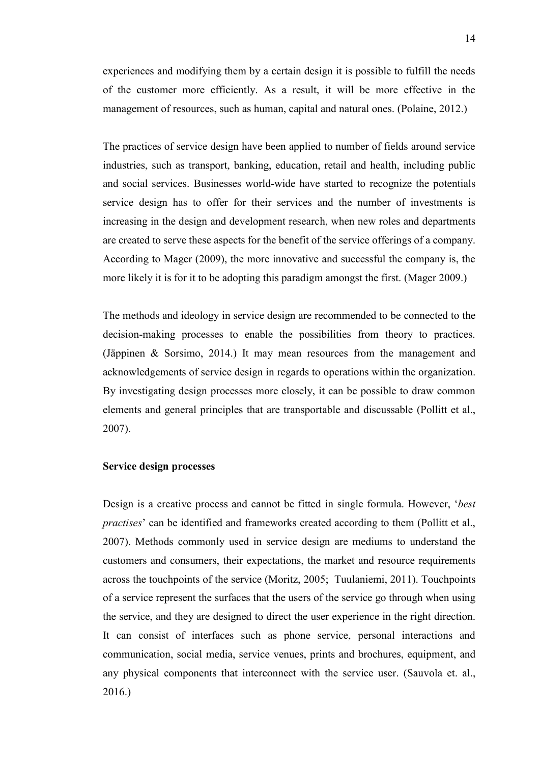experiences and modifying them by a certain design it is possible to fulfill the needs of the customer more efficiently. As a result, it will be more effective in the management of resources, such as human, capital and natural ones. (Polaine, 2012.)

The practices of service design have been applied to number of fields around service industries, such as transport, banking, education, retail and health, including public and social services. Businesses world-wide have started to recognize the potentials service design has to offer for their services and the number of investments is increasing in the design and development research, when new roles and departments are created to serve these aspects for the benefit of the service offerings of a company. According to Mager (2009), the more innovative and successful the company is, the more likely it is for it to be adopting this paradigm amongst the first. (Mager 2009.)

The methods and ideology in service design are recommended to be connected to the decision-making processes to enable the possibilities from theory to practices. (Jäppinen & Sorsimo, 2014.) It may mean resources from the management and acknowledgements of service design in regards to operations within the organization. By investigating design processes more closely, it can be possible to draw common elements and general principles that are transportable and discussable (Pollitt et al., 2007).

**Service design processes**

Design is a creative process and cannot be fitted in single formula. However, '*best practises*' can be identified and frameworks created according to them (Pollitt et al., 2007). Methods commonly used in service design are mediums to understand the customers and consumers, their expectations, the market and resource requirements across the touchpoints of the service (Moritz, 2005; Tuulaniemi, 2011). Touchpoints of a service represent the surfaces that the users of the service go through when using the service, and they are designed to direct the user experience in the right direction. It can consist of interfaces such as phone service, personal interactions and communication, social media, service venues, prints and brochures, equipment, and any physical components that interconnect with the service user. (Sauvola et. al., 2016.)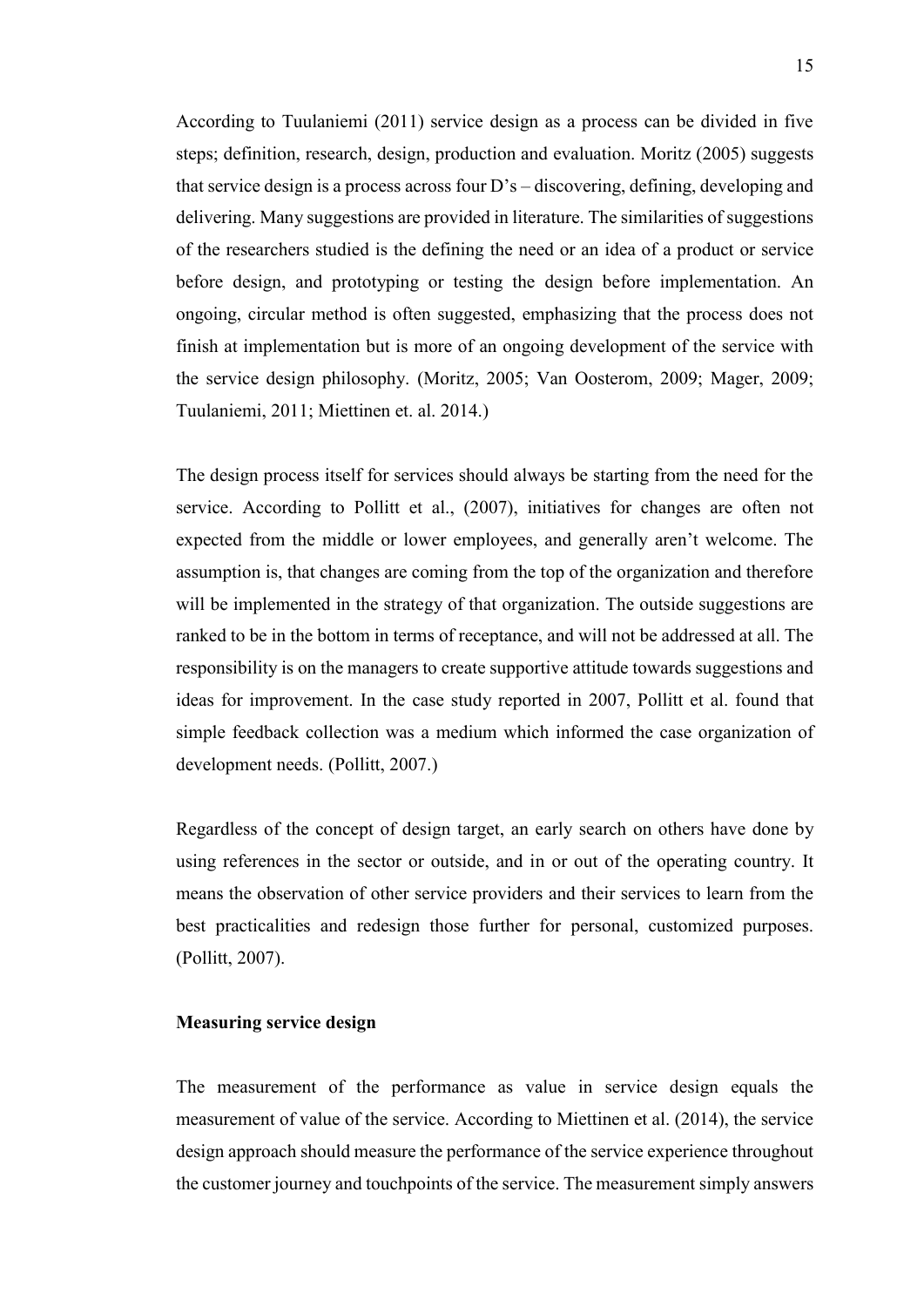According to Tuulaniemi (2011) service design as a process can be divided in five steps; definition, research, design, production and evaluation. Moritz (2005) suggests that service design is a process across four D's – discovering, defining, developing and delivering. Many suggestions are provided in literature. The similarities of suggestions of the researchers studied is the defining the need or an idea of a product or service before design, and prototyping or testing the design before implementation. An ongoing, circular method is often suggested, emphasizing that the process does not finish at implementation but is more of an ongoing development of the service with the service design philosophy. (Moritz, 2005; Van Oosterom, 2009; Mager, 2009; Tuulaniemi, 2011; Miettinen et. al. 2014.)

The design process itself for services should always be starting from the need for the service. According to Pollitt et al., (2007), initiatives for changes are often not expected from the middle or lower employees, and generally aren't welcome. The assumption is, that changes are coming from the top of the organization and therefore will be implemented in the strategy of that organization. The outside suggestions are ranked to be in the bottom in terms of receptance, and will not be addressed at all. The responsibility is on the managers to create supportive attitude towards suggestions and ideas for improvement. In the case study reported in 2007, Pollitt et al. found that simple feedback collection was a medium which informed the case organization of development needs. (Pollitt, 2007.)

Regardless of the concept of design target, an early search on others have done by using references in the sector or outside, and in or out of the operating country. It means the observation of other service providers and their services to learn from the best practicalities and redesign those further for personal, customized purposes. (Pollitt, 2007).

**Measuring service design**

The measurement of the performance as value in service design equals the measurement of value of the service. According to Miettinen et al. (2014), the service design approach should measure the performance of the service experience throughout the customer journey and touchpoints of the service. The measurement simply answers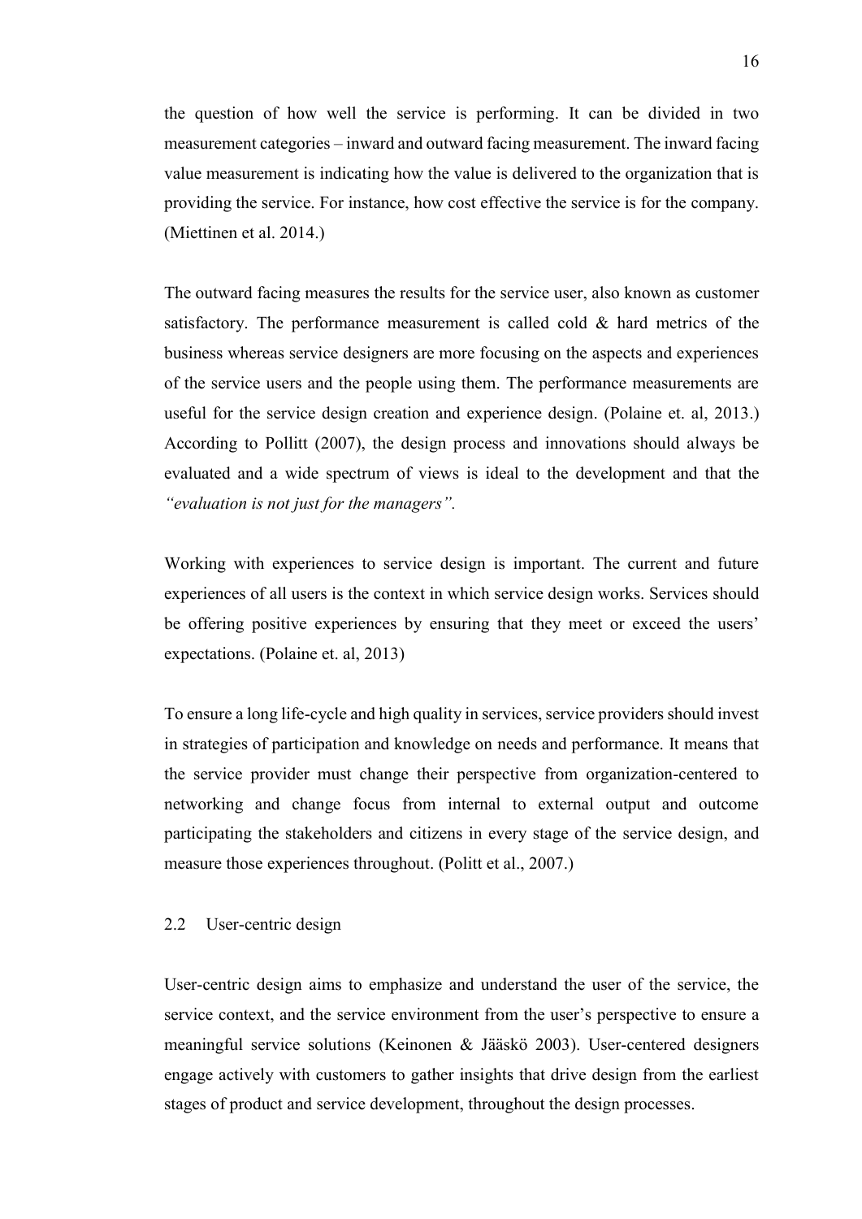the question of how well the service is performing. It can be divided in two measurement categories – inward and outward facing measurement. The inward facing value measurement is indicating how the value is delivered to the organization that is providing the service. For instance, how cost effective the service is for the company. (Miettinen et al. 2014.)

The outward facing measures the results for the service user, also known as customer satisfactory. The performance measurement is called cold & hard metrics of the business whereas service designers are more focusing on the aspects and experiences of the service users and the people using them. The performance measurements are useful for the service design creation and experience design. (Polaine et. al, 2013.) According to Pollitt (2007), the design process and innovations should always be evaluated and a wide spectrum of views is ideal to the development and that the *"evaluation is not just for the managers".*

Working with experiences to service design is important. The current and future experiences of all users is the context in which service design works. Services should be offering positive experiences by ensuring that they meet or exceed the users' expectations. (Polaine et. al, 2013)

To ensure a long life-cycle and high quality in services, service providers should invest in strategies of participation and knowledge on needs and performance. It means that the service provider must change their perspective from organization-centered to networking and change focus from internal to external output and outcome participating the stakeholders and citizens in every stage of the service design, and measure those experiences throughout. (Politt et al., 2007.)

## 2.2 User-centric design

User-centric design aims to emphasize and understand the user of the service, the service context, and the service environment from the user's perspective to ensure a meaningful service solutions (Keinonen & Jääskö 2003). User-centered designers engage actively with customers to gather insights that drive design from the earliest stages of product and service development, throughout the design processes.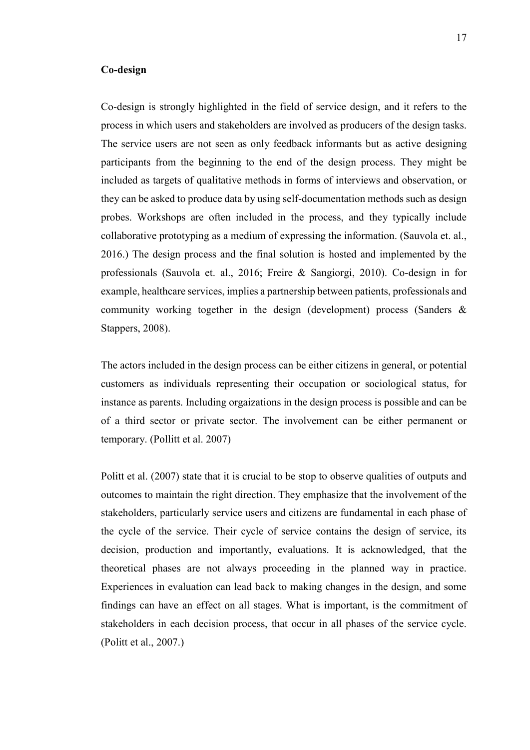**Co-design**

Co-design is strongly highlighted in the field of service design, and it refers to the process in which users and stakeholders are involved as producers of the design tasks. The service users are not seen as only feedback informants but as active designing participants from the beginning to the end of the design process. They might be included as targets of qualitative methods in forms of interviews and observation, or they can be asked to produce data by using self-documentation methods such as design probes. Workshops are often included in the process, and they typically include collaborative prototyping as a medium of expressing the information. (Sauvola et. al., 2016.) The design process and the final solution is hosted and implemented by the professionals (Sauvola et. al., 2016; Freire & Sangiorgi, 2010). Co-design in for example, healthcare services, implies a partnership between patients, professionals and community working together in the design (development) process (Sanders & Stappers, 2008).

The actors included in the design process can be either citizens in general, or potential customers as individuals representing their occupation or sociological status, for instance as parents. Including orgaizations in the design process is possible and can be of a third sector or private sector. The involvement can be either permanent or temporary. (Pollitt et al. 2007)

Politt et al. (2007) state that it is crucial to be stop to observe qualities of outputs and outcomes to maintain the right direction. They emphasize that the involvement of the stakeholders, particularly service users and citizens are fundamental in each phase of the cycle of the service. Their cycle of service contains the design of service, its decision, production and importantly, evaluations. It is acknowledged, that the theoretical phases are not always proceeding in the planned way in practice. Experiences in evaluation can lead back to making changes in the design, and some findings can have an effect on all stages. What is important, is the commitment of stakeholders in each decision process, that occur in all phases of the service cycle. (Politt et al., 2007.)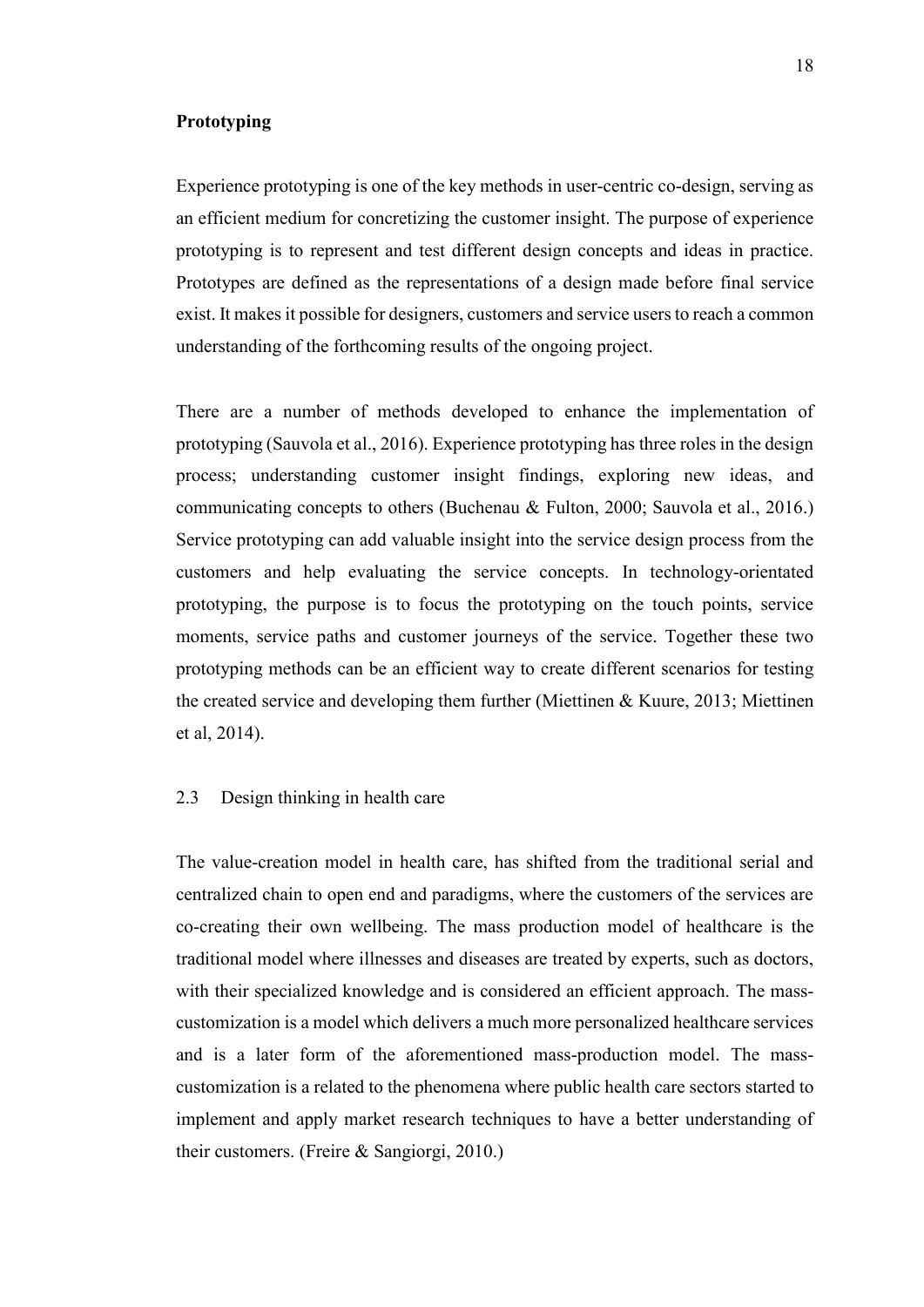**Prototyping**

Experience prototyping is one of the key methods in user-centric co-design, serving as an efficient medium for concretizing the customer insight. The purpose of experience prototyping is to represent and test different design concepts and ideas in practice. Prototypes are defined as the representations of a design made before final service exist. It makes it possible for designers, customers and service users to reach a common understanding of the forthcoming results of the ongoing project.

There are a number of methods developed to enhance the implementation of prototyping (Sauvola et al., 2016). Experience prototyping has three roles in the design process; understanding customer insight findings, exploring new ideas, and communicating concepts to others (Buchenau & Fulton, 2000; Sauvola et al., 2016.) Service prototyping can add valuable insight into the service design process from the customers and help evaluating the service concepts. In technology-orientated prototyping, the purpose is to focus the prototyping on the touch points, service moments, service paths and customer journeys of the service. Together these two prototyping methods can be an efficient way to create different scenarios for testing the created service and developing them further (Miettinen & Kuure, 2013; Miettinen et al, 2014).

## 2.3 Design thinking in health care

The value-creation model in health care, has shifted from the traditional serial and centralized chain to open end and paradigms, where the customers of the services are co-creating their own wellbeing. The mass production model of healthcare is the traditional model where illnesses and diseases are treated by experts, such as doctors, with their specialized knowledge and is considered an efficient approach. The mass-customization is a model which delivers a much more personalized healthcare services and is a later form of the aforementioned mass-production model. The mass-customization is a related to the phenomena where public health care sectors started to implement and apply market research techniques to have a better understanding of their customers. (Freire & Sangiorgi, 2010.)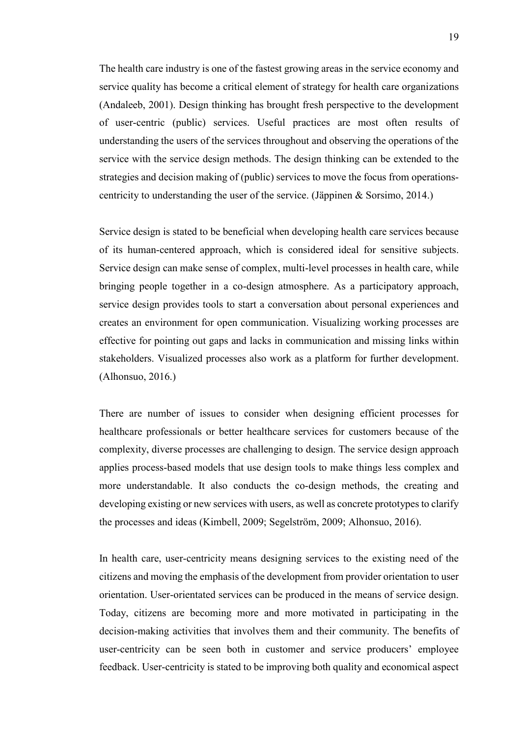The health care industry is one of the fastest growing areas in the service economy and service quality has become a critical element of strategy for health care organizations (Andaleeb, 2001). Design thinking has brought fresh perspective to the development of user-centric (public) services. Useful practices are most often results of understanding the users of the services throughout and observing the operations of the service with the service design methods. The design thinking can be extended to the strategies and decision making of (public) services to move the focus from operations-centricity to understanding the user of the service. (Jäppinen & Sorsimo, 2014.)

Service design is stated to be beneficial when developing health care services because of its human-centered approach, which is considered ideal for sensitive subjects. Service design can make sense of complex, multi-level processes in health care, while bringing people together in a co-design atmosphere. As a participatory approach, service design provides tools to start a conversation about personal experiences and creates an environment for open communication. Visualizing working processes are effective for pointing out gaps and lacks in communication and missing links within stakeholders. Visualized processes also work as a platform for further development. (Alhonsuo, 2016.)

There are number of issues to consider when designing efficient processes for healthcare professionals or better healthcare services for customers because of the complexity, diverse processes are challenging to design. The service design approach applies process-based models that use design tools to make things less complex and more understandable. It also conducts the co-design methods, the creating and developing existing or new services with users, as well as concrete prototypes to clarify the processes and ideas (Kimbell, 2009; Segelström, 2009; Alhonsuo, 2016).

In health care, user-centricity means designing services to the existing need of the citizens and moving the emphasis of the development from provider orientation to user orientation. User-orientated services can be produced in the means of service design. Today, citizens are becoming more and more motivated in participating in the decision-making activities that involves them and their community. The benefits of user-centricity can be seen both in customer and service producers' employee feedback. User-centricity is stated to be improving both quality and economical aspect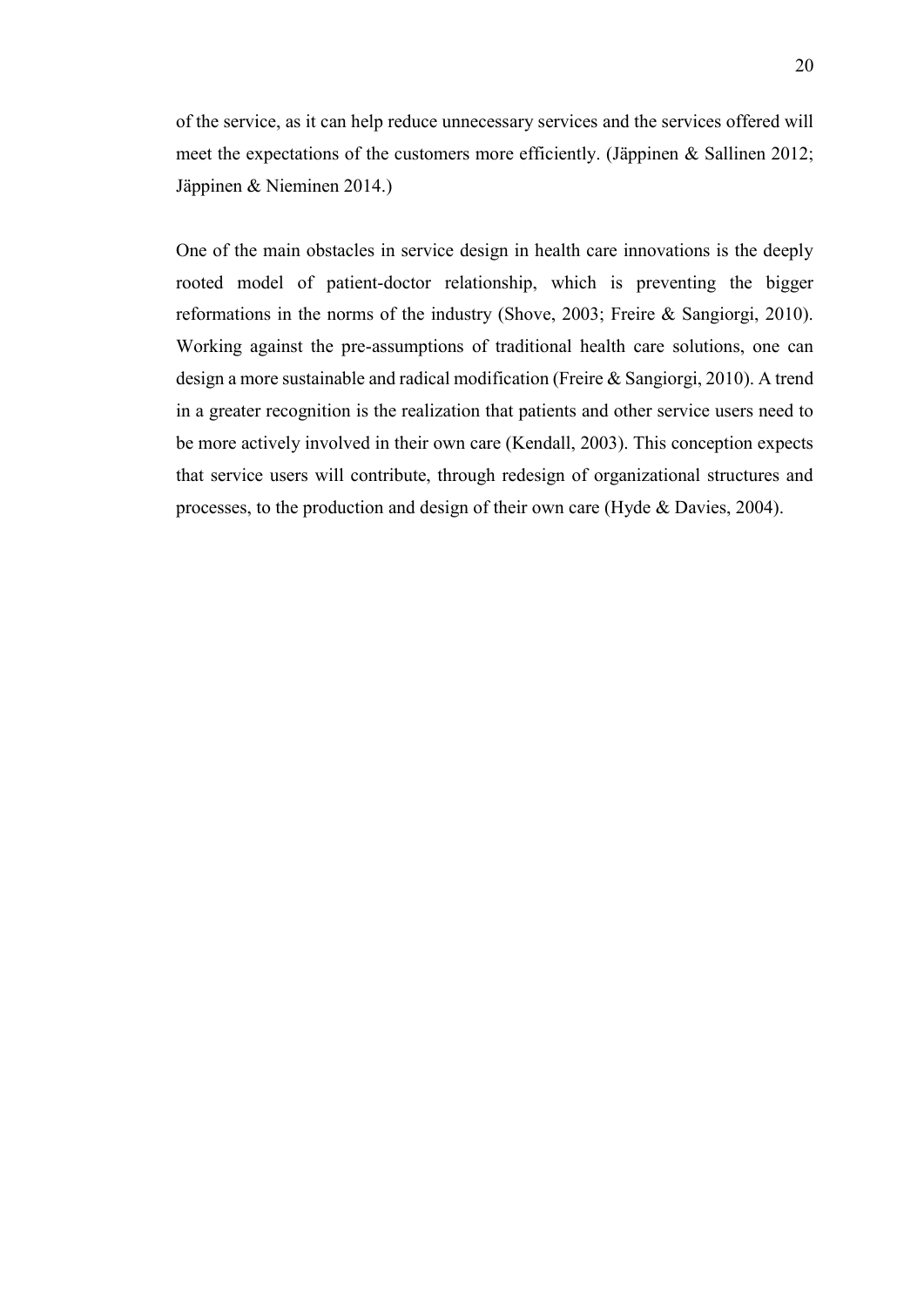of the service, as it can help reduce unnecessary services and the services offered will meet the expectations of the customers more efficiently. (Jäppinen & Sallinen 2012; Jäppinen & Nieminen 2014.)

One of the main obstacles in service design in health care innovations is the deeply rooted model of patient-doctor relationship, which is preventing the bigger reformations in the norms of the industry (Shove, 2003; Freire & Sangiorgi, 2010). Working against the pre-assumptions of traditional health care solutions, one can design a more sustainable and radical modification (Freire & Sangiorgi, 2010). A trend in a greater recognition is the realization that patients and other service users need to be more actively involved in their own care (Kendall, 2003). This conception expects that service users will contribute, through redesign of organizational structures and processes, to the production and design of their own care (Hyde & Davies, 2004).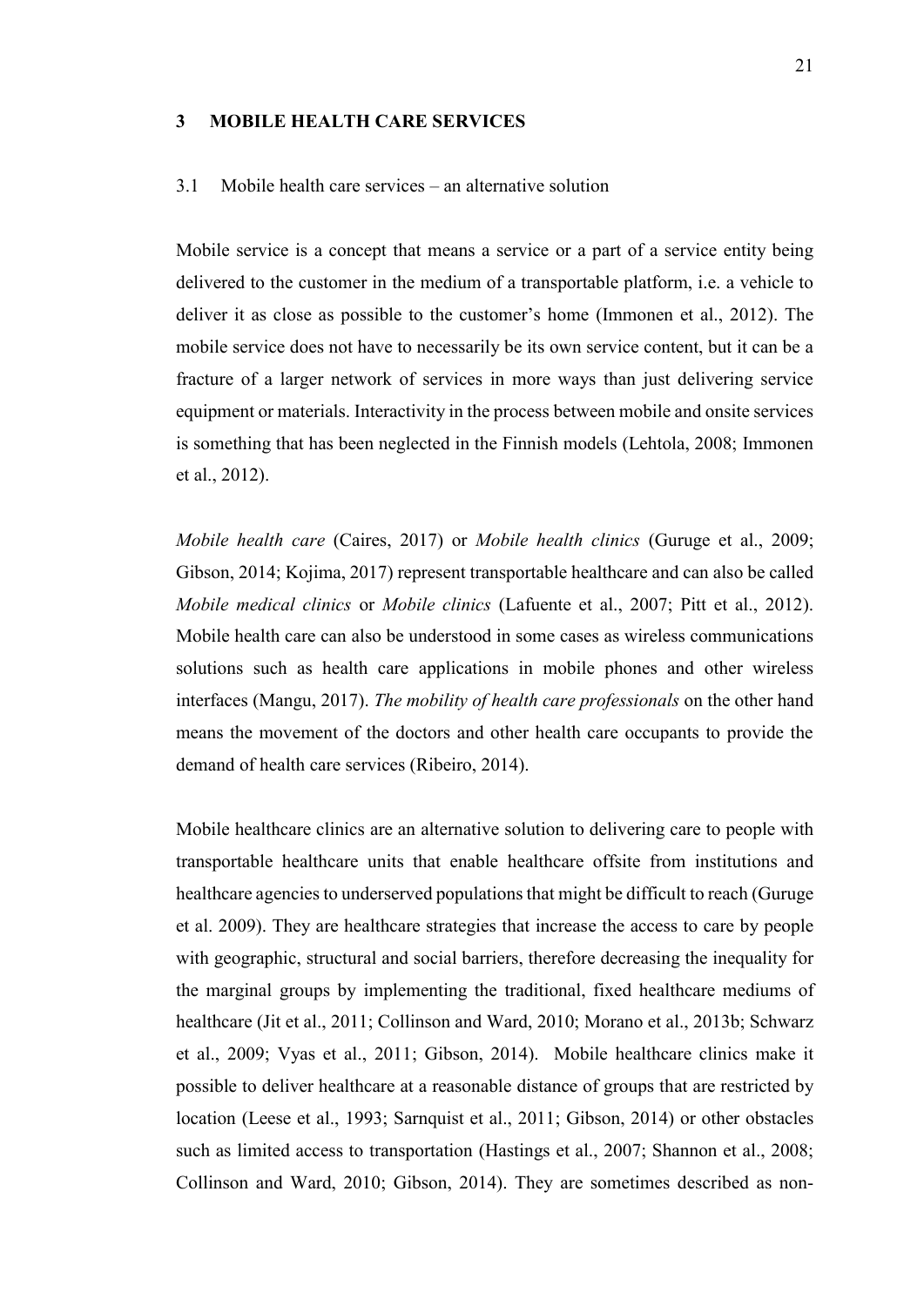# 3 MOBILE HEALTH CARE SERVICES

## 3.1 Mobile health care services – an alternative solution

Mobile service is a concept that means a service or a part of a service entity being delivered to the customer in the medium of a transportable platform, i.e. a vehicle to deliver it as close as possible to the customer's home (Immonen et al., 2012). The mobile service does not have to necessarily be its own service content, but it can be a fracture of a larger network of services in more ways than just delivering service equipment or materials. Interactivity in the process between mobile and onsite services is something that has been neglected in the Finnish models (Lehtola, 2008; Immonen et al., 2012).

*Mobile health care* (Caires, 2017) or *Mobile health clinics* (Guruge et al., 2009; Gibson, 2014; Kojima, 2017) represent transportable healthcare and can also be called *Mobile medical clinics* or *Mobile clinics* (Lafuente et al., 2007; Pitt et al., 2012). Mobile health care can also be understood in some cases as wireless communications solutions such as health care applications in mobile phones and other wireless interfaces (Mangu, 2017). *The mobility of health care professionals* on the other hand means the movement of the doctors and other health care occupants to provide the demand of health care services (Ribeiro, 2014).

Mobile healthcare clinics are an alternative solution to delivering care to people with transportable healthcare units that enable healthcare offsite from institutions and healthcare agencies to underserved populations that might be difficult to reach (Guruge et al. 2009). They are healthcare strategies that increase the access to care by people with geographic, structural and social barriers, therefore decreasing the inequality for the marginal groups by implementing the traditional, fixed healthcare mediums of healthcare (Jit et al., 2011; Collinson and Ward, 2010; Morano et al., 2013b; Schwarz et al., 2009; Vyas et al., 2011; Gibson, 2014). Mobile healthcare clinics make it possible to deliver healthcare at a reasonable distance of groups that are restricted by location (Leese et al., 1993; Sarnquist et al., 2011; Gibson, 2014) or other obstacles such as limited access to transportation (Hastings et al., 2007; Shannon et al., 2008; Collinson and Ward, 2010; Gibson, 2014). They are sometimes described as non-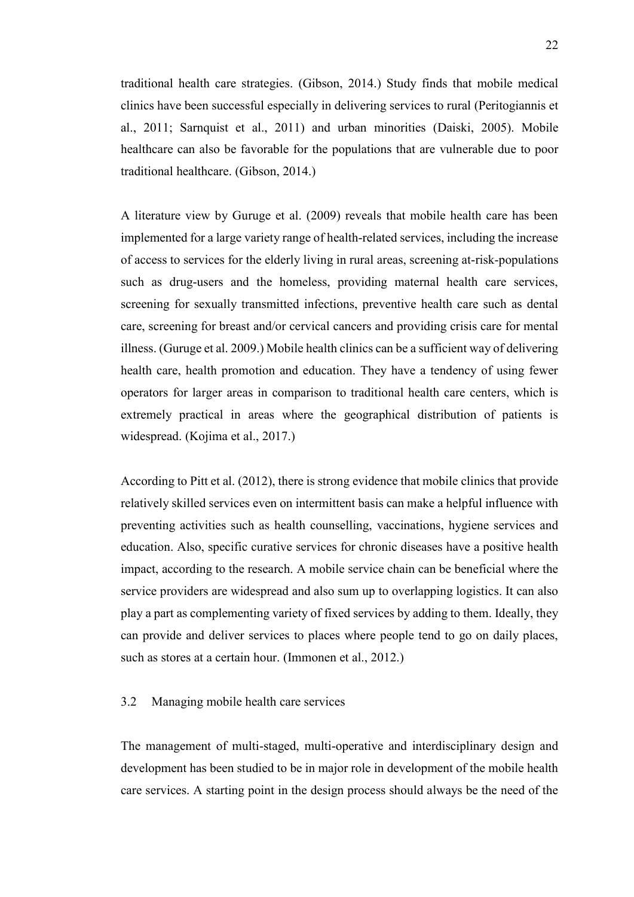traditional health care strategies. (Gibson, 2014.) Study finds that mobile medical clinics have been successful especially in delivering services to rural (Peritogiannis et al., 2011; Sarnquist et al., 2011) and urban minorities (Daiski, 2005). Mobile healthcare can also be favorable for the populations that are vulnerable due to poor traditional healthcare. (Gibson, 2014.)

A literature view by Guruge et al. (2009) reveals that mobile health care has been implemented for a large variety range of health-related services, including the increase of access to services for the elderly living in rural areas, screening at-risk-populations such as drug-users and the homeless, providing maternal health care services, screening for sexually transmitted infections, preventive health care such as dental care, screening for breast and/or cervical cancers and providing crisis care for mental illness. (Guruge et al. 2009.) Mobile health clinics can be a sufficient way of delivering health care, health promotion and education. They have a tendency of using fewer operators for larger areas in comparison to traditional health care centers, which is extremely practical in areas where the geographical distribution of patients is widespread. (Kojima et al., 2017.)

According to Pitt et al. (2012), there is strong evidence that mobile clinics that provide relatively skilled services even on intermittent basis can make a helpful influence with preventing activities such as health counselling, vaccinations, hygiene services and education. Also, specific curative services for chronic diseases have a positive health impact, according to the research. A mobile service chain can be beneficial where the service providers are widespread and also sum up to overlapping logistics. It can also play a part as complementing variety of fixed services by adding to them. Ideally, they can provide and deliver services to places where people tend to go on daily places, such as stores at a certain hour. (Immonen et al., 2012.)

## 3.2 Managing mobile health care services

The management of multi-staged, multi-operative and interdisciplinary design and development has been studied to be in major role in development of the mobile health care services. A starting point in the design process should always be the need of the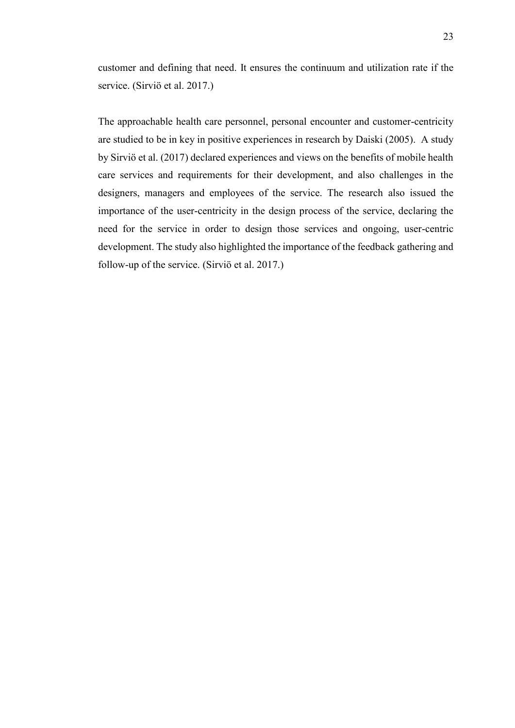customer and defining that need. It ensures the continuum and utilization rate if the service. (Sirviö et al. 2017.)

The approachable health care personnel, personal encounter and customer-centricity are studied to be in key in positive experiences in research by Daiski (2005). A study by Sirviö et al. (2017) declared experiences and views on the benefits of mobile health care services and requirements for their development, and also challenges in the designers, managers and employees of the service. The research also issued the importance of the user-centricity in the design process of the service, declaring the need for the service in order to design those services and ongoing, user-centric development. The study also highlighted the importance of the feedback gathering and follow-up of the service. (Sirviö et al. 2017.)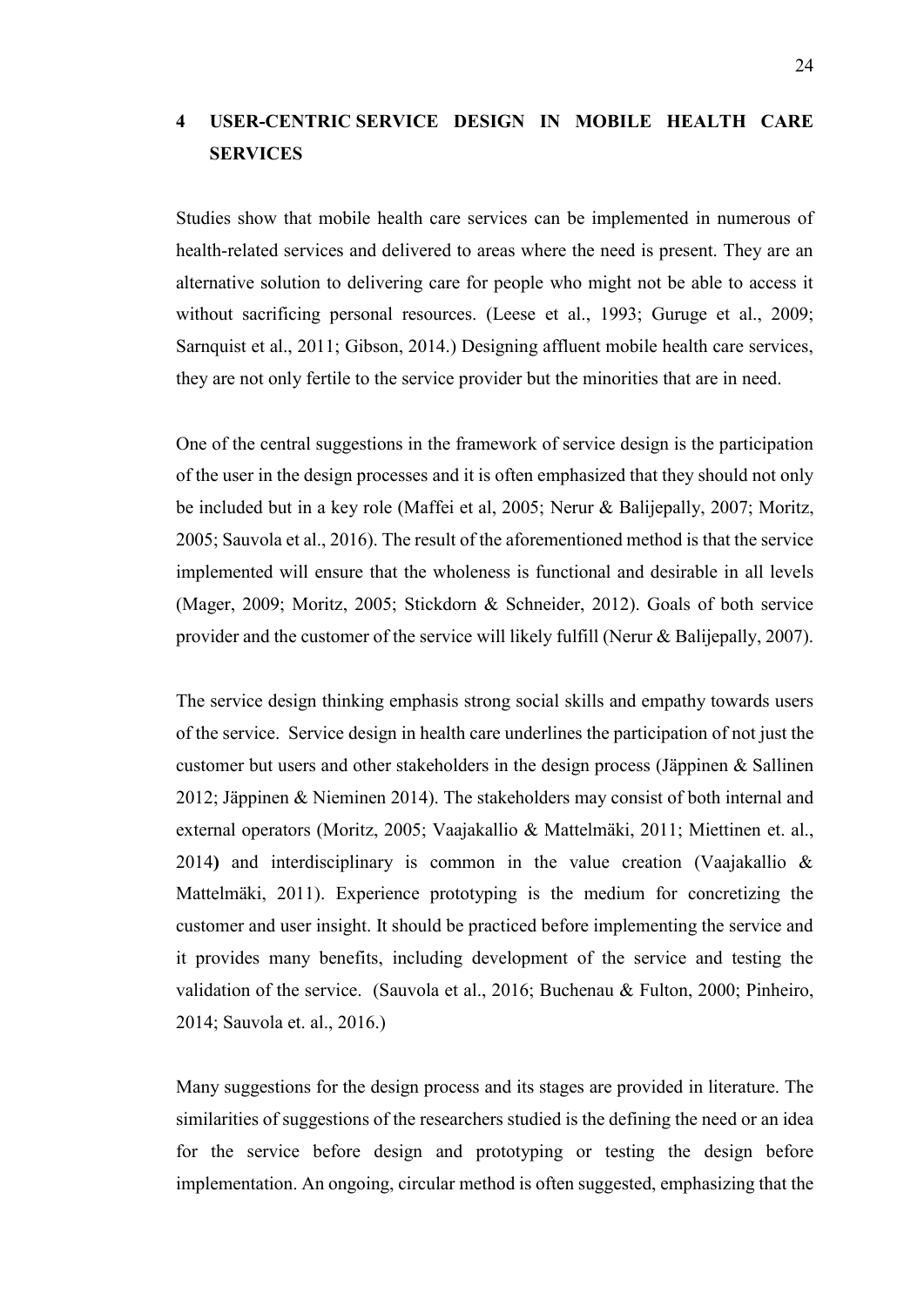# 4 USER-CENTRIC SERVICE DESIGN IN MOBILE HEALTH CARE SERVICES

Studies show that mobile health care services can be implemented in numerous of health-related services and delivered to areas where the need is present. They are an alternative solution to delivering care for people who might not be able to access it without sacrificing personal resources. (Leese et al., 1993; Guruge et al., 2009; Sarnquist et al., 2011; Gibson, 2014.) Designing affluent mobile health care services, they are not only fertile to the service provider but the minorities that are in need.

One of the central suggestions in the framework of service design is the participation of the user in the design processes and it is often emphasized that they should not only be included but in a key role (Maffei et al, 2005; Nerur & Balijepally, 2007; Moritz, 2005; Sauvola et al., 2016). The result of the aforementioned method is that the service implemented will ensure that the wholeness is functional and desirable in all levels (Mager, 2009; Moritz, 2005; Stickdorn & Schneider, 2012). Goals of both service provider and the customer of the service will likely fulfill (Nerur & Balijepally, 2007).

The service design thinking emphasis strong social skills and empathy towards users of the service. Service design in health care underlines the participation of not just the customer but users and other stakeholders in the design process (Jäppinen & Sallinen 2012; Jäppinen & Nieminen 2014). The stakeholders may consist of both internal and external operators (Moritz, 2005; Vaajakallio & Mattelmäki, 2011; Miettinen et. al., 2014**)** and interdisciplinary is common in the value creation (Vaajakallio & Mattelmäki, 2011). Experience prototyping is the medium for concretizing the customer and user insight. It should be practiced before implementing the service and it provides many benefits, including development of the service and testing the validation of the service. (Sauvola et al., 2016; Buchenau & Fulton, 2000; Pinheiro, 2014; Sauvola et. al., 2016.)

Many suggestions for the design process and its stages are provided in literature. The similarities of suggestions of the researchers studied is the defining the need or an idea for the service before design and prototyping or testing the design before implementation. An ongoing, circular method is often suggested, emphasizing that the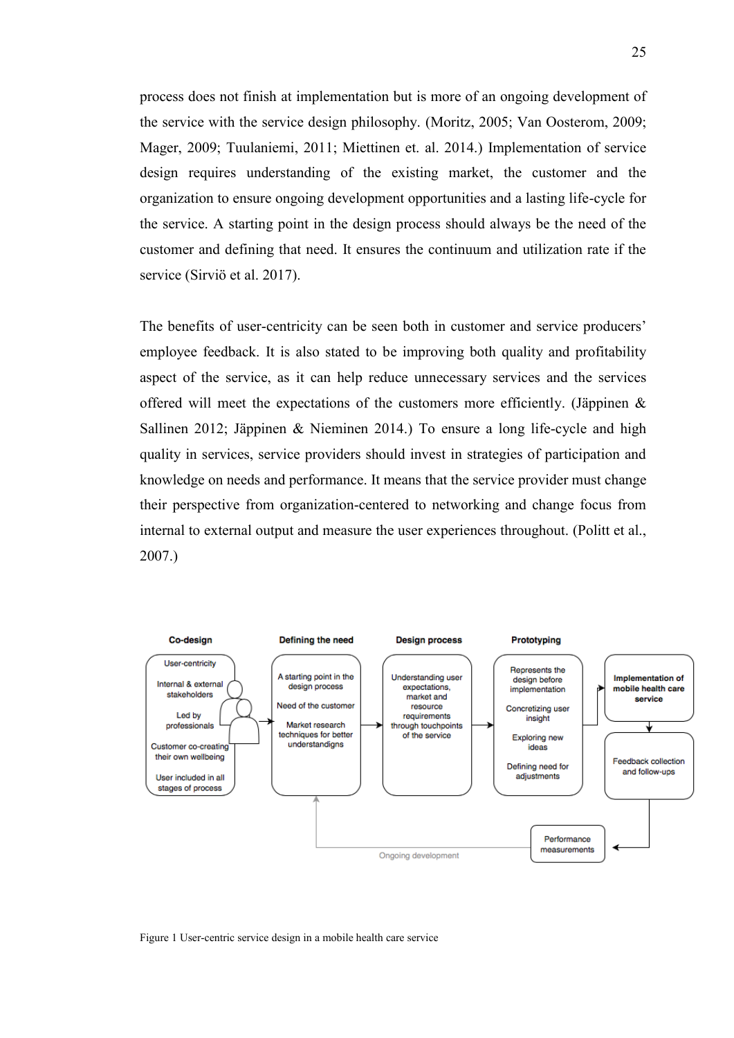process does not finish at implementation but is more of an ongoing development of the service with the service design philosophy. (Moritz, 2005; Van Oosterom, 2009; Mager, 2009; Tuulaniemi, 2011; Miettinen et. al. 2014.) Implementation of service design requires understanding of the existing market, the customer and the organization to ensure ongoing development opportunities and a lasting life-cycle for the service. A starting point in the design process should always be the need of the customer and defining that need. It ensures the continuum and utilization rate if the service (Sirviö et al. 2017).

The benefits of user-centricity can be seen both in customer and service producers' employee feedback. It is also stated to be improving both quality and profitability aspect of the service, as it can help reduce unnecessary services and the services offered will meet the expectations of the customers more efficiently. (Jäppinen & Sallinen 2012; Jäppinen & Nieminen 2014.) To ensure a long life-cycle and high quality in services, service providers should invest in strategies of participation and knowledge on needs and performance. It means that the service provider must change their perspective from organization-centered to networking and change focus from internal to external output and measure the user experiences throughout. (Politt et al., 2007.)

Figure 1 User-centric service design in a mobile health care service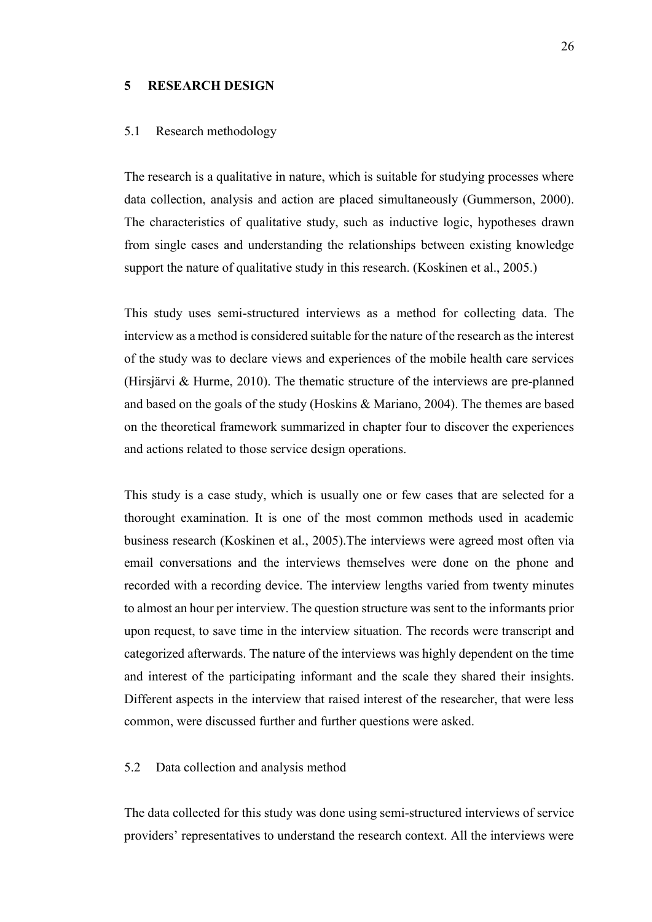# 5 RESEARCH DESIGN

## 5.1 Research methodology

The research is a qualitative in nature, which is suitable for studying processes where data collection, analysis and action are placed simultaneously (Gummerson, 2000). The characteristics of qualitative study, such as inductive logic, hypotheses drawn from single cases and understanding the relationships between existing knowledge support the nature of qualitative study in this research. (Koskinen et al., 2005.)

This study uses semi-structured interviews as a method for collecting data. The interview as a method is considered suitable for the nature of the research as the interest of the study was to declare views and experiences of the mobile health care services (Hirsjärvi & Hurme, 2010). The thematic structure of the interviews are pre-planned and based on the goals of the study (Hoskins & Mariano, 2004). The themes are based on the theoretical framework summarized in chapter four to discover the experiences and actions related to those service design operations.

This study is a case study, which is usually one or few cases that are selected for a thorought examination. It is one of the most common methods used in academic business research (Koskinen et al., 2005).The interviews were agreed most often via email conversations and the interviews themselves were done on the phone and recorded with a recording device. The interview lengths varied from twenty minutes to almost an hour per interview. The question structure was sent to the informants prior upon request, to save time in the interview situation. The records were transcript and categorized afterwards. The nature of the interviews was highly dependent on the time and interest of the participating informant and the scale they shared their insights. Different aspects in the interview that raised interest of the researcher, that were less common, were discussed further and further questions were asked.

## 5.2 Data collection and analysis method

The data collected for this study was done using semi-structured interviews of service providers' representatives to understand the research context. All the interviews were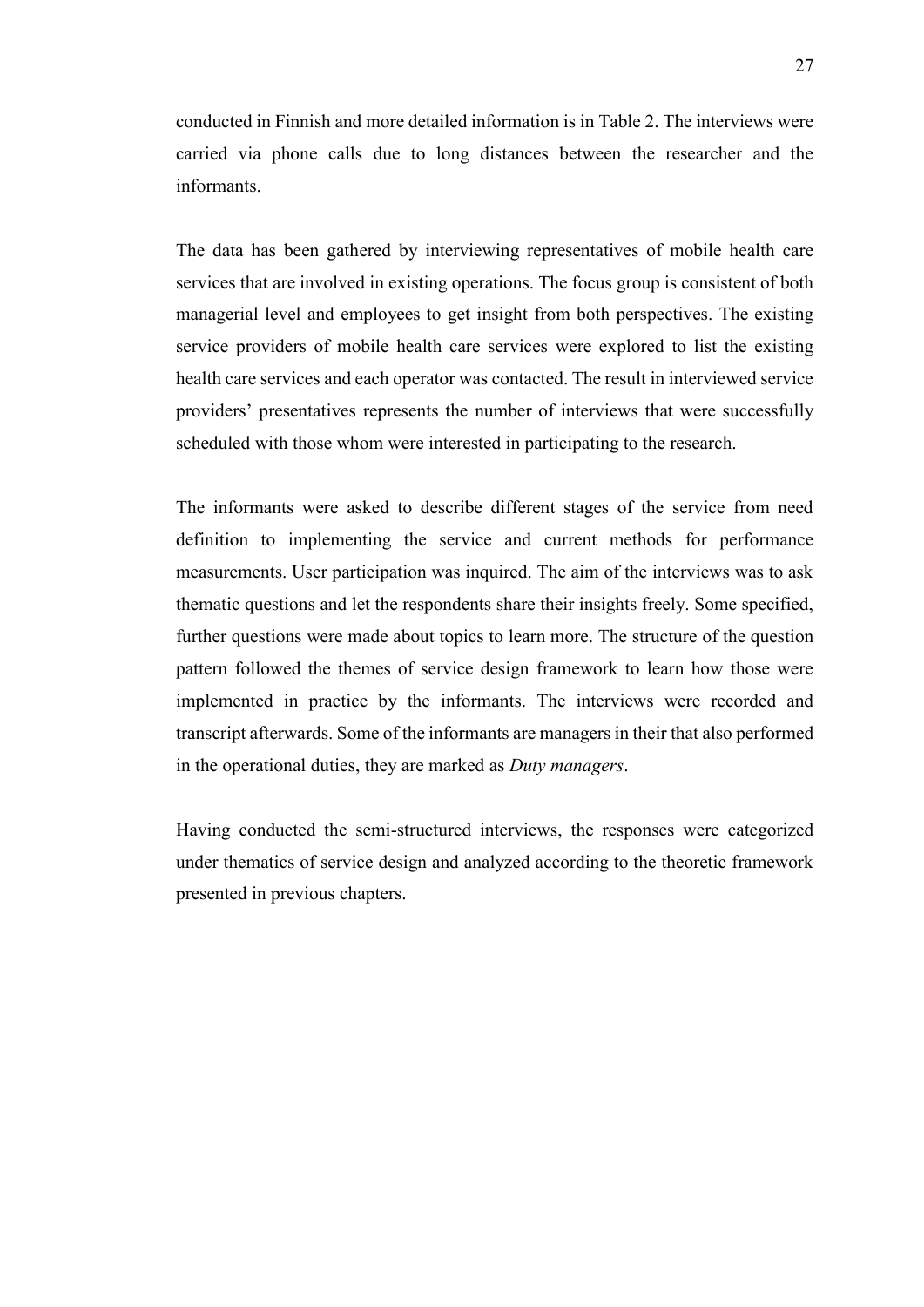conducted in Finnish and more detailed information is in Table 2. The interviews were carried via phone calls due to long distances between the researcher and the informants.

The data has been gathered by interviewing representatives of mobile health care services that are involved in existing operations. The focus group is consistent of both managerial level and employees to get insight from both perspectives. The existing service providers of mobile health care services were explored to list the existing health care services and each operator was contacted. The result in interviewed service providers' presentatives represents the number of interviews that were successfully scheduled with those whom were interested in participating to the research.

The informants were asked to describe different stages of the service from need definition to implementing the service and current methods for performance measurements. User participation was inquired. The aim of the interviews was to ask thematic questions and let the respondents share their insights freely. Some specified, further questions were made about topics to learn more. The structure of the question pattern followed the themes of service design framework to learn how those were implemented in practice by the informants. The interviews were recorded and transcript afterwards. Some of the informants are managers in their that also performed in the operational duties, they are marked as *Duty managers*.

Having conducted the semi-structured interviews, the responses were categorized under thematics of service design and analyzed according to the theoretic framework presented in previous chapters.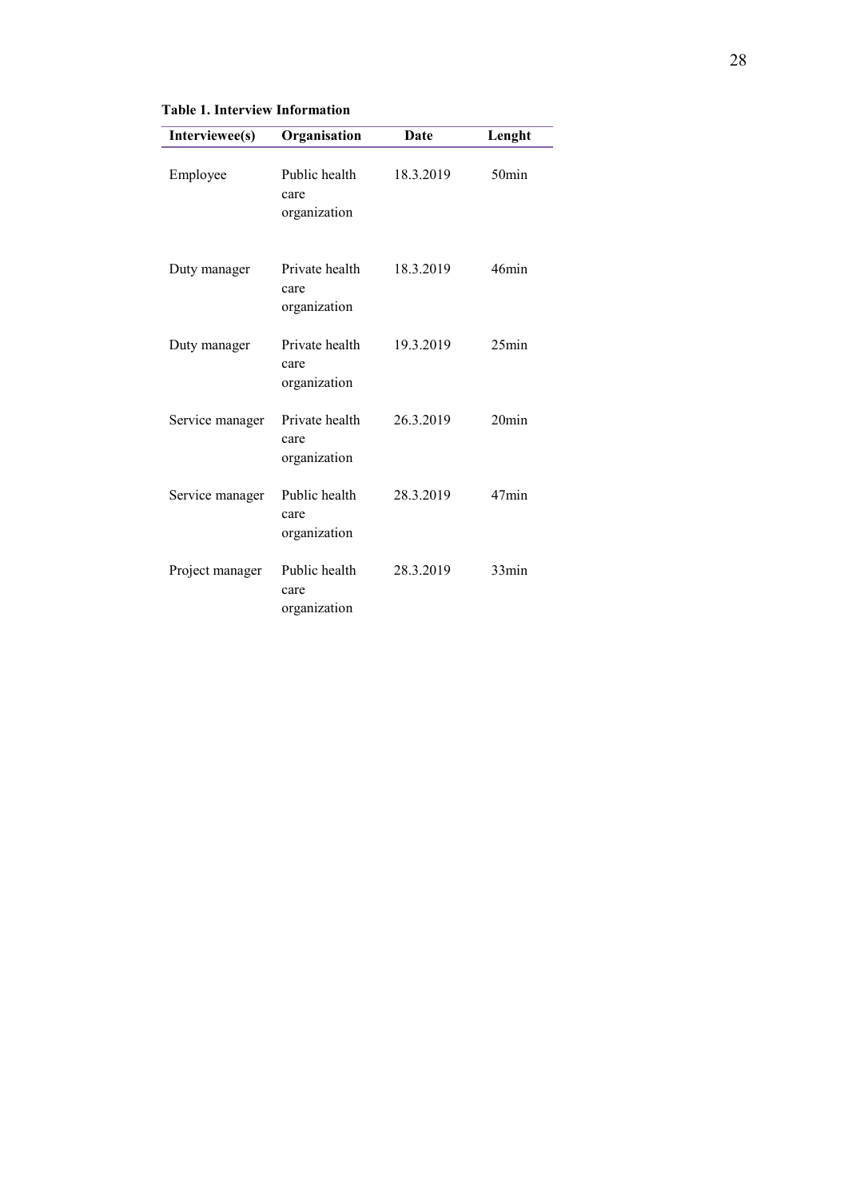**Table 1. Interview Information**

| Interviewee(s) | Organisation | Date | Lenght |
|---|---|---|---|
| Employee | Public health care organization | 18.3.2019 | 50min |
| Duty manager | Private health care organization | 18.3.2019 | 46min |
| Duty manager | Private health care organization | 19.3.2019 | 25min |
| Service manager | Private health care organization | 26.3.2019 | 20min |
| Service manager | Public health care organization | 28.3.2019 | 47min |
| Project manager | Public health care organization | 28.3.2019 | 33min |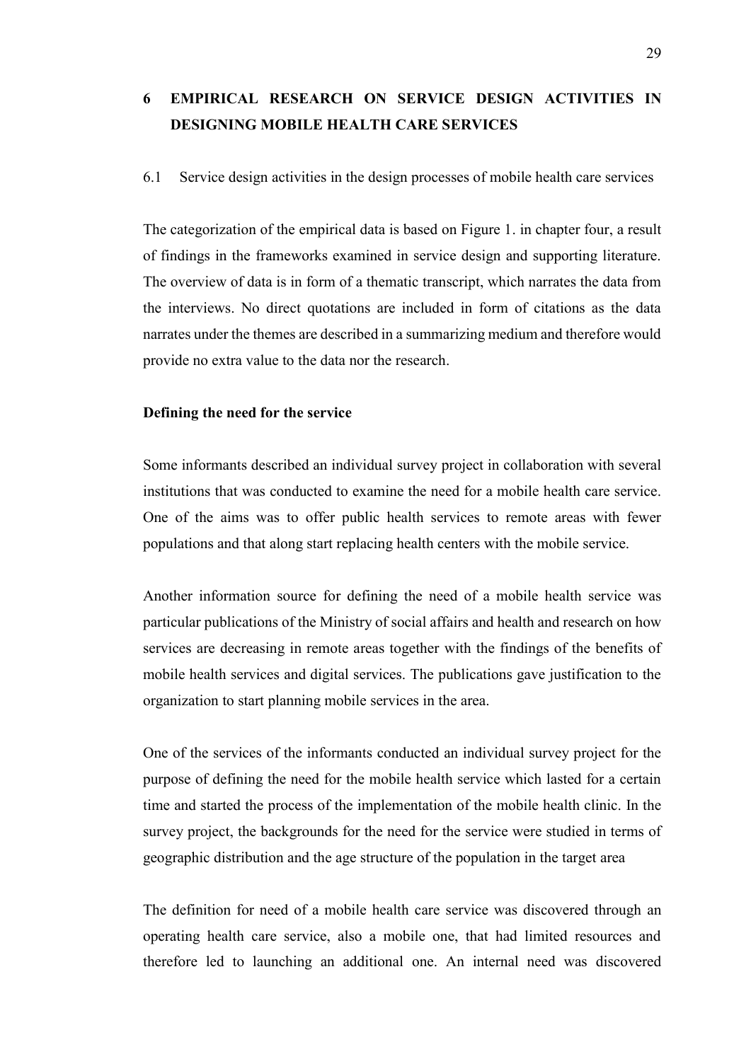# 6 EMPIRICAL RESEARCH ON SERVICE DESIGN ACTIVITIES IN DESIGNING MOBILE HEALTH CARE SERVICES

## 6.1 Service design activities in the design processes of mobile health care services

The categorization of the empirical data is based on Figure 1. in chapter four, a result of findings in the frameworks examined in service design and supporting literature. The overview of data is in form of a thematic transcript, which narrates the data from the interviews. No direct quotations are included in form of citations as the data narrates under the themes are described in a summarizing medium and therefore would provide no extra value to the data nor the research.

**Defining the need for the service**

Some informants described an individual survey project in collaboration with several institutions that was conducted to examine the need for a mobile health care service. One of the aims was to offer public health services to remote areas with fewer populations and that along start replacing health centers with the mobile service.

Another information source for defining the need of a mobile health service was particular publications of the Ministry of social affairs and health and research on how services are decreasing in remote areas together with the findings of the benefits of mobile health services and digital services. The publications gave justification to the organization to start planning mobile services in the area.

One of the services of the informants conducted an individual survey project for the purpose of defining the need for the mobile health service which lasted for a certain time and started the process of the implementation of the mobile health clinic. In the survey project, the backgrounds for the need for the service were studied in terms of geographic distribution and the age structure of the population in the target area

The definition for need of a mobile health care service was discovered through an operating health care service, also a mobile one, that had limited resources and therefore led to launching an additional one. An internal need was discovered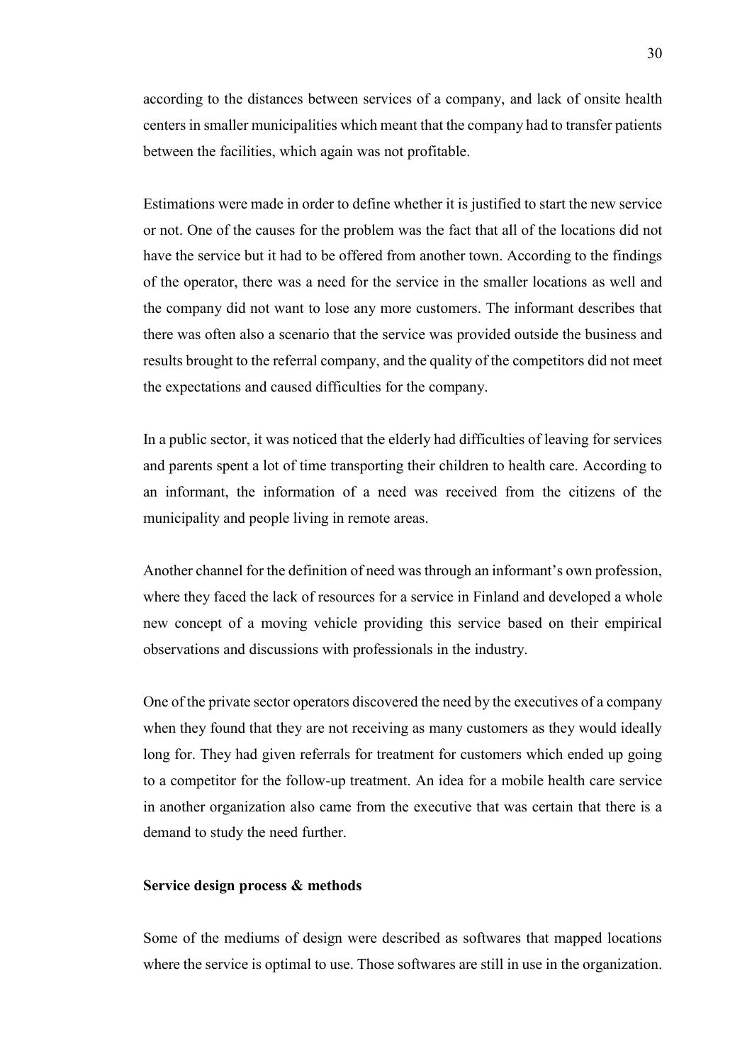according to the distances between services of a company, and lack of onsite health centers in smaller municipalities which meant that the company had to transfer patients between the facilities, which again was not profitable.

Estimations were made in order to define whether it is justified to start the new service or not. One of the causes for the problem was the fact that all of the locations did not have the service but it had to be offered from another town. According to the findings of the operator, there was a need for the service in the smaller locations as well and the company did not want to lose any more customers. The informant describes that there was often also a scenario that the service was provided outside the business and results brought to the referral company, and the quality of the competitors did not meet the expectations and caused difficulties for the company.

In a public sector, it was noticed that the elderly had difficulties of leaving for services and parents spent a lot of time transporting their children to health care. According to an informant, the information of a need was received from the citizens of the municipality and people living in remote areas.

Another channel for the definition of need was through an informant's own profession, where they faced the lack of resources for a service in Finland and developed a whole new concept of a moving vehicle providing this service based on their empirical observations and discussions with professionals in the industry.

One of the private sector operators discovered the need by the executives of a company when they found that they are not receiving as many customers as they would ideally long for. They had given referrals for treatment for customers which ended up going to a competitor for the follow-up treatment. An idea for a mobile health care service in another organization also came from the executive that was certain that there is a demand to study the need further.

**Service design process & methods**

Some of the mediums of design were described as softwares that mapped locations where the service is optimal to use. Those softwares are still in use in the organization.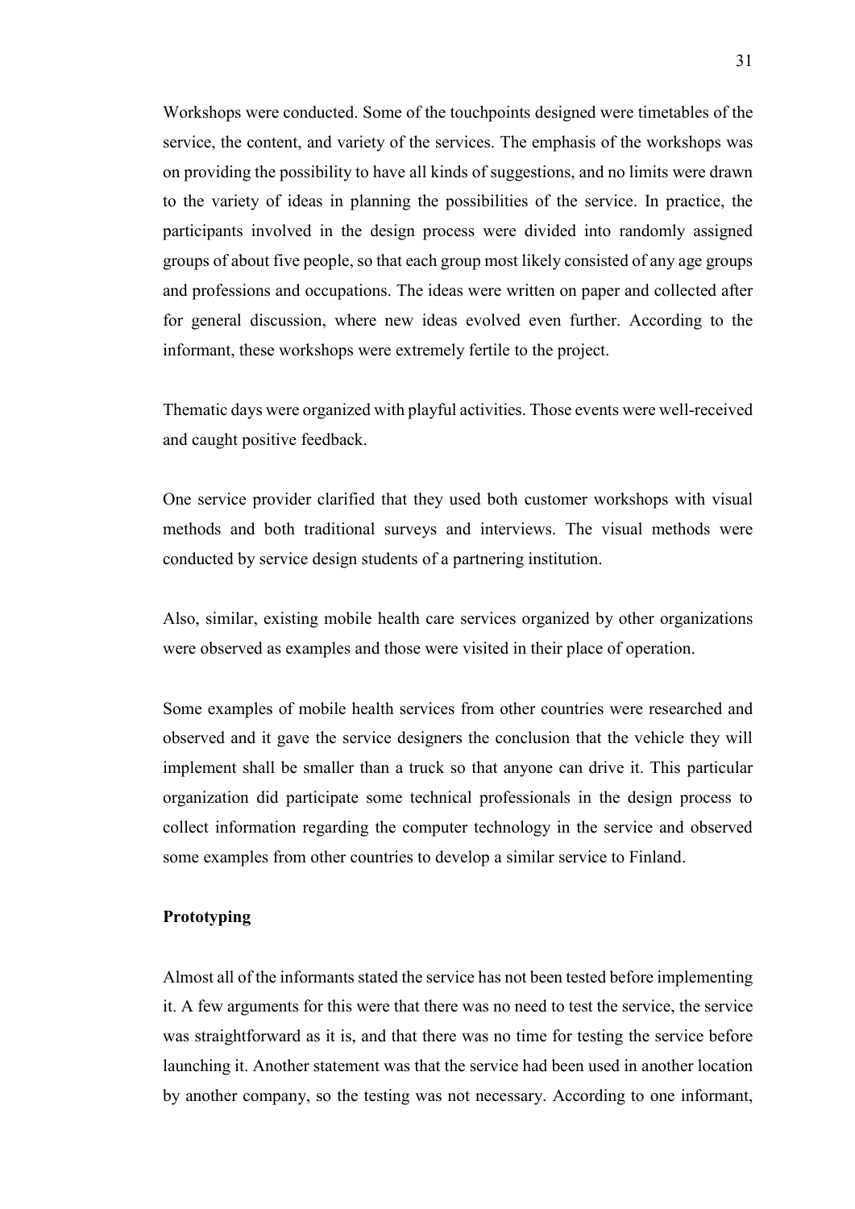Workshops were conducted. Some of the touchpoints designed were timetables of the service, the content, and variety of the services. The emphasis of the workshops was on providing the possibility to have all kinds of suggestions, and no limits were drawn to the variety of ideas in planning the possibilities of the service. In practice, the participants involved in the design process were divided into randomly assigned groups of about five people, so that each group most likely consisted of any age groups and professions and occupations. The ideas were written on paper and collected after for general discussion, where new ideas evolved even further. According to the informant, these workshops were extremely fertile to the project.

Thematic days were organized with playful activities. Those events were well-received and caught positive feedback.

One service provider clarified that they used both customer workshops with visual methods and both traditional surveys and interviews. The visual methods were conducted by service design students of a partnering institution.

Also, similar, existing mobile health care services organized by other organizations were observed as examples and those were visited in their place of operation.

Some examples of mobile health services from other countries were researched and observed and it gave the service designers the conclusion that the vehicle they will implement shall be smaller than a truck so that anyone can drive it. This particular organization did participate some technical professionals in the design process to collect information regarding the computer technology in the service and observed some examples from other countries to develop a similar service to Finland.

**Prototyping**

Almost all of the informants stated the service has not been tested before implementing it. A few arguments for this were that there was no need to test the service, the service was straightforward as it is, and that there was no time for testing the service before launching it. Another statement was that the service had been used in another location by another company, so the testing was not necessary. According to one informant,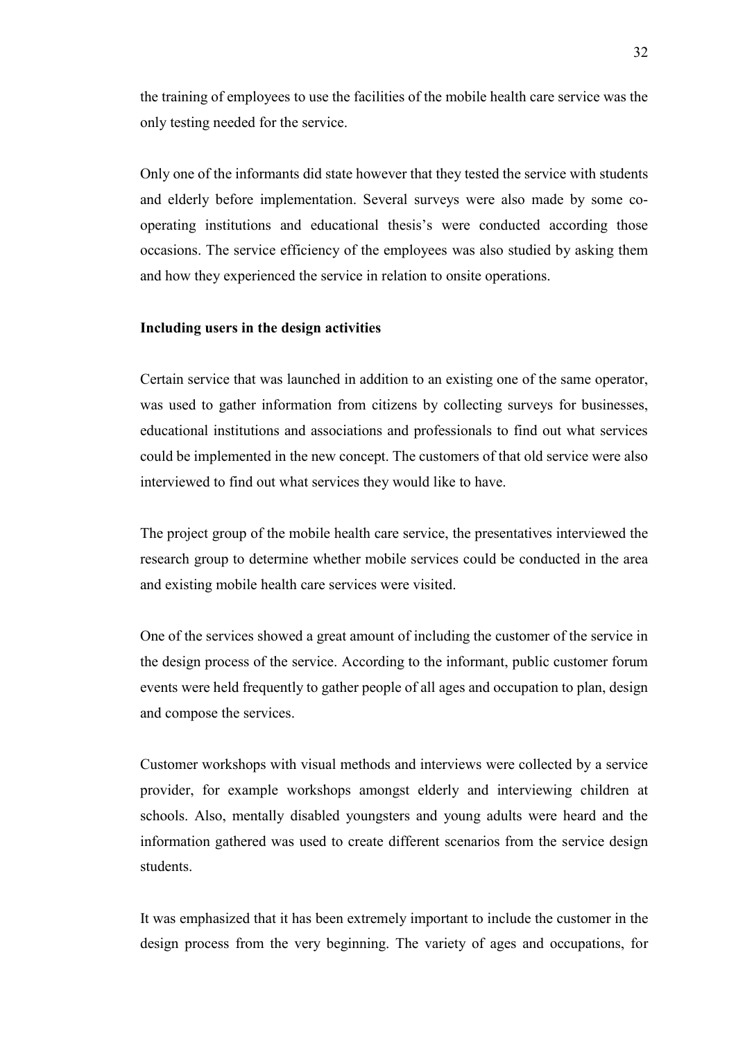the training of employees to use the facilities of the mobile health care service was the only testing needed for the service.

Only one of the informants did state however that they tested the service with students and elderly before implementation. Several surveys were also made by some co-operating institutions and educational thesis's were conducted according those occasions. The service efficiency of the employees was also studied by asking them and how they experienced the service in relation to onsite operations.

**Including users in the design activities**

Certain service that was launched in addition to an existing one of the same operator, was used to gather information from citizens by collecting surveys for businesses, educational institutions and associations and professionals to find out what services could be implemented in the new concept. The customers of that old service were also interviewed to find out what services they would like to have.

The project group of the mobile health care service, the presentatives interviewed the research group to determine whether mobile services could be conducted in the area and existing mobile health care services were visited.

One of the services showed a great amount of including the customer of the service in the design process of the service. According to the informant, public customer forum events were held frequently to gather people of all ages and occupation to plan, design and compose the services.

Customer workshops with visual methods and interviews were collected by a service provider, for example workshops amongst elderly and interviewing children at schools. Also, mentally disabled youngsters and young adults were heard and the information gathered was used to create different scenarios from the service design students.

It was emphasized that it has been extremely important to include the customer in the design process from the very beginning. The variety of ages and occupations, for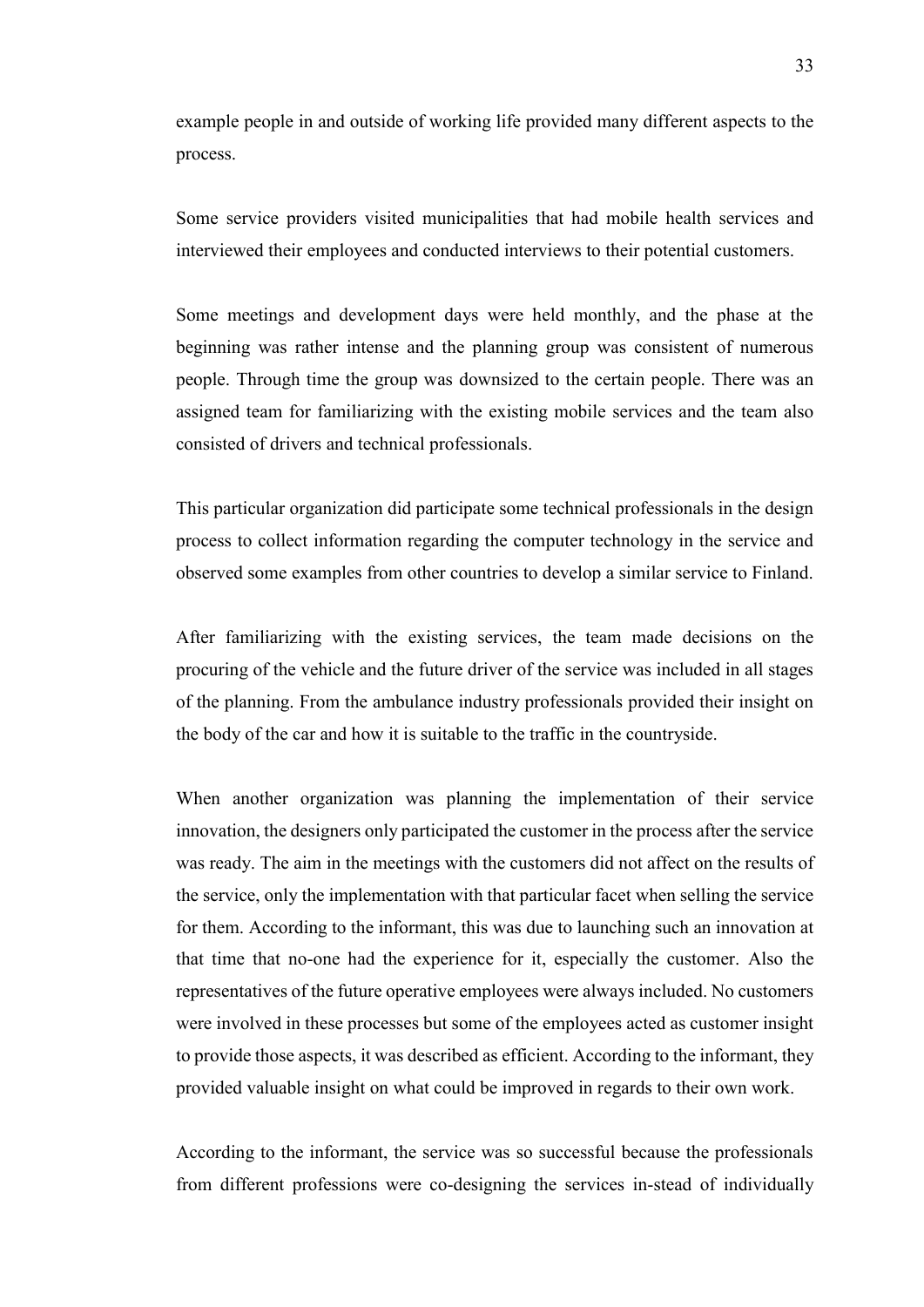example people in and outside of working life provided many different aspects to the process.

Some service providers visited municipalities that had mobile health services and interviewed their employees and conducted interviews to their potential customers.

Some meetings and development days were held monthly, and the phase at the beginning was rather intense and the planning group was consistent of numerous people. Through time the group was downsized to the certain people. There was an assigned team for familiarizing with the existing mobile services and the team also consisted of drivers and technical professionals.

This particular organization did participate some technical professionals in the design process to collect information regarding the computer technology in the service and observed some examples from other countries to develop a similar service to Finland.

After familiarizing with the existing services, the team made decisions on the procuring of the vehicle and the future driver of the service was included in all stages of the planning. From the ambulance industry professionals provided their insight on the body of the car and how it is suitable to the traffic in the countryside.

When another organization was planning the implementation of their service innovation, the designers only participated the customer in the process after the service was ready. The aim in the meetings with the customers did not affect on the results of the service, only the implementation with that particular facet when selling the service for them. According to the informant, this was due to launching such an innovation at that time that no-one had the experience for it, especially the customer. Also the representatives of the future operative employees were always included. No customers were involved in these processes but some of the employees acted as customer insight to provide those aspects, it was described as efficient. According to the informant, they provided valuable insight on what could be improved in regards to their own work.

According to the informant, the service was so successful because the professionals from different professions were co-designing the services in-stead of individually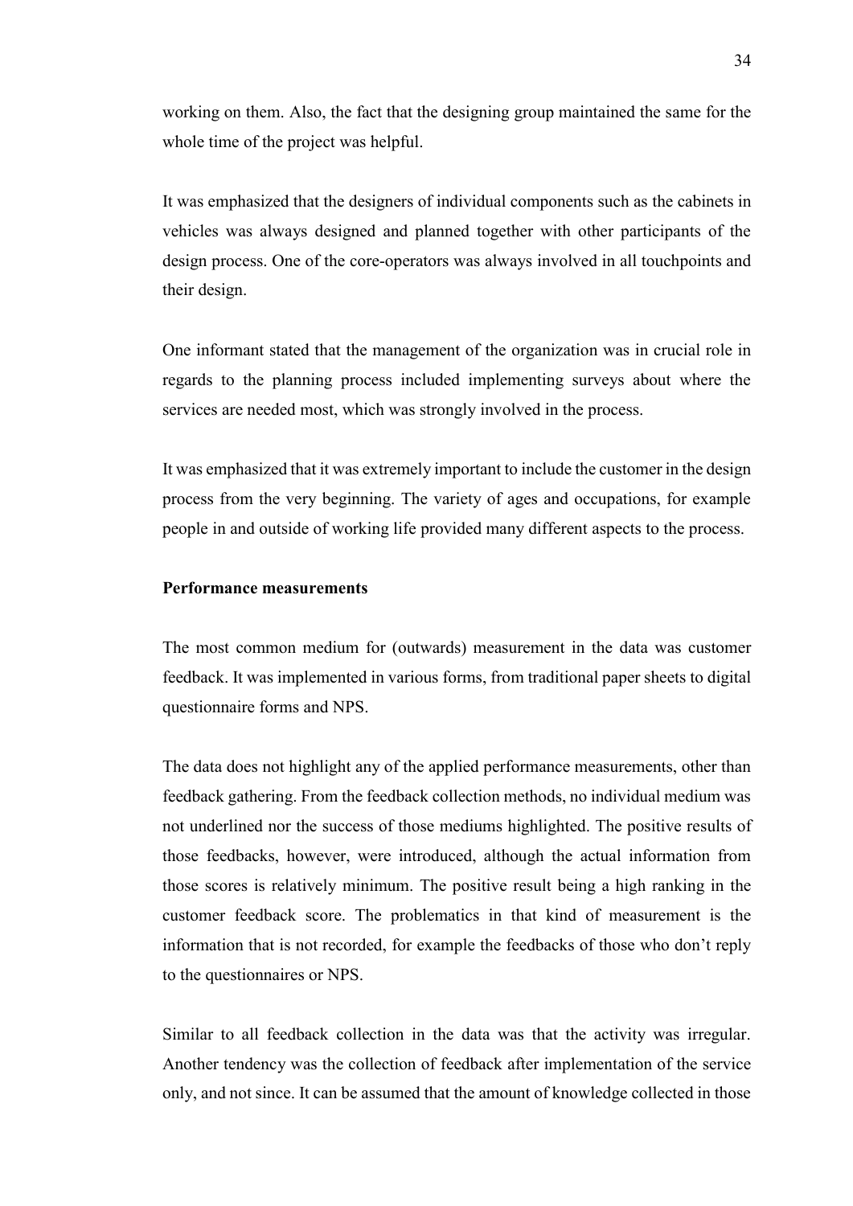working on them. Also, the fact that the designing group maintained the same for the whole time of the project was helpful.

It was emphasized that the designers of individual components such as the cabinets in vehicles was always designed and planned together with other participants of the design process. One of the core-operators was always involved in all touchpoints and their design.

One informant stated that the management of the organization was in crucial role in regards to the planning process included implementing surveys about where the services are needed most, which was strongly involved in the process.

It was emphasized that it was extremely important to include the customer in the design process from the very beginning. The variety of ages and occupations, for example people in and outside of working life provided many different aspects to the process.

**Performance measurements**

The most common medium for (outwards) measurement in the data was customer feedback. It was implemented in various forms, from traditional paper sheets to digital questionnaire forms and NPS.

The data does not highlight any of the applied performance measurements, other than feedback gathering. From the feedback collection methods, no individual medium was not underlined nor the success of those mediums highlighted. The positive results of those feedbacks, however, were introduced, although the actual information from those scores is relatively minimum. The positive result being a high ranking in the customer feedback score. The problematics in that kind of measurement is the information that is not recorded, for example the feedbacks of those who don't reply to the questionnaires or NPS.

Similar to all feedback collection in the data was that the activity was irregular. Another tendency was the collection of feedback after implementation of the service only, and not since. It can be assumed that the amount of knowledge collected in those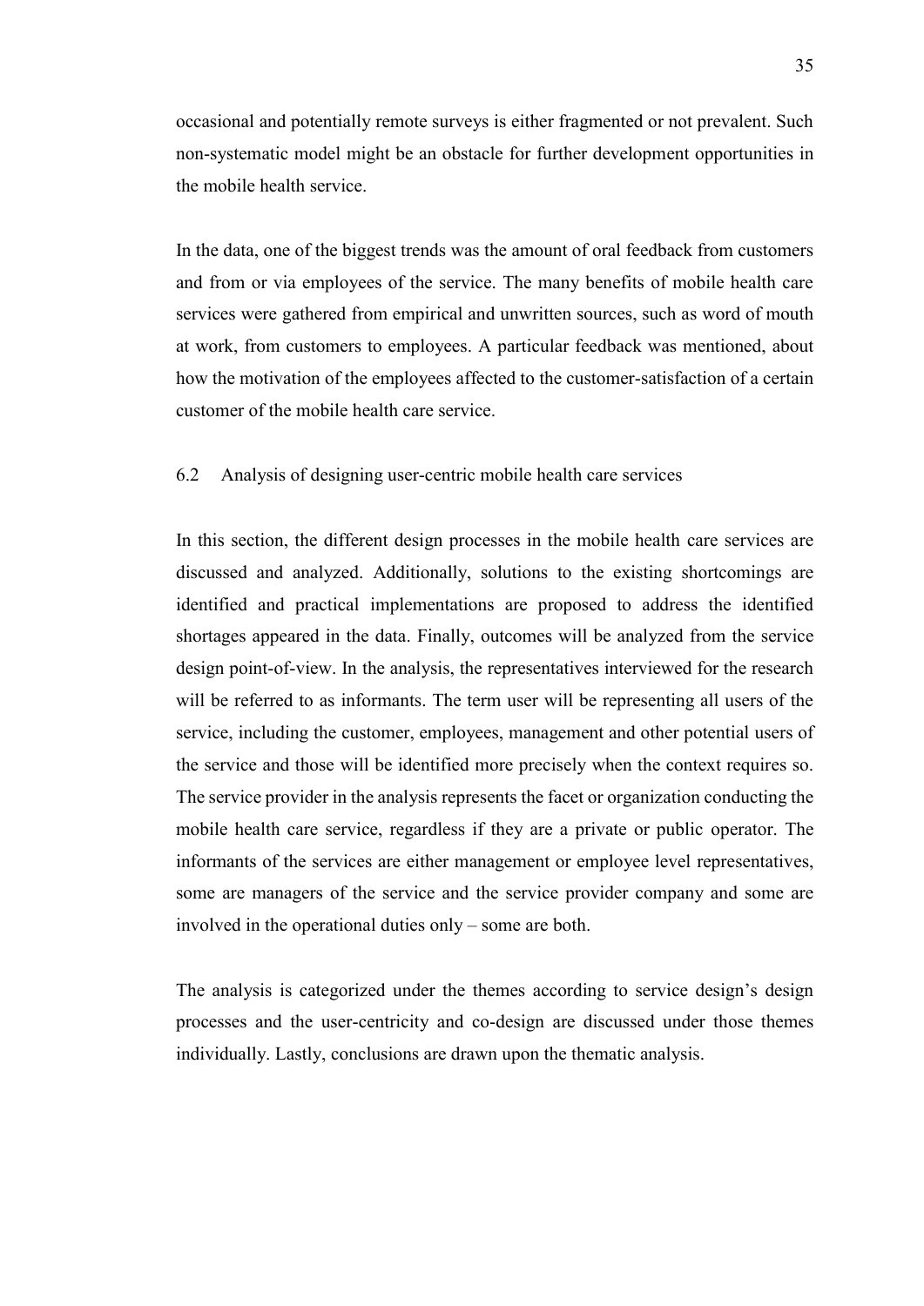occasional and potentially remote surveys is either fragmented or not prevalent. Such non-systematic model might be an obstacle for further development opportunities in the mobile health service.

In the data, one of the biggest trends was the amount of oral feedback from customers and from or via employees of the service. The many benefits of mobile health care services were gathered from empirical and unwritten sources, such as word of mouth at work, from customers to employees. A particular feedback was mentioned, about how the motivation of the employees affected to the customer-satisfaction of a certain customer of the mobile health care service.

## 6.2 Analysis of designing user-centric mobile health care services

In this section, the different design processes in the mobile health care services are discussed and analyzed. Additionally, solutions to the existing shortcomings are identified and practical implementations are proposed to address the identified shortages appeared in the data. Finally, outcomes will be analyzed from the service design point-of-view. In the analysis, the representatives interviewed for the research will be referred to as informants. The term user will be representing all users of the service, including the customer, employees, management and other potential users of the service and those will be identified more precisely when the context requires so. The service provider in the analysis represents the facet or organization conducting the mobile health care service, regardless if they are a private or public operator. The informants of the services are either management or employee level representatives, some are managers of the service and the service provider company and some are involved in the operational duties only – some are both.

The analysis is categorized under the themes according to service design's design processes and the user-centricity and co-design are discussed under those themes individually. Lastly, conclusions are drawn upon the thematic analysis.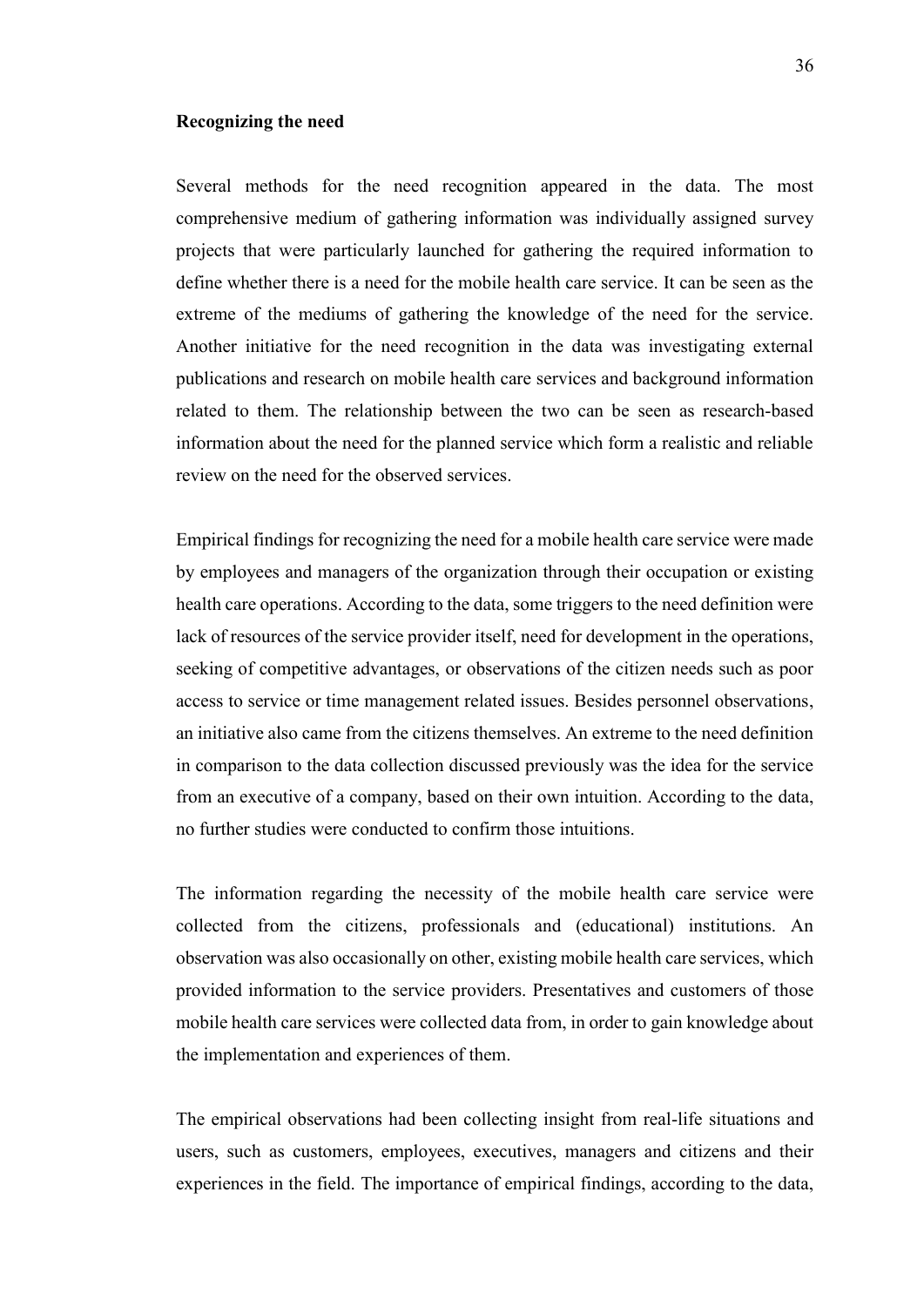**Recognizing the need**

Several methods for the need recognition appeared in the data. The most comprehensive medium of gathering information was individually assigned survey projects that were particularly launched for gathering the required information to define whether there is a need for the mobile health care service. It can be seen as the extreme of the mediums of gathering the knowledge of the need for the service. Another initiative for the need recognition in the data was investigating external publications and research on mobile health care services and background information related to them. The relationship between the two can be seen as research-based information about the need for the planned service which form a realistic and reliable review on the need for the observed services.

Empirical findings for recognizing the need for a mobile health care service were made by employees and managers of the organization through their occupation or existing health care operations. According to the data, some triggers to the need definition were lack of resources of the service provider itself, need for development in the operations, seeking of competitive advantages, or observations of the citizen needs such as poor access to service or time management related issues. Besides personnel observations, an initiative also came from the citizens themselves. An extreme to the need definition in comparison to the data collection discussed previously was the idea for the service from an executive of a company, based on their own intuition. According to the data, no further studies were conducted to confirm those intuitions.

The information regarding the necessity of the mobile health care service were collected from the citizens, professionals and (educational) institutions. An observation was also occasionally on other, existing mobile health care services, which provided information to the service providers. Presentatives and customers of those mobile health care services were collected data from, in order to gain knowledge about the implementation and experiences of them.

The empirical observations had been collecting insight from real-life situations and users, such as customers, employees, executives, managers and citizens and their experiences in the field. The importance of empirical findings, according to the data,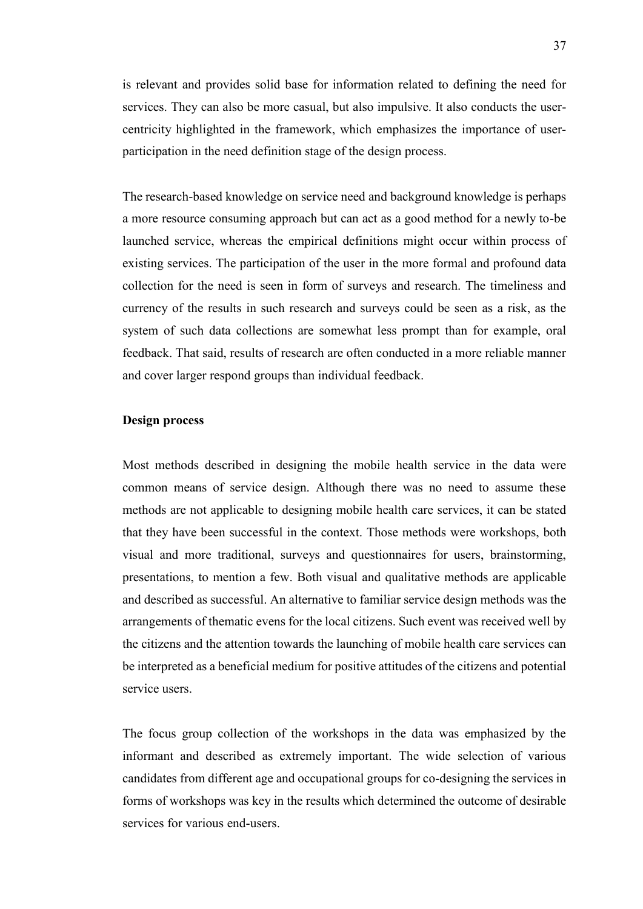is relevant and provides solid base for information related to defining the need for services. They can also be more casual, but also impulsive. It also conducts the user-centricity highlighted in the framework, which emphasizes the importance of user-participation in the need definition stage of the design process.

The research-based knowledge on service need and background knowledge is perhaps a more resource consuming approach but can act as a good method for a newly to-be launched service, whereas the empirical definitions might occur within process of existing services. The participation of the user in the more formal and profound data collection for the need is seen in form of surveys and research. The timeliness and currency of the results in such research and surveys could be seen as a risk, as the system of such data collections are somewhat less prompt than for example, oral feedback. That said, results of research are often conducted in a more reliable manner and cover larger respond groups than individual feedback.

**Design process**

Most methods described in designing the mobile health service in the data were common means of service design. Although there was no need to assume these methods are not applicable to designing mobile health care services, it can be stated that they have been successful in the context. Those methods were workshops, both visual and more traditional, surveys and questionnaires for users, brainstorming, presentations, to mention a few. Both visual and qualitative methods are applicable and described as successful. An alternative to familiar service design methods was the arrangements of thematic evens for the local citizens. Such event was received well by the citizens and the attention towards the launching of mobile health care services can be interpreted as a beneficial medium for positive attitudes of the citizens and potential service users.

The focus group collection of the workshops in the data was emphasized by the informant and described as extremely important. The wide selection of various candidates from different age and occupational groups for co-designing the services in forms of workshops was key in the results which determined the outcome of desirable services for various end-users.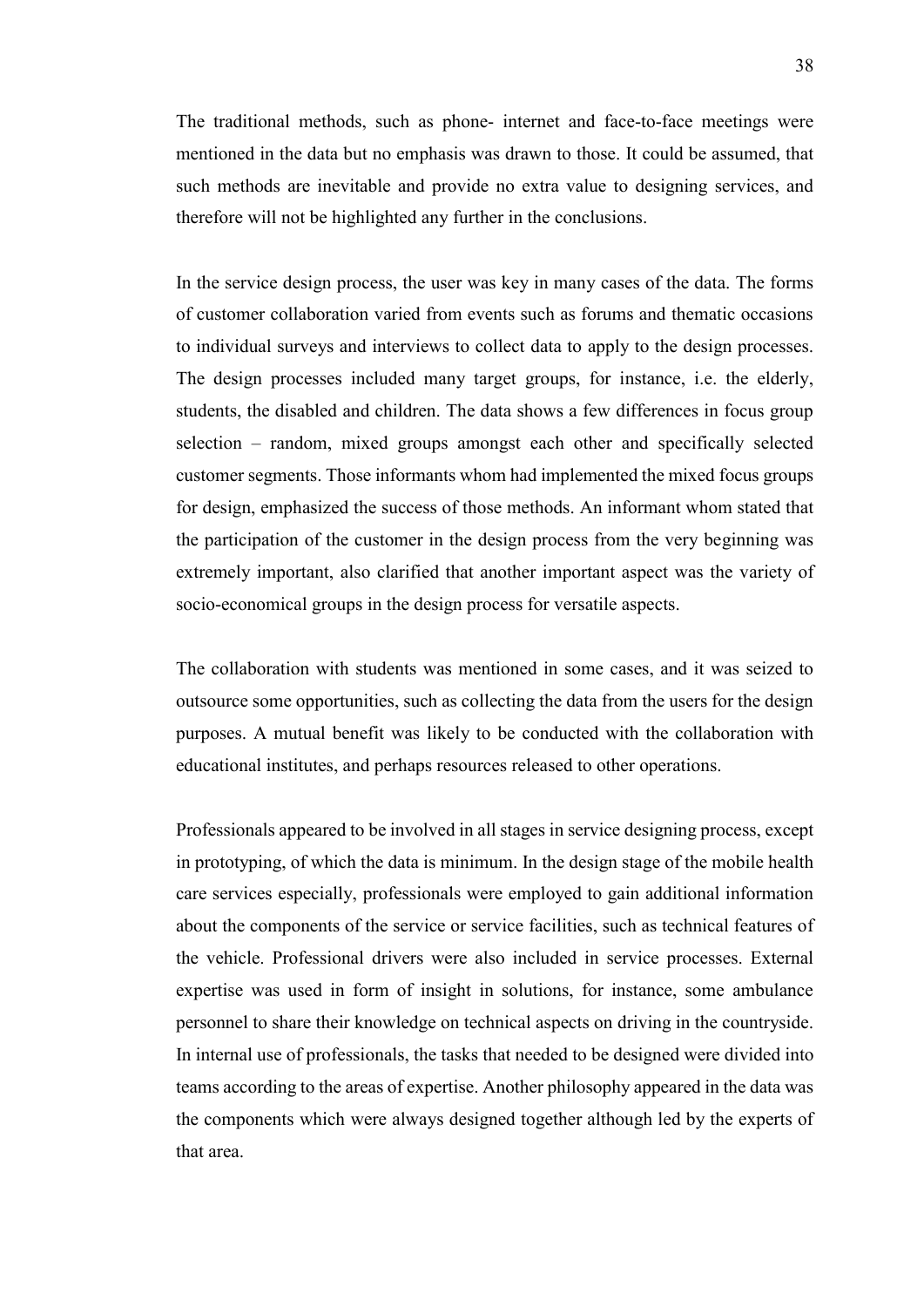The traditional methods, such as phone- internet and face-to-face meetings were mentioned in the data but no emphasis was drawn to those. It could be assumed, that such methods are inevitable and provide no extra value to designing services, and therefore will not be highlighted any further in the conclusions.

In the service design process, the user was key in many cases of the data. The forms of customer collaboration varied from events such as forums and thematic occasions to individual surveys and interviews to collect data to apply to the design processes. The design processes included many target groups, for instance, i.e. the elderly, students, the disabled and children. The data shows a few differences in focus group selection – random, mixed groups amongst each other and specifically selected customer segments. Those informants whom had implemented the mixed focus groups for design, emphasized the success of those methods. An informant whom stated that the participation of the customer in the design process from the very beginning was extremely important, also clarified that another important aspect was the variety of socio-economical groups in the design process for versatile aspects.

The collaboration with students was mentioned in some cases, and it was seized to outsource some opportunities, such as collecting the data from the users for the design purposes. A mutual benefit was likely to be conducted with the collaboration with educational institutes, and perhaps resources released to other operations.

Professionals appeared to be involved in all stages in service designing process, except in prototyping, of which the data is minimum. In the design stage of the mobile health care services especially, professionals were employed to gain additional information about the components of the service or service facilities, such as technical features of the vehicle. Professional drivers were also included in service processes. External expertise was used in form of insight in solutions, for instance, some ambulance personnel to share their knowledge on technical aspects on driving in the countryside. In internal use of professionals, the tasks that needed to be designed were divided into teams according to the areas of expertise. Another philosophy appeared in the data was the components which were always designed together although led by the experts of that area.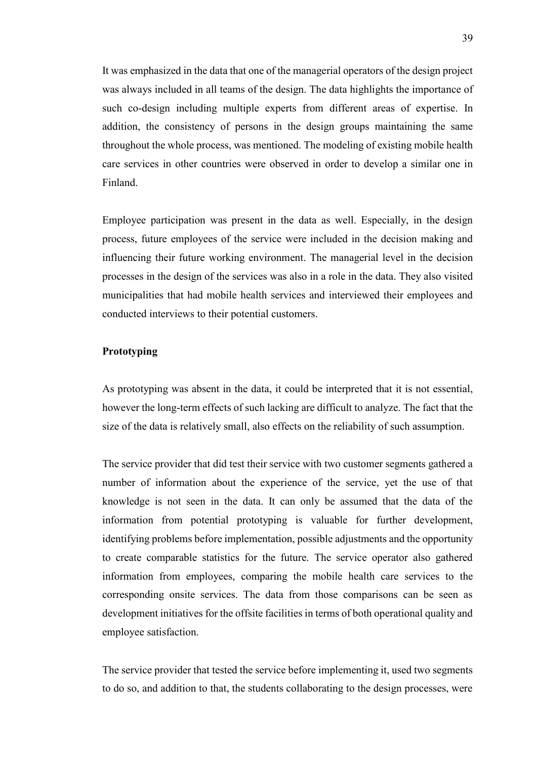It was emphasized in the data that one of the managerial operators of the design project was always included in all teams of the design. The data highlights the importance of such co-design including multiple experts from different areas of expertise. In addition, the consistency of persons in the design groups maintaining the same throughout the whole process, was mentioned. The modeling of existing mobile health care services in other countries were observed in order to develop a similar one in Finland.

Employee participation was present in the data as well. Especially, in the design process, future employees of the service were included in the decision making and influencing their future working environment. The managerial level in the decision processes in the design of the services was also in a role in the data. They also visited municipalities that had mobile health services and interviewed their employees and conducted interviews to their potential customers.

**Prototyping**

As prototyping was absent in the data, it could be interpreted that it is not essential, however the long-term effects of such lacking are difficult to analyze. The fact that the size of the data is relatively small, also effects on the reliability of such assumption.

The service provider that did test their service with two customer segments gathered a number of information about the experience of the service, yet the use of that knowledge is not seen in the data. It can only be assumed that the data of the information from potential prototyping is valuable for further development, identifying problems before implementation, possible adjustments and the opportunity to create comparable statistics for the future. The service operator also gathered information from employees, comparing the mobile health care services to the corresponding onsite services. The data from those comparisons can be seen as development initiatives for the offsite facilities in terms of both operational quality and employee satisfaction.

The service provider that tested the service before implementing it, used two segments to do so, and addition to that, the students collaborating to the design processes, were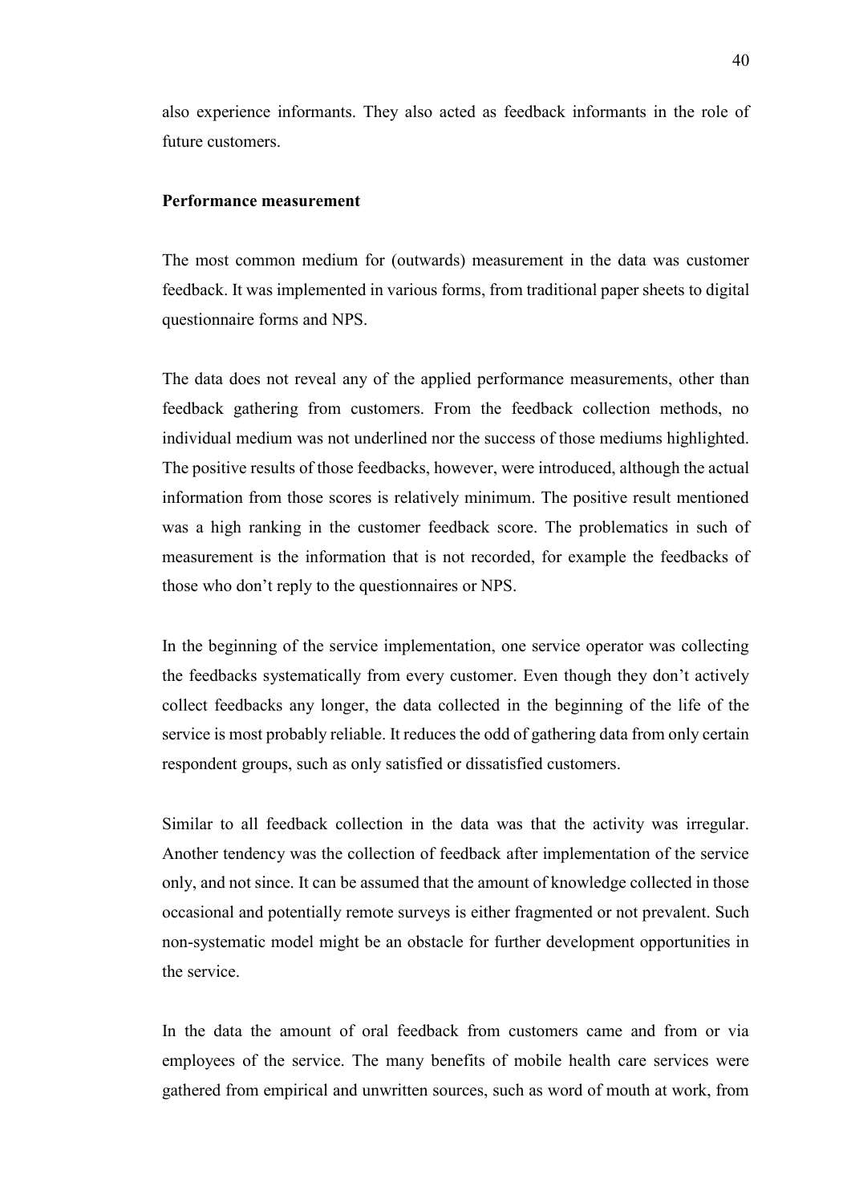also experience informants. They also acted as feedback informants in the role of future customers.

**Performance measurement**

The most common medium for (outwards) measurement in the data was customer feedback. It was implemented in various forms, from traditional paper sheets to digital questionnaire forms and NPS.

The data does not reveal any of the applied performance measurements, other than feedback gathering from customers. From the feedback collection methods, no individual medium was not underlined nor the success of those mediums highlighted. The positive results of those feedbacks, however, were introduced, although the actual information from those scores is relatively minimum. The positive result mentioned was a high ranking in the customer feedback score. The problematics in such of measurement is the information that is not recorded, for example the feedbacks of those who don't reply to the questionnaires or NPS.

In the beginning of the service implementation, one service operator was collecting the feedbacks systematically from every customer. Even though they don't actively collect feedbacks any longer, the data collected in the beginning of the life of the service is most probably reliable. It reduces the odd of gathering data from only certain respondent groups, such as only satisfied or dissatisfied customers.

Similar to all feedback collection in the data was that the activity was irregular. Another tendency was the collection of feedback after implementation of the service only, and not since. It can be assumed that the amount of knowledge collected in those occasional and potentially remote surveys is either fragmented or not prevalent. Such non-systematic model might be an obstacle for further development opportunities in the service.

In the data the amount of oral feedback from customers came and from or via employees of the service. The many benefits of mobile health care services were gathered from empirical and unwritten sources, such as word of mouth at work, from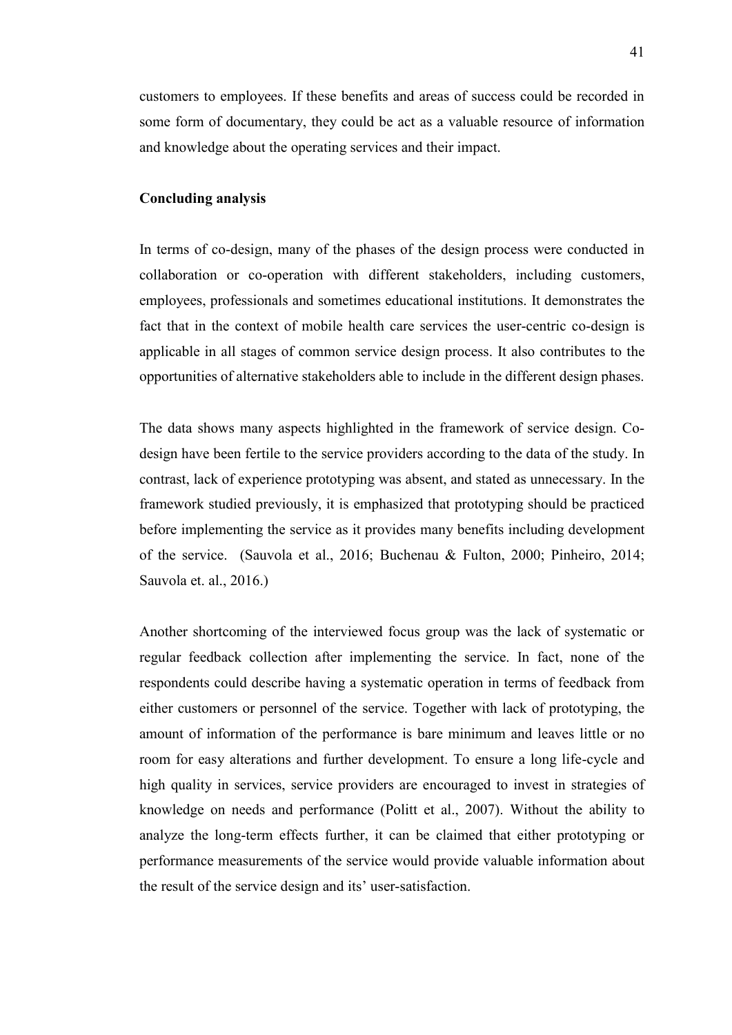customers to employees. If these benefits and areas of success could be recorded in some form of documentary, they could be act as a valuable resource of information and knowledge about the operating services and their impact.

**Concluding analysis**

In terms of co-design, many of the phases of the design process were conducted in collaboration or co-operation with different stakeholders, including customers, employees, professionals and sometimes educational institutions. It demonstrates the fact that in the context of mobile health care services the user-centric co-design is applicable in all stages of common service design process. It also contributes to the opportunities of alternative stakeholders able to include in the different design phases.

The data shows many aspects highlighted in the framework of service design. Co-design have been fertile to the service providers according to the data of the study. In contrast, lack of experience prototyping was absent, and stated as unnecessary. In the framework studied previously, it is emphasized that prototyping should be practiced before implementing the service as it provides many benefits including development of the service. (Sauvola et al., 2016; Buchenau & Fulton, 2000; Pinheiro, 2014; Sauvola et. al., 2016.)

Another shortcoming of the interviewed focus group was the lack of systematic or regular feedback collection after implementing the service. In fact, none of the respondents could describe having a systematic operation in terms of feedback from either customers or personnel of the service. Together with lack of prototyping, the amount of information of the performance is bare minimum and leaves little or no room for easy alterations and further development. To ensure a long life-cycle and high quality in services, service providers are encouraged to invest in strategies of knowledge on needs and performance (Politt et al., 2007). Without the ability to analyze the long-term effects further, it can be claimed that either prototyping or performance measurements of the service would provide valuable information about the result of the service design and its' user-satisfaction.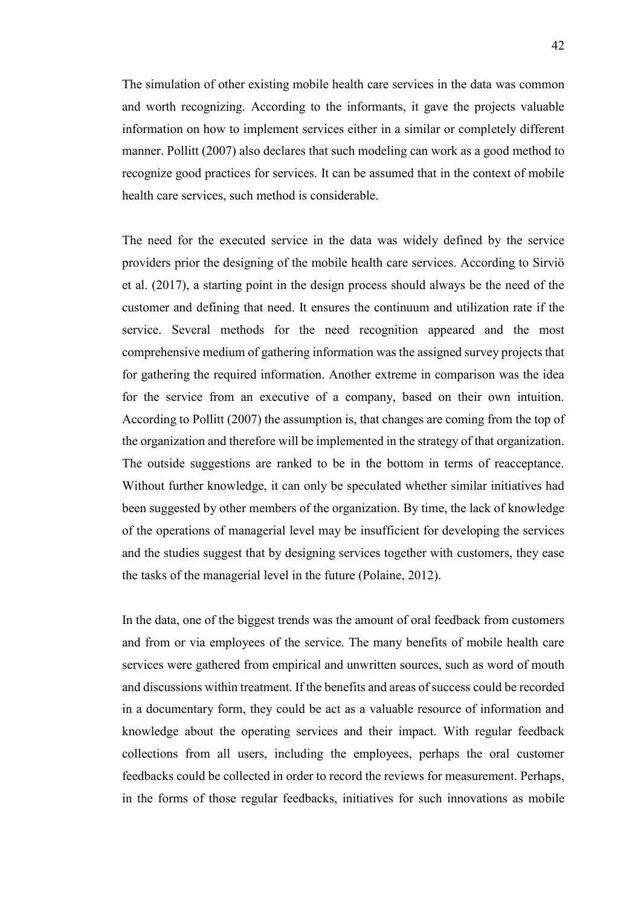The simulation of other existing mobile health care services in the data was common and worth recognizing. According to the informants, it gave the projects valuable information on how to implement services either in a similar or completely different manner. Pollitt (2007) also declares that such modeling can work as a good method to recognize good practices for services. It can be assumed that in the context of mobile health care services, such method is considerable.

The need for the executed service in the data was widely defined by the service providers prior the designing of the mobile health care services. According to Sirviö et al. (2017), a starting point in the design process should always be the need of the customer and defining that need. It ensures the continuum and utilization rate if the service. Several methods for the need recognition appeared and the most comprehensive medium of gathering information was the assigned survey projects that for gathering the required information. Another extreme in comparison was the idea for the service from an executive of a company, based on their own intuition. According to Pollitt (2007) the assumption is, that changes are coming from the top of the organization and therefore will be implemented in the strategy of that organization. The outside suggestions are ranked to be in the bottom in terms of reacceptance. Without further knowledge, it can only be speculated whether similar initiatives had been suggested by other members of the organization. By time, the lack of knowledge of the operations of managerial level may be insufficient for developing the services and the studies suggest that by designing services together with customers, they ease the tasks of the managerial level in the future (Polaine, 2012).

In the data, one of the biggest trends was the amount of oral feedback from customers and from or via employees of the service. The many benefits of mobile health care services were gathered from empirical and unwritten sources, such as word of mouth and discussions within treatment. If the benefits and areas of success could be recorded in a documentary form, they could be act as a valuable resource of information and knowledge about the operating services and their impact. With regular feedback collections from all users, including the employees, perhaps the oral customer feedbacks could be collected in order to record the reviews for measurement. Perhaps, in the forms of those regular feedbacks, initiatives for such innovations as mobile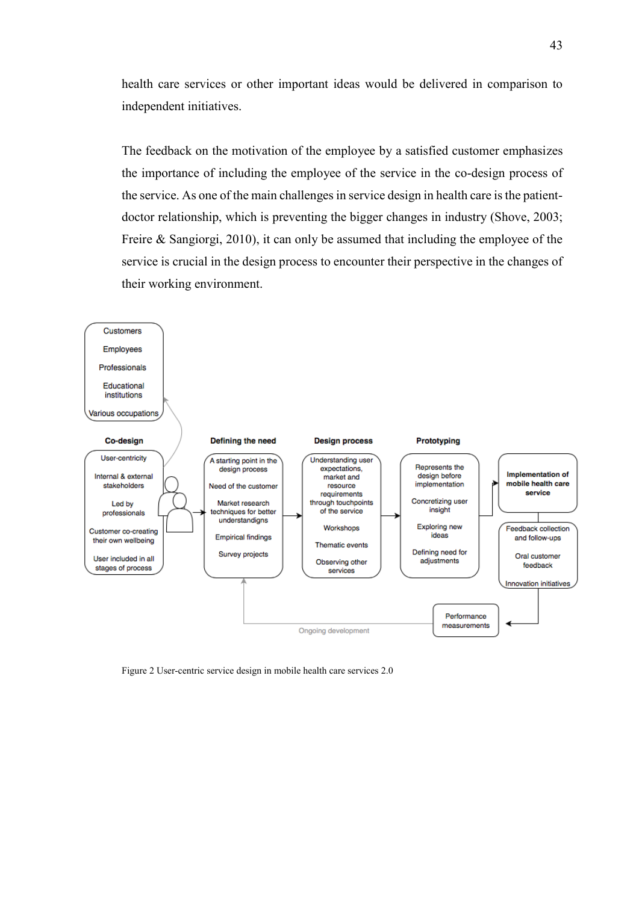health care services or other important ideas would be delivered in comparison to independent initiatives.

The feedback on the motivation of the employee by a satisfied customer emphasizes the importance of including the employee of the service in the co-design process of the service. As one of the main challenges in service design in health care is the patient-doctor relationship, which is preventing the bigger changes in industry (Shove, 2003; Freire & Sangiorgi, 2010), it can only be assumed that including the employee of the service is crucial in the design process to encounter their perspective in the changes of their working environment.

Figure 2 User-centric service design in mobile health care services 2.0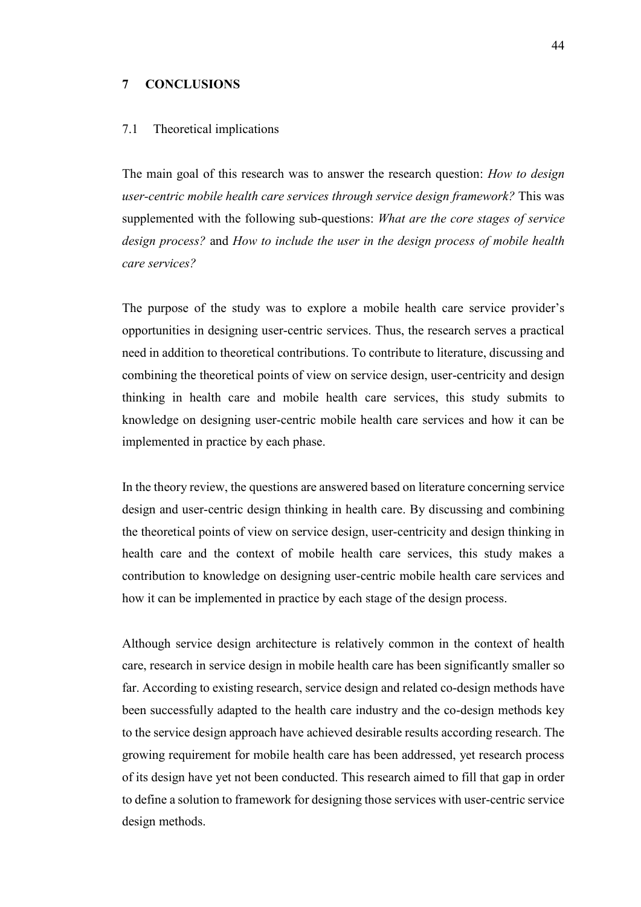# 7 CONCLUSIONS

## 7.1 Theoretical implications

The main goal of this research was to answer the research question: *How to design user-centric mobile health care services through service design framework?* This was supplemented with the following sub-questions: *What are the core stages of service design process?* and *How to include the user in the design process of mobile health care services?*

The purpose of the study was to explore a mobile health care service provider's opportunities in designing user-centric services. Thus, the research serves a practical need in addition to theoretical contributions. To contribute to literature, discussing and combining the theoretical points of view on service design, user-centricity and design thinking in health care and mobile health care services, this study submits to knowledge on designing user-centric mobile health care services and how it can be implemented in practice by each phase.

In the theory review, the questions are answered based on literature concerning service design and user-centric design thinking in health care. By discussing and combining the theoretical points of view on service design, user-centricity and design thinking in health care and the context of mobile health care services, this study makes a contribution to knowledge on designing user-centric mobile health care services and how it can be implemented in practice by each stage of the design process.

Although service design architecture is relatively common in the context of health care, research in service design in mobile health care has been significantly smaller so far. According to existing research, service design and related co-design methods have been successfully adapted to the health care industry and the co-design methods key to the service design approach have achieved desirable results according research. The growing requirement for mobile health care has been addressed, yet research process of its design have yet not been conducted. This research aimed to fill that gap in order to define a solution to framework for designing those services with user-centric service design methods.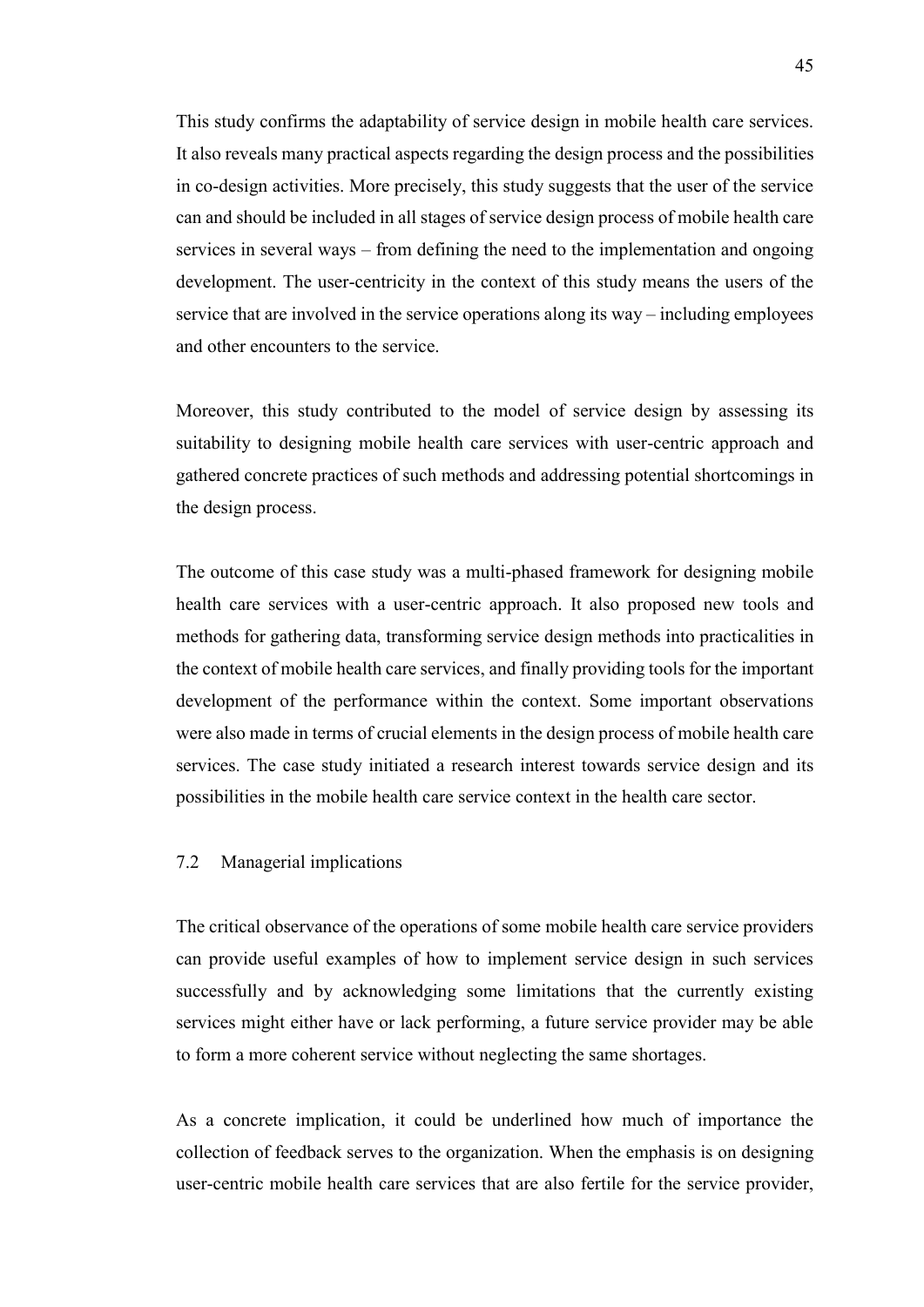This study confirms the adaptability of service design in mobile health care services. It also reveals many practical aspects regarding the design process and the possibilities in co-design activities. More precisely, this study suggests that the user of the service can and should be included in all stages of service design process of mobile health care services in several ways – from defining the need to the implementation and ongoing development. The user-centricity in the context of this study means the users of the service that are involved in the service operations along its way – including employees and other encounters to the service.

Moreover, this study contributed to the model of service design by assessing its suitability to designing mobile health care services with user-centric approach and gathered concrete practices of such methods and addressing potential shortcomings in the design process.

The outcome of this case study was a multi-phased framework for designing mobile health care services with a user-centric approach. It also proposed new tools and methods for gathering data, transforming service design methods into practicalities in the context of mobile health care services, and finally providing tools for the important development of the performance within the context. Some important observations were also made in terms of crucial elements in the design process of mobile health care services. The case study initiated a research interest towards service design and its possibilities in the mobile health care service context in the health care sector.

### 7.2 Managerial implications

The critical observance of the operations of some mobile health care service providers can provide useful examples of how to implement service design in such services successfully and by acknowledging some limitations that the currently existing services might either have or lack performing, a future service provider may be able to form a more coherent service without neglecting the same shortages.

As a concrete implication, it could be underlined how much of importance the collection of feedback serves to the organization. When the emphasis is on designing user-centric mobile health care services that are also fertile for the service provider,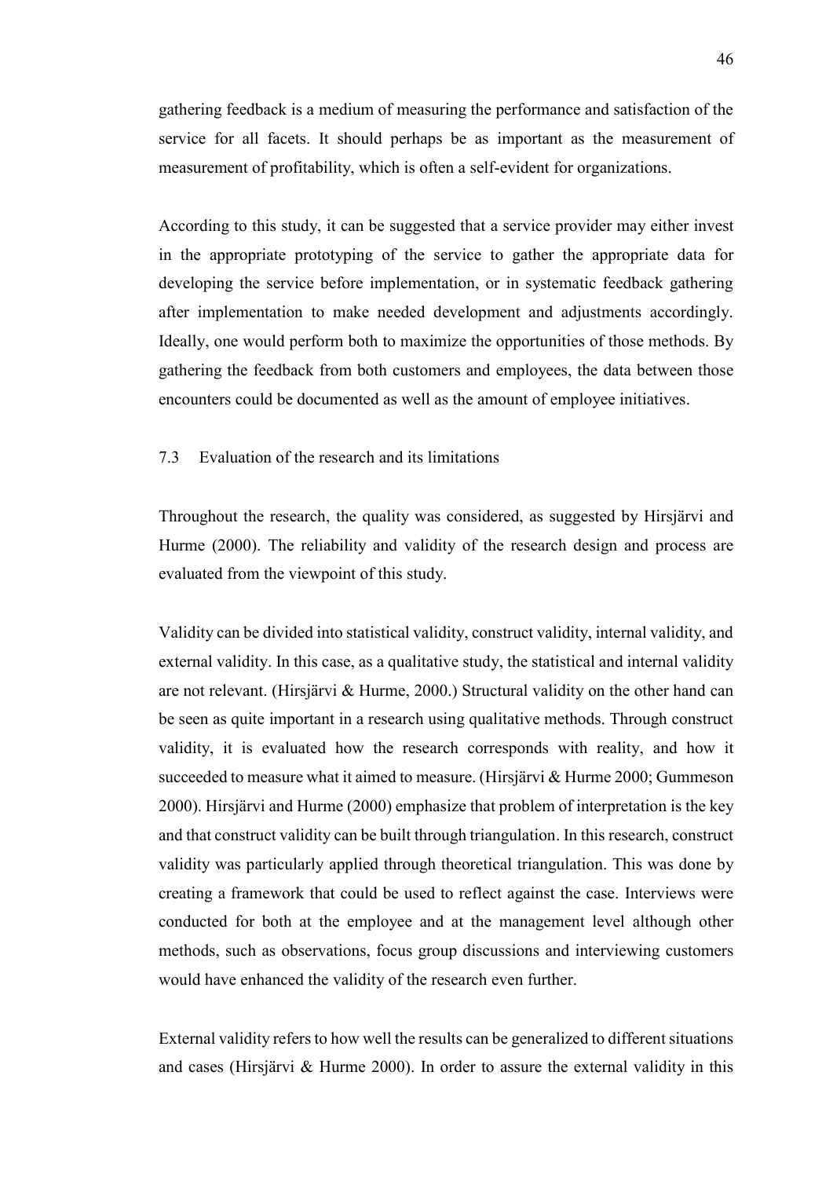gathering feedback is a medium of measuring the performance and satisfaction of the service for all facets. It should perhaps be as important as the measurement of measurement of profitability, which is often a self-evident for organizations.

According to this study, it can be suggested that a service provider may either invest in the appropriate prototyping of the service to gather the appropriate data for developing the service before implementation, or in systematic feedback gathering after implementation to make needed development and adjustments accordingly. Ideally, one would perform both to maximize the opportunities of those methods. By gathering the feedback from both customers and employees, the data between those encounters could be documented as well as the amount of employee initiatives.

## 7.3 Evaluation of the research and its limitations

Throughout the research, the quality was considered, as suggested by Hirsjärvi and Hurme (2000). The reliability and validity of the research design and process are evaluated from the viewpoint of this study.

Validity can be divided into statistical validity, construct validity, internal validity, and external validity. In this case, as a qualitative study, the statistical and internal validity are not relevant. (Hirsjärvi & Hurme, 2000.) Structural validity on the other hand can be seen as quite important in a research using qualitative methods. Through construct validity, it is evaluated how the research corresponds with reality, and how it succeeded to measure what it aimed to measure. (Hirsjärvi & Hurme 2000; Gummeson 2000). Hirsjärvi and Hurme (2000) emphasize that problem of interpretation is the key and that construct validity can be built through triangulation. In this research, construct validity was particularly applied through theoretical triangulation. This was done by creating a framework that could be used to reflect against the case. Interviews were conducted for both at the employee and at the management level although other methods, such as observations, focus group discussions and interviewing customers would have enhanced the validity of the research even further.

External validity refers to how well the results can be generalized to different situations and cases (Hirsjärvi & Hurme 2000). In order to assure the external validity in this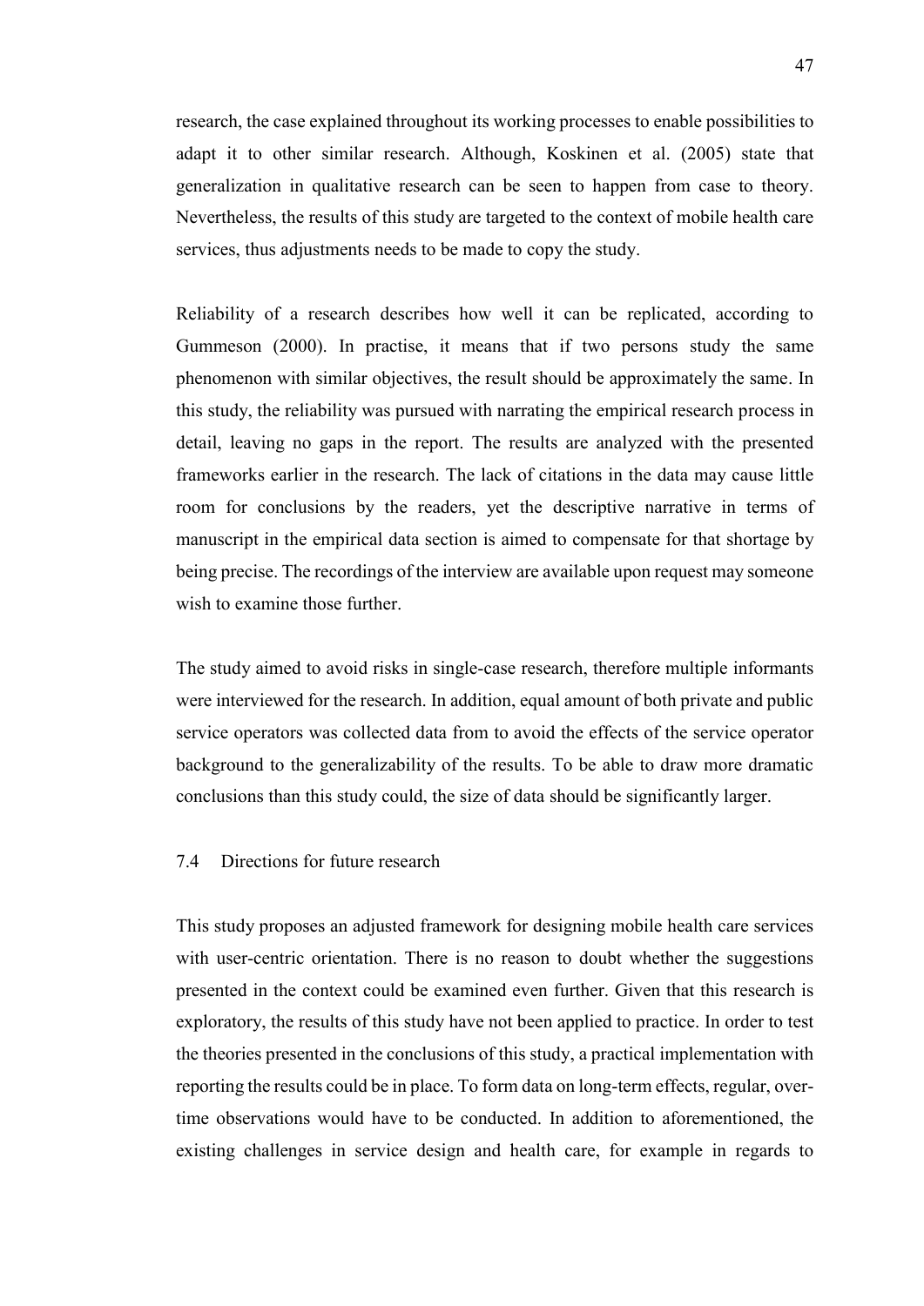research, the case explained throughout its working processes to enable possibilities to adapt it to other similar research. Although, Koskinen et al. (2005) state that generalization in qualitative research can be seen to happen from case to theory. Nevertheless, the results of this study are targeted to the context of mobile health care services, thus adjustments needs to be made to copy the study.

Reliability of a research describes how well it can be replicated, according to Gummeson (2000). In practise, it means that if two persons study the same phenomenon with similar objectives, the result should be approximately the same. In this study, the reliability was pursued with narrating the empirical research process in detail, leaving no gaps in the report. The results are analyzed with the presented frameworks earlier in the research. The lack of citations in the data may cause little room for conclusions by the readers, yet the descriptive narrative in terms of manuscript in the empirical data section is aimed to compensate for that shortage by being precise. The recordings of the interview are available upon request may someone wish to examine those further.

The study aimed to avoid risks in single-case research, therefore multiple informants were interviewed for the research. In addition, equal amount of both private and public service operators was collected data from to avoid the effects of the service operator background to the generalizability of the results. To be able to draw more dramatic conclusions than this study could, the size of data should be significantly larger.

## 7.4 Directions for future research

This study proposes an adjusted framework for designing mobile health care services with user-centric orientation. There is no reason to doubt whether the suggestions presented in the context could be examined even further. Given that this research is exploratory, the results of this study have not been applied to practice. In order to test the theories presented in the conclusions of this study, a practical implementation with reporting the results could be in place. To form data on long-term effects, regular, over-time observations would have to be conducted. In addition to aforementioned, the existing challenges in service design and health care, for example in regards to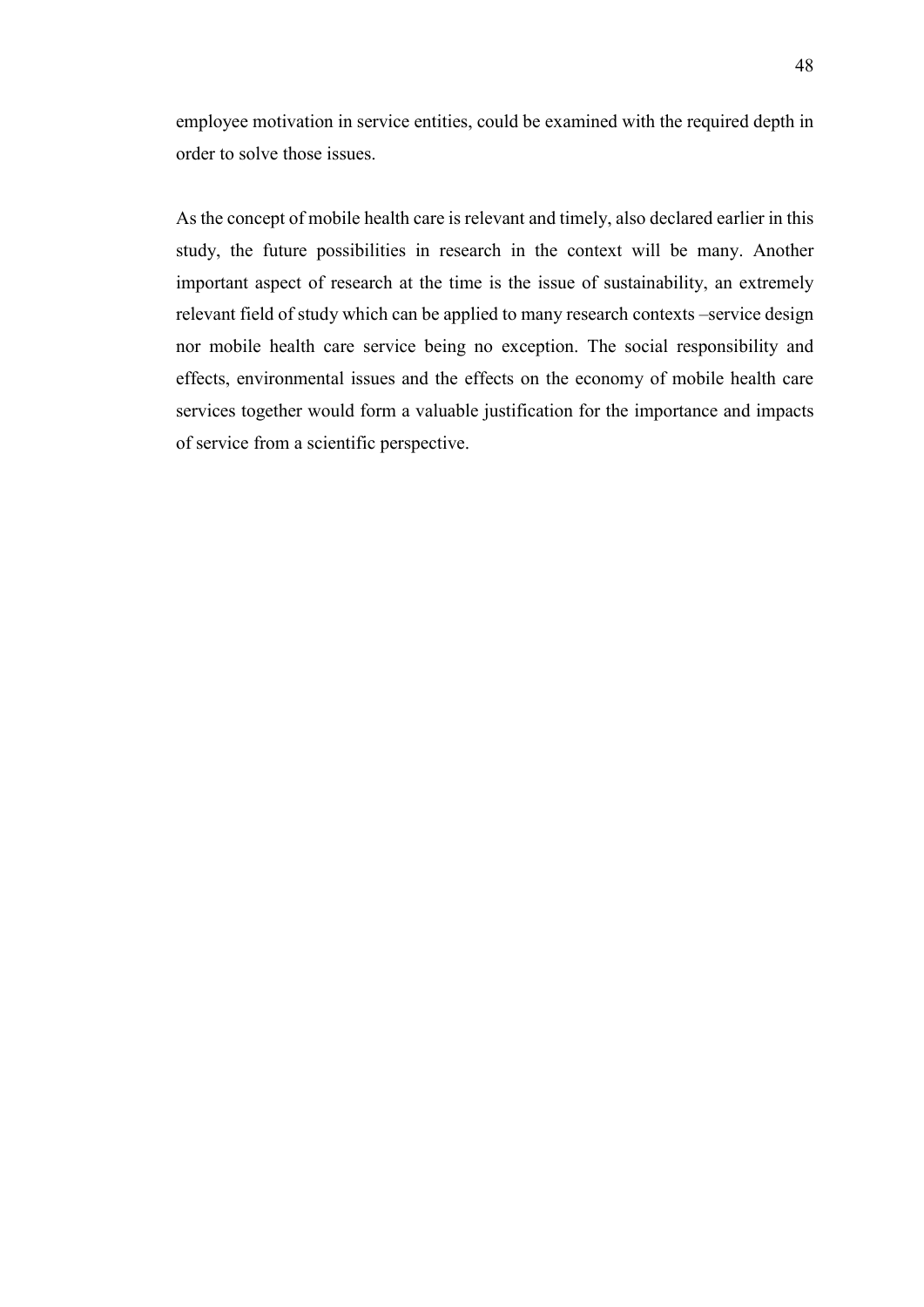employee motivation in service entities, could be examined with the required depth in order to solve those issues.

As the concept of mobile health care is relevant and timely, also declared earlier in this study, the future possibilities in research in the context will be many. Another important aspect of research at the time is the issue of sustainability, an extremely relevant field of study which can be applied to many research contexts –service design nor mobile health care service being no exception. The social responsibility and effects, environmental issues and the effects on the economy of mobile health care services together would form a valuable justification for the importance and impacts of service from a scientific perspective.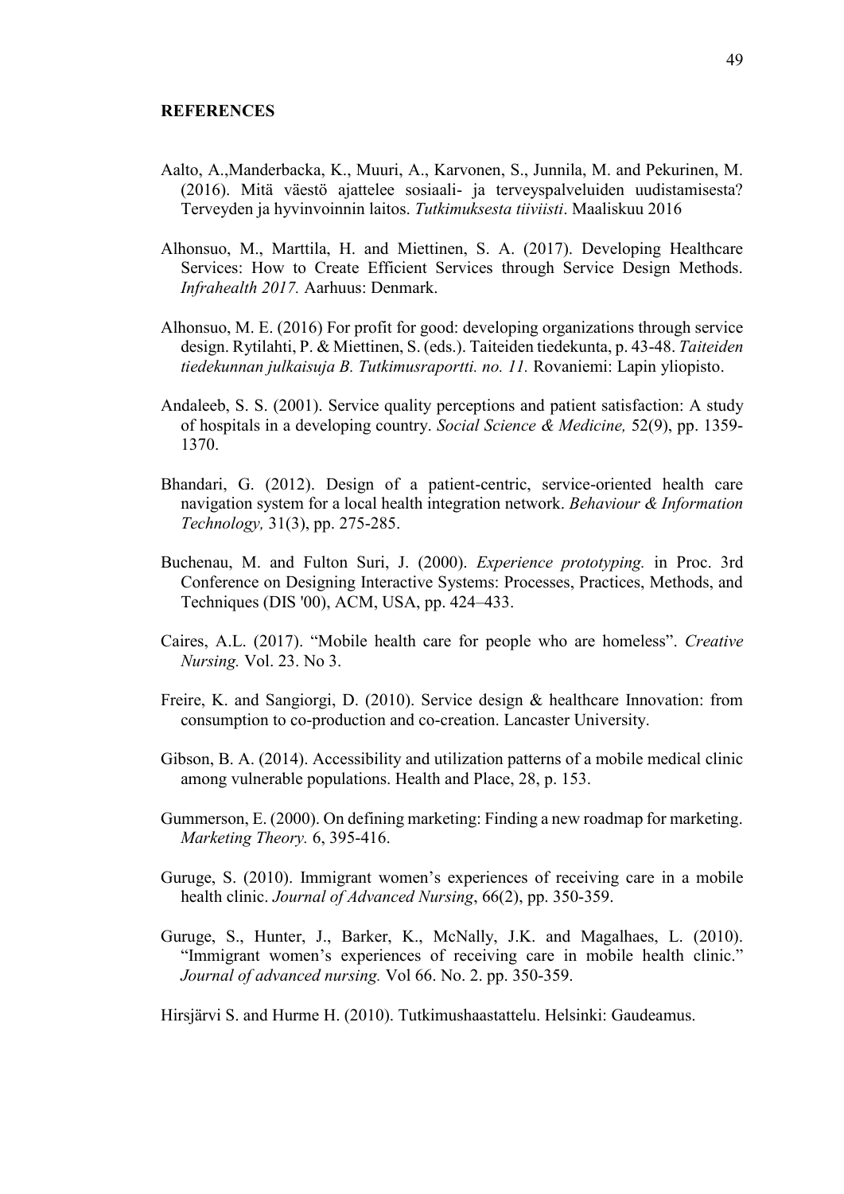**REFERENCES**

Aalto, A.,Manderbacka, K., Muuri, A., Karvonen, S., Junnila, M. and Pekurinen, M. (2016). Mitä väestö ajattelee sosiaali- ja terveyspalveluiden uudistamisesta? Terveyden ja hyvinvoinnin laitos. *Tutkimuksesta tiiviisti*. Maaliskuu 2016

Alhonsuo, M., Marttila, H. and Miettinen, S. A. (2017). Developing Healthcare Services: How to Create Efficient Services through Service Design Methods. *Infrahealth 2017.* Aarhuus: Denmark.

Alhonsuo, M. E. (2016) For profit for good: developing organizations through service design. Rytilahti, P. & Miettinen, S. (eds.). Taiteiden tiedekunta, p. 43-48. *Taiteiden tiedekunnan julkaisuja B. Tutkimusraportti. no. 11.* Rovaniemi: Lapin yliopisto.

Andaleeb, S. S. (2001). Service quality perceptions and patient satisfaction: A study of hospitals in a developing country. *Social Science & Medicine,* 52(9), pp. 1359-1370.

Bhandari, G. (2012). Design of a patient-centric, service-oriented health care navigation system for a local health integration network. *Behaviour & Information Technology,* 31(3), pp. 275-285.

Buchenau, M. and Fulton Suri, J. (2000). *Experience prototyping.* in Proc. 3rd Conference on Designing Interactive Systems: Processes, Practices, Methods, and Techniques (DIS '00), ACM, USA, pp. 424–433.

Caires, A.L. (2017). "Mobile health care for people who are homeless". *Creative Nursing.* Vol. 23. No 3.

Freire, K. and Sangiorgi, D. (2010). Service design & healthcare Innovation: from consumption to co-production and co-creation. Lancaster University.

Gibson, B. A. (2014). Accessibility and utilization patterns of a mobile medical clinic among vulnerable populations. Health and Place, 28, p. 153.

Gummerson, E. (2000). On defining marketing: Finding a new roadmap for marketing. *Marketing Theory.* 6, 395-416.

Guruge, S. (2010). Immigrant women's experiences of receiving care in a mobile health clinic. *Journal of Advanced Nursing*, 66(2), pp. 350-359.

Guruge, S., Hunter, J., Barker, K., McNally, J.K. and Magalhaes, L. (2010). "Immigrant women's experiences of receiving care in mobile health clinic." *Journal of advanced nursing.* Vol 66. No. 2. pp. 350-359.

Hirsjärvi S. and Hurme H. (2010). Tutkimushaastattelu. Helsinki: Gaudeamus.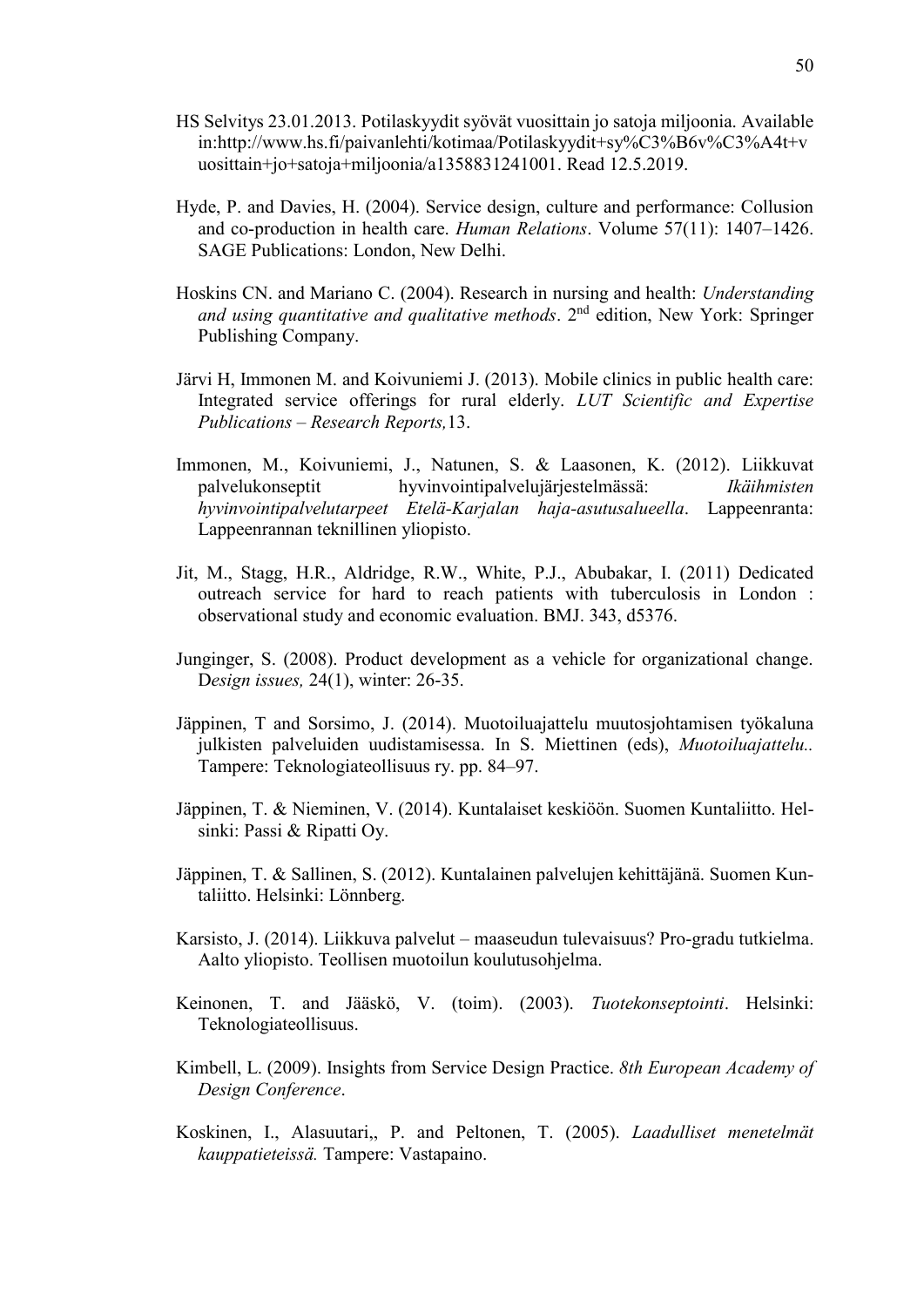HS Selvitys 23.01.2013. Potilaskyydit syövät vuosittain jo satoja miljoonia. Available in:http://www.hs.fi/paivanlehti/kotimaa/Potilaskyydit+sy%C3%B6v%C3%A4t+vuosittain+jo+satoja+miljoonia/a1358831241001. Read 12.5.2019.

Hyde, P. and Davies, H. (2004). Service design, culture and performance: Collusion and co-production in health care. *Human Relations*. Volume 57(11): 1407–1426. SAGE Publications: London, New Delhi.

Hoskins CN. and Mariano C. (2004). Research in nursing and health: *Understanding and using quantitative and qualitative methods*. 2nd edition, New York: Springer Publishing Company.

Järvi H, Immonen M. and Koivuniemi J. (2013). Mobile clinics in public health care: Integrated service offerings for rural elderly. *LUT Scientific and Expertise Publications – Research Reports,*13.

Immonen, M., Koivuniemi, J., Natunen, S. & Laasonen, K. (2012). Liikkuvat palvelukonseptit hyvinvointipalvelujärjestelmässä: *Ikäihmisten hyvinvointipalvelutarpeet Etelä-Karjalan haja-asutusalueella*. Lappeenranta: Lappeenrannan teknillinen yliopisto.

Jit, M., Stagg, H.R., Aldridge, R.W., White, P.J., Abubakar, I. (2011) Dedicated outreach service for hard to reach patients with tuberculosis in London : observational study and economic evaluation. BMJ. 343, d5376.

Junginger, S. (2008). Product development as a vehicle for organizational change. D*esign issues,* 24(1), winter: 26-35.

Jäppinen, T and Sorsimo, J. (2014). Muotoiluajattelu muutosjohtamisen työkaluna julkisten palveluiden uudistamisessa. In S. Miettinen (eds), *Muotoiluajattelu..* Tampere: Teknologiateollisuus ry. pp. 84–97.

Jäppinen, T. & Nieminen, V. (2014). Kuntalaiset keskiöön. Suomen Kuntaliitto. Helsinki: Passi & Ripatti Oy.

Jäppinen, T. & Sallinen, S. (2012). Kuntalainen palvelujen kehittäjänä. Suomen Kuntaliitto. Helsinki: Lönnberg.

Karsisto, J. (2014). Liikkuva palvelut – maaseudun tulevaisuus? Pro-gradu tutkielma. Aalto yliopisto. Teollisen muotoilun koulutusohjelma.

Keinonen, T. and Jääskö, V. (toim). (2003). *Tuotekonseptointi*. Helsinki: Teknologiateollisuus.

Kimbell, L. (2009). Insights from Service Design Practice. *8th European Academy of Design Conference*.

Koskinen, I., Alasuutari,, P. and Peltonen, T. (2005). *Laadulliset menetelmät kauppatieteissä.* Tampere: Vastapaino.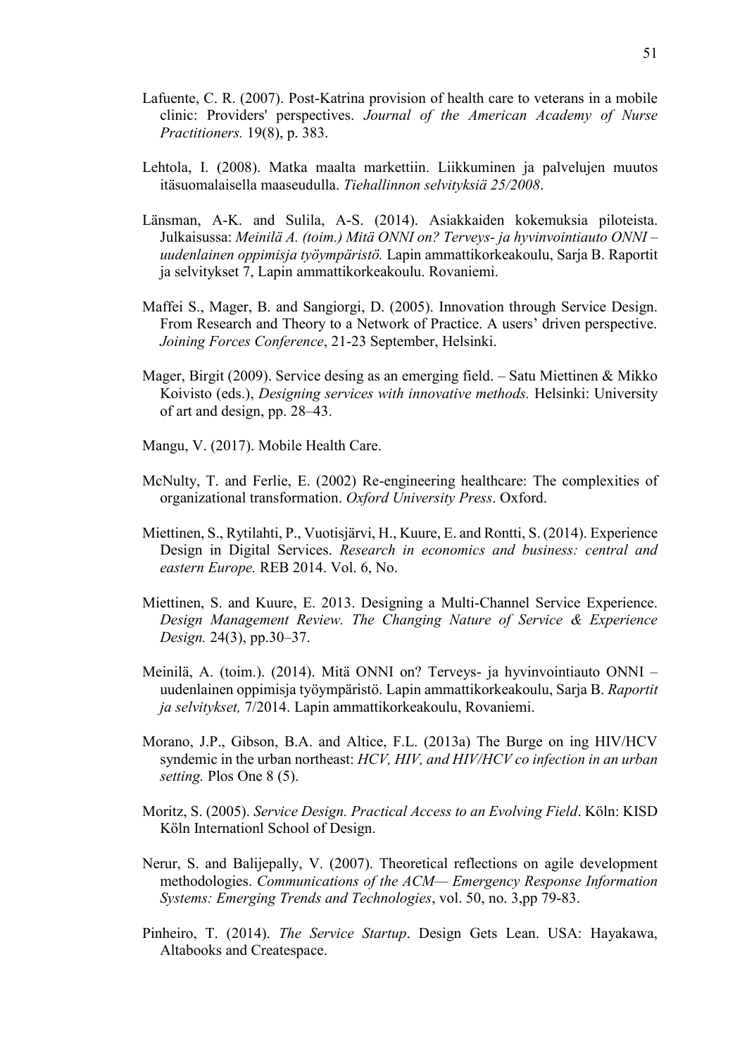Lafuente, C. R. (2007). Post-Katrina provision of health care to veterans in a mobile clinic: Providers' perspectives. *Journal of the American Academy of Nurse Practitioners.* 19(8), p. 383.

Lehtola, I. (2008). Matka maalta markettiin. Liikkuminen ja palvelujen muutos itäsuomalaisella maaseudulla. *Tiehallinnon selvityksiä 25/2008*.

Länsman, A-K. and Sulila, A-S. (2014). Asiakkaiden kokemuksia piloteista. Julkaisussa: *Meinilä A. (toim.) Mitä ONNI on? Terveys- ja hyvinvointiauto ONNI – uudenlainen oppimisja työympäristö.* Lapin ammattikorkeakoulu, Sarja B. Raportit ja selvitykset 7, Lapin ammattikorkeakoulu. Rovaniemi.

Maffei S., Mager, B. and Sangiorgi, D. (2005). Innovation through Service Design. From Research and Theory to a Network of Practice. A users' driven perspective. *Joining Forces Conference*, 21-23 September, Helsinki.

Mager, Birgit (2009). Service desing as an emerging field. – Satu Miettinen & Mikko Koivisto (eds.), *Designing services with innovative methods.* Helsinki: University of art and design, pp. 28–43.

Mangu, V. (2017). Mobile Health Care.

McNulty, T. and Ferlie, E. (2002) Re-engineering healthcare: The complexities of organizational transformation. *Oxford University Press*. Oxford.

Miettinen, S., Rytilahti, P., Vuotisjärvi, H., Kuure, E. and Rontti, S. (2014). Experience Design in Digital Services. *Research in economics and business: central and eastern Europe.* REB 2014. Vol. 6, No.

Miettinen, S. and Kuure, E. 2013. Designing a Multi-Channel Service Experience. *Design Management Review. The Changing Nature of Service & Experience Design.* 24(3), pp.30–37.

Meinilä, A. (toim.). (2014). Mitä ONNI on? Terveys- ja hyvinvointiauto ONNI – uudenlainen oppimisja työympäristö. Lapin ammattikorkeakoulu, Sarja B. *Raportit ja selvitykset,* 7/2014. Lapin ammattikorkeakoulu, Rovaniemi.

Morano, J.P., Gibson, B.A. and Altice, F.L. (2013a) The Burge on ing HIV/HCV syndemic in the urban northeast: *HCV, HIV, and HIV/HCV co infection in an urban setting.* Plos One 8 (5).

Moritz, S. (2005). *Service Design. Practical Access to an Evolving Field*. Köln: KISD Köln Internationl School of Design.

Nerur, S. and Balijepally, V. (2007). Theoretical reflections on agile development methodologies. *Communications of the ACM— Emergency Response Information Systems: Emerging Trends and Technologies*, vol. 50, no. 3,pp 79-83.

Pinheiro, T. (2014). *The Service Startup*. Design Gets Lean. USA: Hayakawa, Altabooks and Createspace.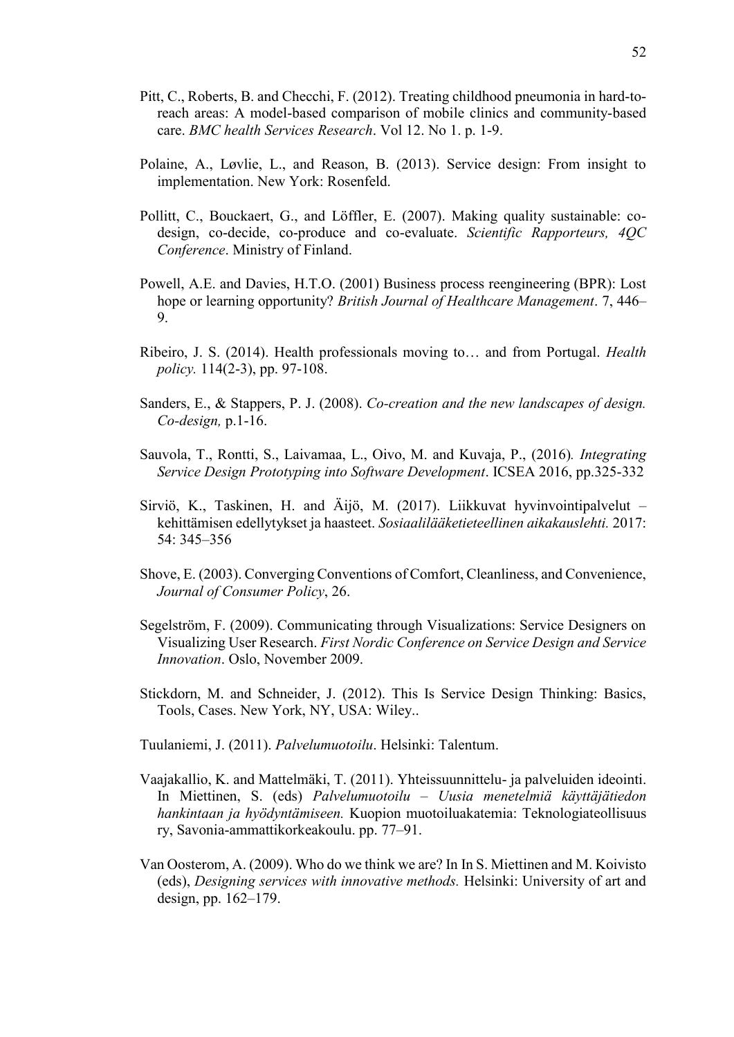Pitt, C., Roberts, B. and Checchi, F. (2012). Treating childhood pneumonia in hard-to-reach areas: A model-based comparison of mobile clinics and community-based care. *BMC health Services Research*. Vol 12. No 1. p. 1-9.

Polaine, A., Løvlie, L., and Reason, B. (2013). Service design: From insight to implementation. New York: Rosenfeld.

Pollitt, C., Bouckaert, G., and Löffler, E. (2007). Making quality sustainable: co-design, co-decide, co-produce and co-evaluate. *Scientific Rapporteurs, 4QC Conference*. Ministry of Finland.

Powell, A.E. and Davies, H.T.O. (2001) Business process reengineering (BPR): Lost hope or learning opportunity? *British Journal of Healthcare Management*. 7, 446–9.

Ribeiro, J. S. (2014). Health professionals moving to… and from Portugal. *Health policy.* 114(2-3), pp. 97-108.

Sanders, E., & Stappers, P. J. (2008). *Co-creation and the new landscapes of design. Co-design,* p.1-16.

Sauvola, T., Rontti, S., Laivamaa, L., Oivo, M. and Kuvaja, P., (2016)*. Integrating Service Design Prototyping into Software Development*. ICSEA 2016, pp.325-332

Sirviö, K., Taskinen, H. and Äijö, M. (2017). Liikkuvat hyvinvointipalvelut – kehittämisen edellytykset ja haasteet. *Sosiaalilääketieteellinen aikakauslehti.* 2017: 54: 345–356

Shove, E. (2003). Converging Conventions of Comfort, Cleanliness, and Convenience, *Journal of Consumer Policy*, 26.

Segelström, F. (2009). Communicating through Visualizations: Service Designers on Visualizing User Research. *First Nordic Conference on Service Design and Service Innovation*. Oslo, November 2009.

Stickdorn, M. and Schneider, J. (2012). This Is Service Design Thinking: Basics, Tools, Cases. New York, NY, USA: Wiley..

Tuulaniemi, J. (2011). *Palvelumuotoilu*. Helsinki: Talentum.

Vaajakallio, K. and Mattelmäki, T. (2011). Yhteissuunnittelu- ja palveluiden ideointi. In Miettinen, S. (eds) *Palvelumuotoilu – Uusia menetelmiä käyttäjätiedon hankintaan ja hyödyntämiseen.* Kuopion muotoiluakatemia: Teknologiateollisuus ry, Savonia-ammattikorkeakoulu. pp. 77–91.

Van Oosterom, A. (2009). Who do we think we are? In In S. Miettinen and M. Koivisto (eds), *Designing services with innovative methods.* Helsinki: University of art and design, pp. 162–179.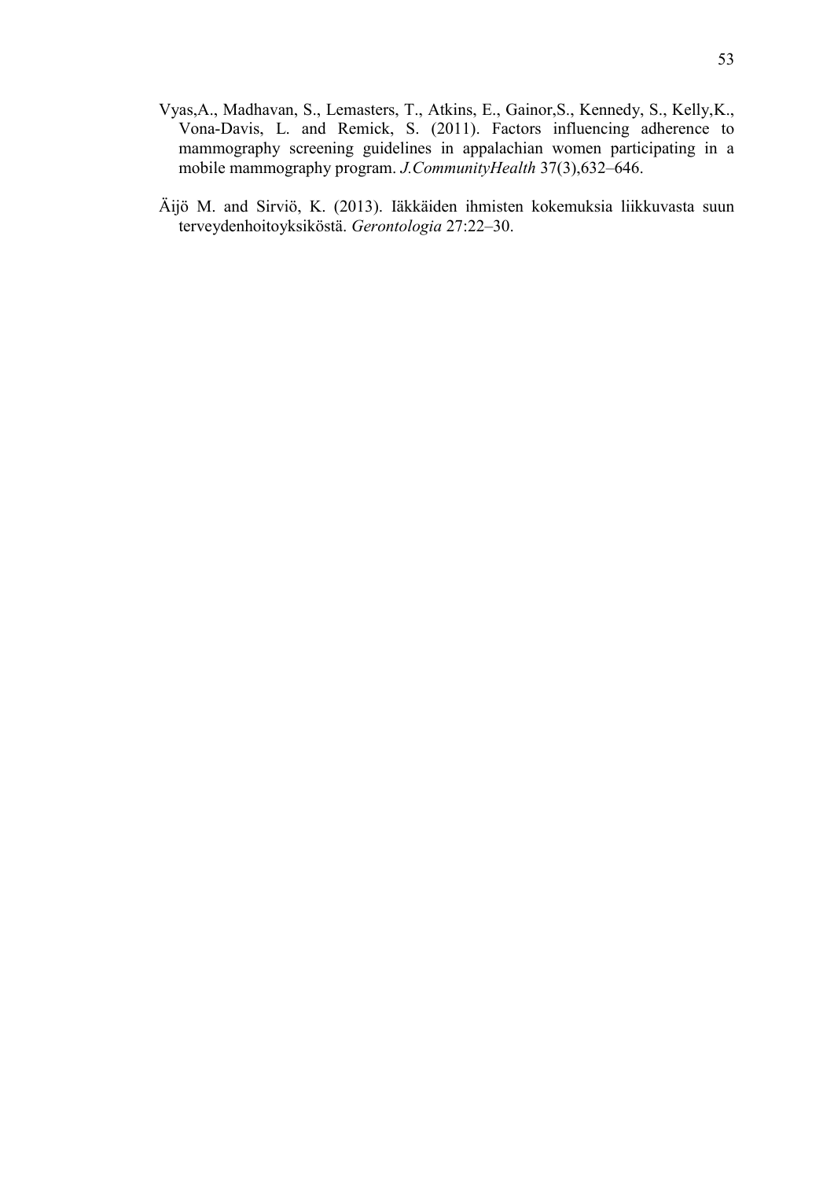Vyas,A., Madhavan, S., Lemasters, T., Atkins, E., Gainor,S., Kennedy, S., Kelly,K., Vona-Davis, L. and Remick, S. (2011). Factors influencing adherence to mammography screening guidelines in appalachian women participating in a mobile mammography program. *J.CommunityHealth* 37(3),632–646.

Äijö M. and Sirviö, K. (2013). Iäkkäiden ihmisten kokemuksia liikkuvasta suun terveydenhoitoyksiköstä. *Gerontologia* 27:22–30.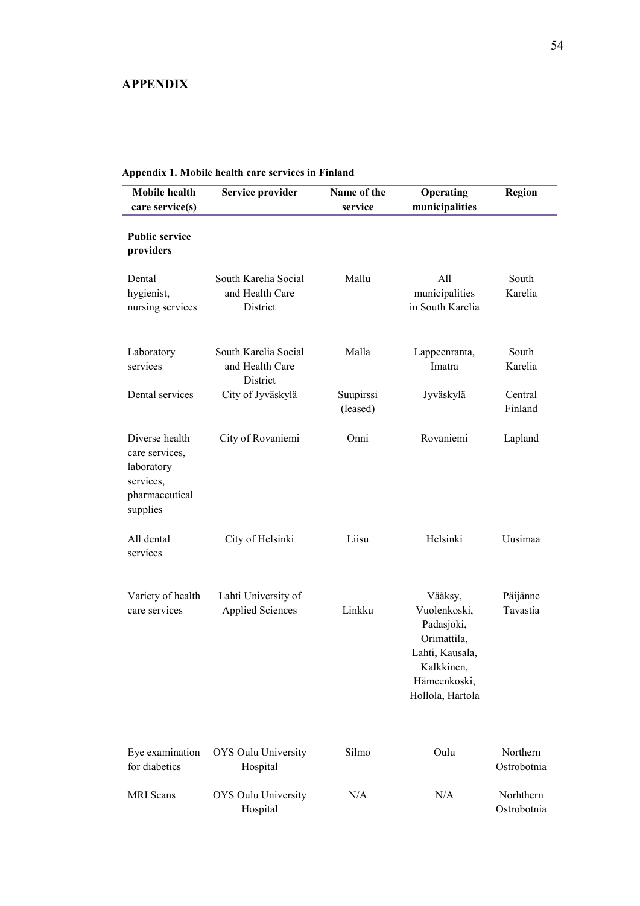# APPENDIX

**Appendix 1. Mobile health care services in Finland**

| Mobile health care service(s) | Service provider | Name of the service | Operating municipalities | Region |
|---|---|---|---|---|
| **Public service providers** | | | | |
| Dental hygienist, nursing services | South Karelia Social and Health Care District | Mallu | All municipalities in South Karelia | South Karelia |
| Laboratory services | South Karelia Social and Health Care District | Malla | Lappeenranta, Imatra | South Karelia |
| Dental services | City of Jyväskylä | Suupirssi (leased) | Jyväskylä | Central Finland |
| Diverse health care services, laboratory services, pharmaceutical supplies | City of Rovaniemi | Onni | Rovaniemi | Lapland |
| All dental services | City of Helsinki | Liisu | Helsinki | Uusimaa |
| Variety of health care services | Lahti University of Applied Sciences | Linkku | Vääksy, Vuolenkoski, Padasjoki, Orimattila, Lahti, Kausala, Kalkkinen, Hämeenkoski, Hollola, Hartola | Päijänne Tavastia |
| Eye examination for diabetics | OYS Oulu University Hospital | Silmo | Oulu | Northern Ostrobotnia |
| MRI Scans | OYS Oulu University Hospital | N/A | N/A | Norhthern Ostrobotnia |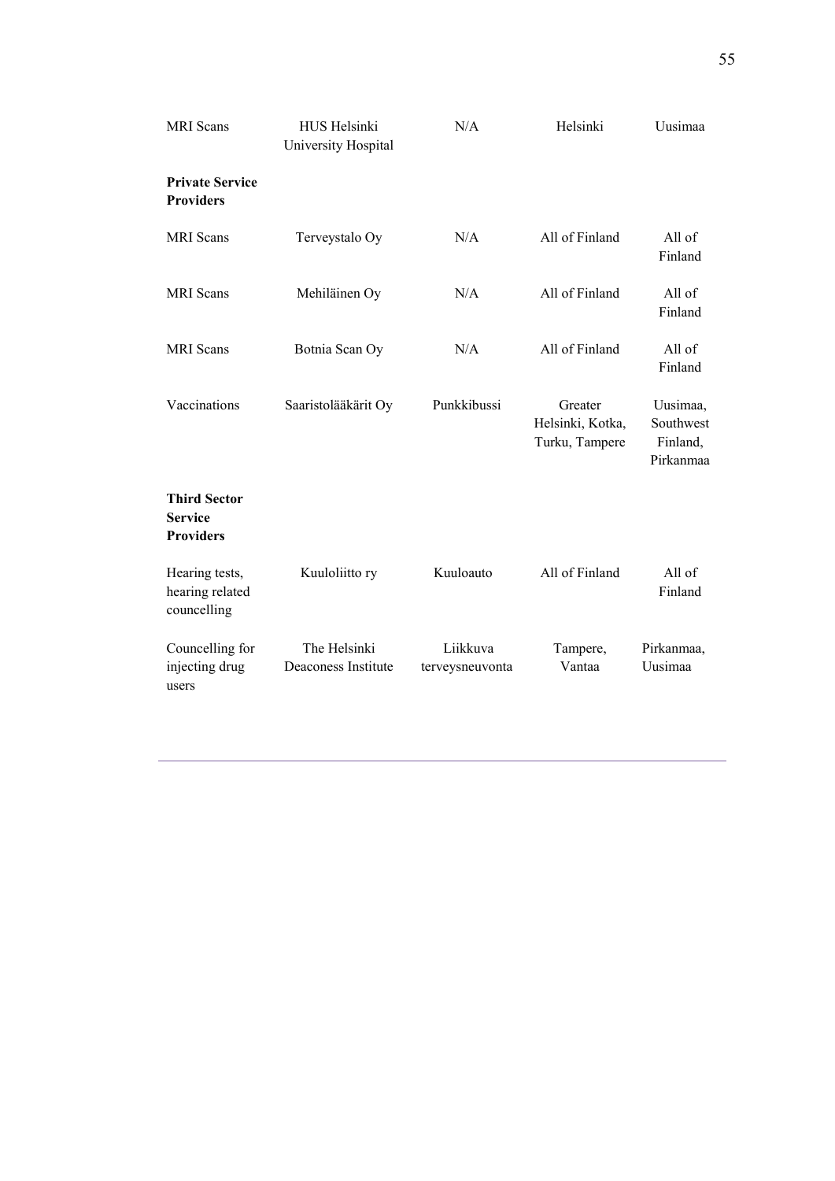| | | | | |
|---|---|---|---|---|
| MRI Scans | HUS Helsinki University Hospital | N/A | Helsinki | Uusimaa |
| **Private Service Providers** | | | | |
| MRI Scans | Terveystalo Oy | N/A | All of Finland | All of Finland |
| MRI Scans | Mehiläinen Oy | N/A | All of Finland | All of Finland |
| MRI Scans | Botnia Scan Oy | N/A | All of Finland | All of Finland |
| Vaccinations | Saaristolääkärit Oy | Punkkibussi | Greater Helsinki, Kotka, Turku, Tampere | Uusimaa, Southwest Finland, Pirkanmaa |
| **Third Sector Service Providers** | | | | |
| Hearing tests, hearing related councelling | Kuuloliitto ry | Kuuloauto | All of Finland | All of Finland |
| Councelling for injecting drug users | The Helsinki Deaconess Institute | Liikkuva terveysneuvonta | Tampere, Vantaa | Pirkanmaa, Uusimaa |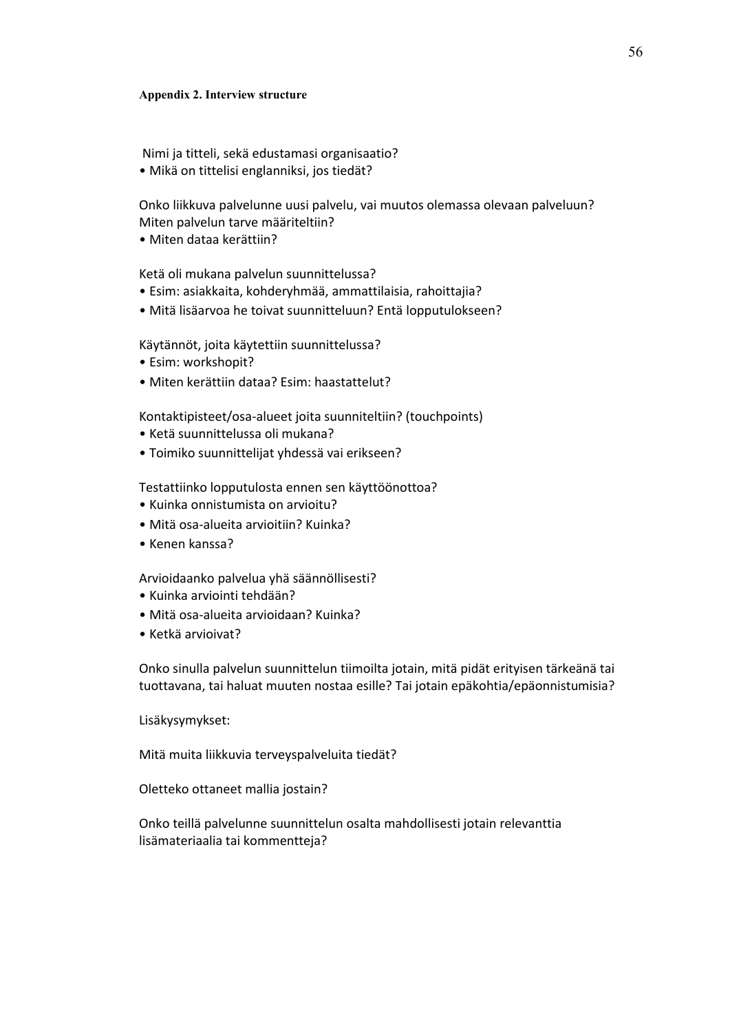#### Appendix 2. Interview structure

Nimi ja titteli, sekä edustamasi organisaatio?
- Mikä on tittelisi englanniksi, jos tiedät?

Onko liikkuva palvelunne uusi palvelu, vai muutos olemassa olevaan palveluun?
Miten palvelun tarve määriteltiin?
- Miten dataa kerättiin?

Ketä oli mukana palvelun suunnittelussa?
- Esim: asiakkaita, kohderyhmää, ammattilaisia, rahoittajia?
- Mitä lisäarvoa he toivat suunnitteluun? Entä lopputulokseen?

Käytännöt, joita käytettiin suunnittelussa?
- Esim: workshopit?
- Miten kerättiin dataa? Esim: haastattelut?

Kontaktipisteet/osa-alueet joita suunniteltiin? (touchpoints)
- Ketä suunnittelussa oli mukana?
- Toimiko suunnittelijat yhdessä vai erikseen?

Testattiinko lopputulosta ennen sen käyttöönottoa?
- Kuinka onnistumista on arvioitu?
- Mitä osa-alueita arvioitiin? Kuinka?
- Kenen kanssa?

Arvioidaanko palvelua yhä säännöllisesti?
- Kuinka arviointi tehdään?
- Mitä osa-alueita arvioidaan? Kuinka?
- Ketkä arvioivat?

Onko sinulla palvelun suunnittelun tiimoilta jotain, mitä pidät erityisen tärkeänä tai tuottavana, tai haluat muuten nostaa esille? Tai jotain epäkohtia/epäonnistumisia?

Lisäkysymykset:

Mitä muita liikkuvia terveyspalveluita tiedät?

Oletteko ottaneet mallia jostain?

Onko teillä palvelunne suunnittelun osalta mahdollisesti jotain relevanttia lisämateriaalia tai kommentteja?